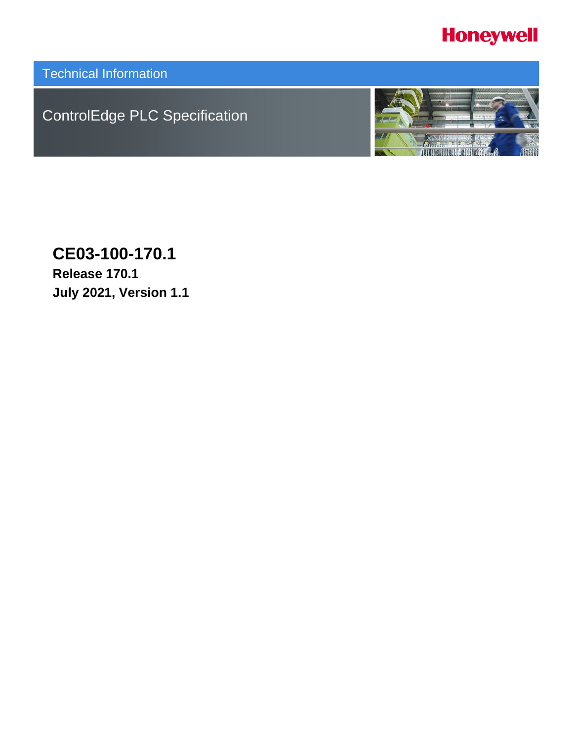Honeywell

Technical Information

# ControlEdge PLC Specification

**CE03-100-170.1**

**Release 170.1**

**July 2021, Version 1.1**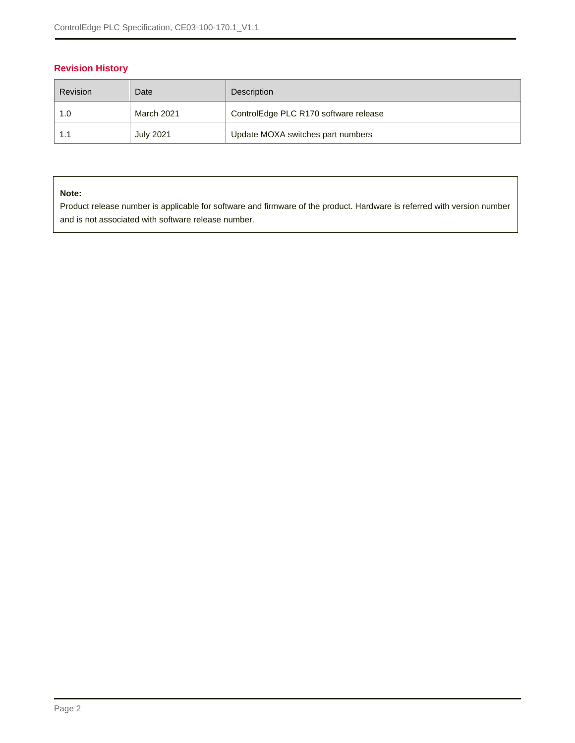## Revision History

| Revision | Date | Description |
| --- | --- | --- |
| 1.0 | March 2021 | ControlEdge PLC R170 software release |
| 1.1 | July 2021 | Update MOXA switches part numbers |

> **Note:**
> Product release number is applicable for software and firmware of the product. Hardware is referred with version number and is not associated with software release number.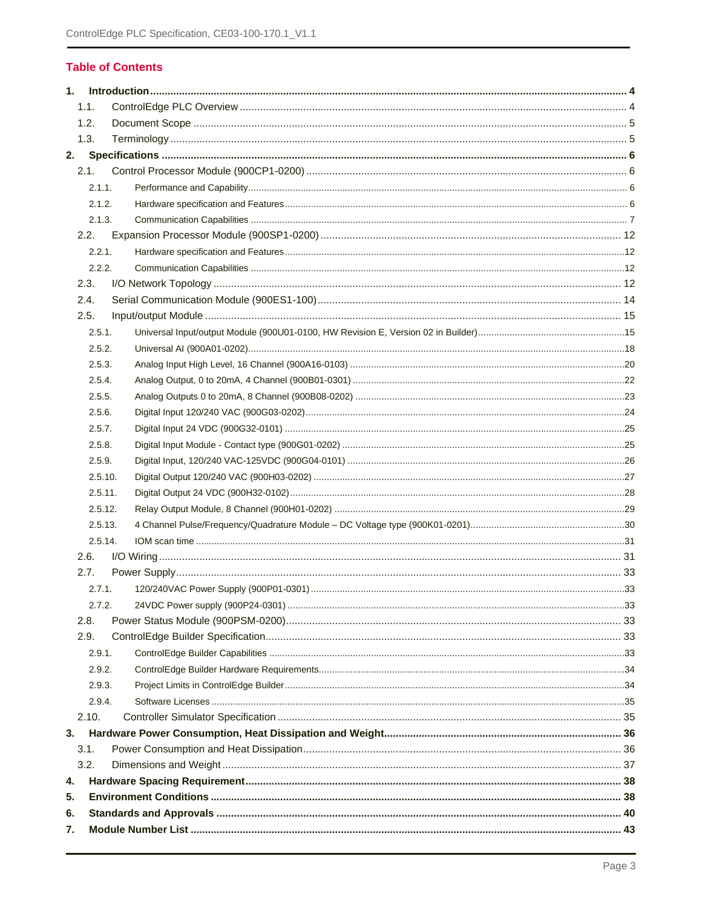# Table of Contents

1. **Introduction** ..... 4
   - 1.1. ControlEdge PLC Overview ..... 4
   - 1.2. Document Scope ..... 5
   - 1.3. Terminology ..... 5
2. **Specifications** ..... 6
   - 2.1. Control Processor Module (900CP1-0200) ..... 6
     - 2.1.1. Performance and Capability ..... 6
     - 2.1.2. Hardware specification and Features ..... 6
     - 2.1.3. Communication Capabilities ..... 7
   - 2.2. Expansion Processor Module (900SP1-0200) ..... 12
     - 2.2.1. Hardware specification and Features ..... 12
     - 2.2.2. Communication Capabilities ..... 12
   - 2.3. I/O Network Topology ..... 12
   - 2.4. Serial Communication Module (900ES1-100) ..... 14
   - 2.5. Input/output Module ..... 15
     - 2.5.1. Universal Input/output Module (900U01-0100, HW Revision E, Version 02 in Builder) ..... 15
     - 2.5.2. Universal AI (900A01-0202) ..... 18
     - 2.5.3. Analog Input High Level, 16 Channel (900A16-0103) ..... 20
     - 2.5.4. Analog Output, 0 to 20mA, 4 Channel (900B01-0301) ..... 22
     - 2.5.5. Analog Outputs 0 to 20mA, 8 Channel (900B08-0202) ..... 23
     - 2.5.6. Digital Input 120/240 VAC (900G03-0202) ..... 24
     - 2.5.7. Digital Input 24 VDC (900G32-0101) ..... 25
     - 2.5.8. Digital Input Module - Contact type (900G01-0202) ..... 25
     - 2.5.9. Digital Input, 120/240 VAC-125VDC (900G04-0101) ..... 26
     - 2.5.10. Digital Output 120/240 VAC (900H03-0202) ..... 27
     - 2.5.11. Digital Output 24 VDC (900H32-0102) ..... 28
     - 2.5.12. Relay Output Module, 8 Channel (900H01-0202) ..... 29
     - 2.5.13. 4 Channel Pulse/Frequency/Quadrature Module – DC Voltage type (900K01-0201) ..... 30
     - 2.5.14. IOM scan time ..... 31
   - 2.6. I/O Wiring ..... 31
   - 2.7. Power Supply ..... 33
     - 2.7.1. 120/240VAC Power Supply (900P01-0301) ..... 33
     - 2.7.2. 24VDC Power supply (900P24-0301) ..... 33
   - 2.8. Power Status Module (900PSM-0200) ..... 33
   - 2.9. ControlEdge Builder Specification ..... 33
     - 2.9.1. ControlEdge Builder Capabilities ..... 33
     - 2.9.2. ControlEdge Builder Hardware Requirements ..... 34
     - 2.9.3. Project Limits in ControlEdge Builder ..... 34
     - 2.9.4. Software Licenses ..... 35
   - 2.10. Controller Simulator Specification ..... 35
3. **Hardware Power Consumption, Heat Dissipation and Weight** ..... 36
   - 3.1. Power Consumption and Heat Dissipation ..... 36
   - 3.2. Dimensions and Weight ..... 37
4. **Hardware Spacing Requirement** ..... 38
5. **Environment Conditions** ..... 38
6. **Standards and Approvals** ..... 40
7. **Module Number List** ..... 43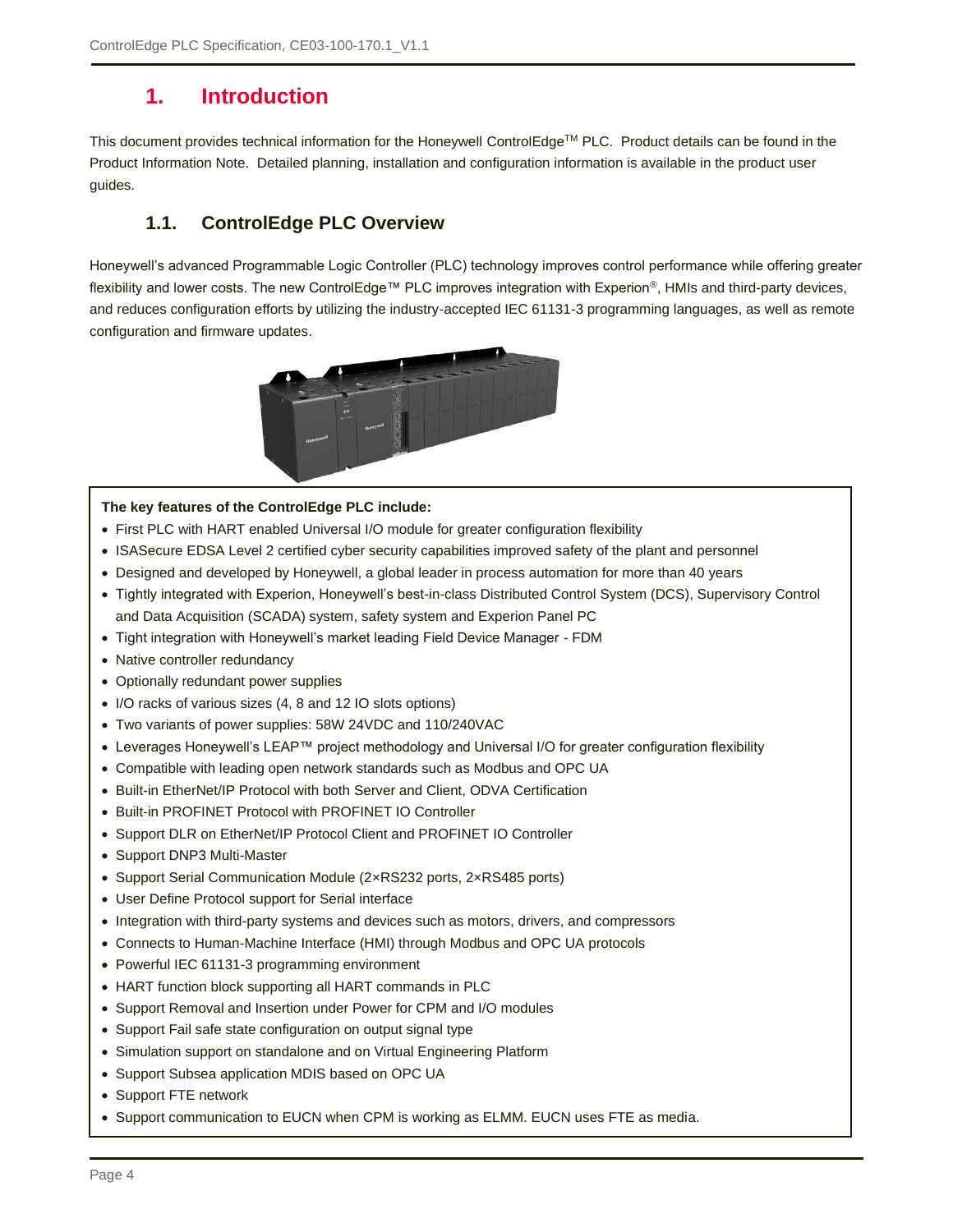# 1. Introduction

This document provides technical information for the Honeywell ControlEdge™ PLC. Product details can be found in the Product Information Note. Detailed planning, installation and configuration information is available in the product user guides.

## 1.1. ControlEdge PLC Overview

Honeywell's advanced Programmable Logic Controller (PLC) technology improves control performance while offering greater flexibility and lower costs. The new ControlEdge™ PLC improves integration with Experion®, HMIs and third-party devices, and reduces configuration efforts by utilizing the industry-accepted IEC 61131-3 programming languages, as well as remote configuration and firmware updates.

**The key features of the ControlEdge PLC include:**

- First PLC with HART enabled Universal I/O module for greater configuration flexibility
- ISASecure EDSA Level 2 certified cyber security capabilities improved safety of the plant and personnel
- Designed and developed by Honeywell, a global leader in process automation for more than 40 years
- Tightly integrated with Experion, Honeywell's best-in-class Distributed Control System (DCS), Supervisory Control and Data Acquisition (SCADA) system, safety system and Experion Panel PC
- Tight integration with Honeywell's market leading Field Device Manager - FDM
- Native controller redundancy
- Optionally redundant power supplies
- I/O racks of various sizes (4, 8 and 12 IO slots options)
- Two variants of power supplies: 58W 24VDC and 110/240VAC
- Leverages Honeywell's LEAP™ project methodology and Universal I/O for greater configuration flexibility
- Compatible with leading open network standards such as Modbus and OPC UA
- Built-in EtherNet/IP Protocol with both Server and Client, ODVA Certification
- Built-in PROFINET Protocol with PROFINET IO Controller
- Support DLR on EtherNet/IP Protocol Client and PROFINET IO Controller
- Support DNP3 Multi-Master
- Support Serial Communication Module (2×RS232 ports, 2×RS485 ports)
- User Define Protocol support for Serial interface
- Integration with third-party systems and devices such as motors, drivers, and compressors
- Connects to Human-Machine Interface (HMI) through Modbus and OPC UA protocols
- Powerful IEC 61131-3 programming environment
- HART function block supporting all HART commands in PLC
- Support Removal and Insertion under Power for CPM and I/O modules
- Support Fail safe state configuration on output signal type
- Simulation support on standalone and on Virtual Engineering Platform
- Support Subsea application MDIS based on OPC UA
- Support FTE network
- Support communication to EUCN when CPM is working as ELMM. EUCN uses FTE as media.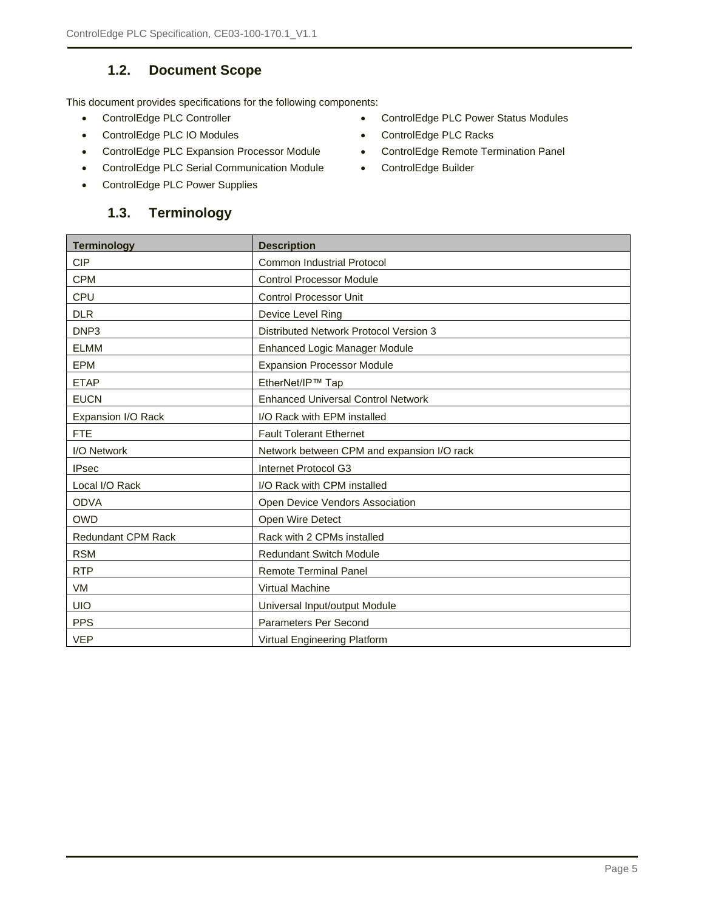## 1.2. Document Scope

This document provides specifications for the following components:

- ControlEdge PLC Controller
- ControlEdge PLC IO Modules
- ControlEdge PLC Expansion Processor Module
- ControlEdge PLC Serial Communication Module
- ControlEdge PLC Power Supplies
- ControlEdge PLC Power Status Modules
- ControlEdge PLC Racks
- ControlEdge Remote Termination Panel
- ControlEdge Builder

## 1.3. Terminology

| Terminology | Description |
|---|---|
| CIP | Common Industrial Protocol |
| CPM | Control Processor Module |
| CPU | Control Processor Unit |
| DLR | Device Level Ring |
| DNP3 | Distributed Network Protocol Version 3 |
| ELMM | Enhanced Logic Manager Module |
| EPM | Expansion Processor Module |
| ETAP | EtherNet/IP™ Tap |
| EUCN | Enhanced Universal Control Network |
| Expansion I/O Rack | I/O Rack with EPM installed |
| FTE | Fault Tolerant Ethernet |
| I/O Network | Network between CPM and expansion I/O rack |
| IPsec | Internet Protocol G3 |
| Local I/O Rack | I/O Rack with CPM installed |
| ODVA | Open Device Vendors Association |
| OWD | Open Wire Detect |
| Redundant CPM Rack | Rack with 2 CPMs installed |
| RSM | Redundant Switch Module |
| RTP | Remote Terminal Panel |
| VM | Virtual Machine |
| UIO | Universal Input/output Module |
| PPS | Parameters Per Second |
| VEP | Virtual Engineering Platform |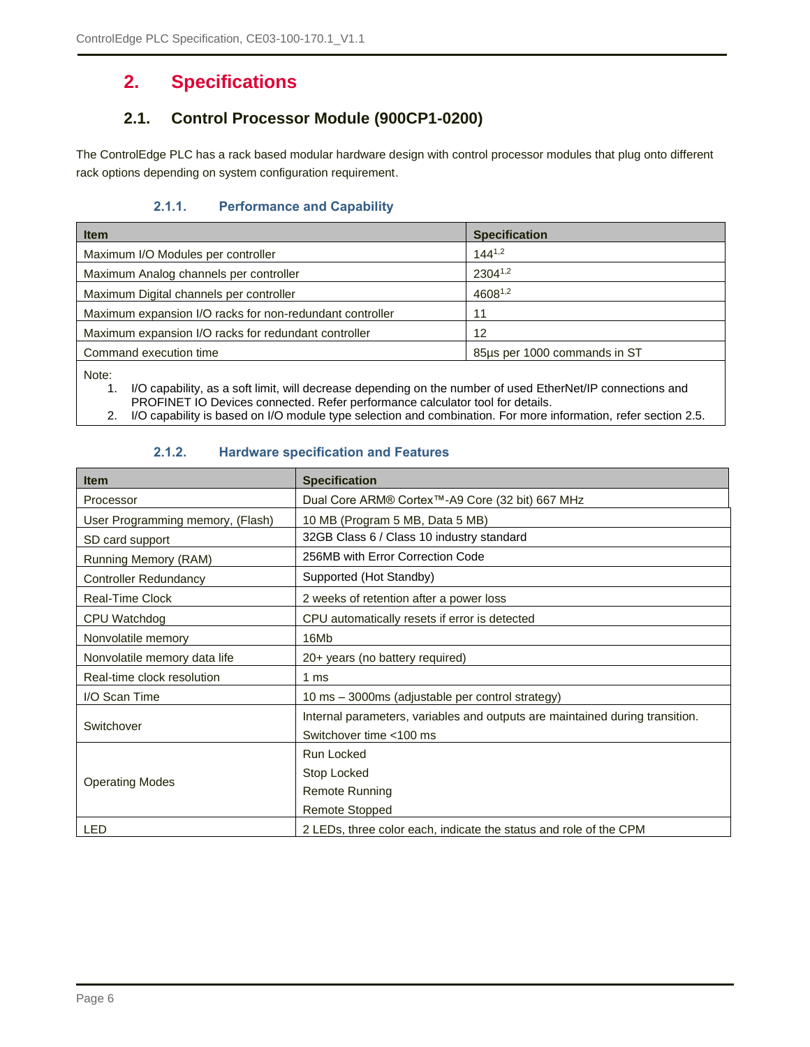# 2. Specifications

## 2.1. Control Processor Module (900CP1-0200)

The ControlEdge PLC has a rack based modular hardware design with control processor modules that plug onto different rack options depending on system configuration requirement.

### 2.1.1. Performance and Capability

| Item | Specification |
|---|---|
| Maximum I/O Modules per controller | 144[1,2] |
| Maximum Analog channels per controller | 2304[1,2] |
| Maximum Digital channels per controller | 4608[1,2] |
| Maximum expansion I/O racks for non-redundant controller | 11 |
| Maximum expansion I/O racks for redundant controller | 12 |
| Command execution time | 85µs per 1000 commands in ST |

Note:

1. I/O capability, as a soft limit, will decrease depending on the number of used EtherNet/IP connections and PROFINET IO Devices connected. Refer performance calculator tool for details.
2. I/O capability is based on I/O module type selection and combination. For more information, refer section 2.5.

### 2.1.2. Hardware specification and Features

| Item | Specification |
|---|---|
| Processor | Dual Core ARM® Cortex™-A9 Core (32 bit) 667 MHz |
| User Programming memory, (Flash) | 10 MB (Program 5 MB, Data 5 MB) |
| SD card support | 32GB Class 6 / Class 10 industry standard |
| Running Memory (RAM) | 256MB with Error Correction Code |
| Controller Redundancy | Supported (Hot Standby) |
| Real-Time Clock | 2 weeks of retention after a power loss |
| CPU Watchdog | CPU automatically resets if error is detected |
| Nonvolatile memory | 16Mb |
| Nonvolatile memory data life | 20+ years (no battery required) |
| Real-time clock resolution | 1 ms |
| I/O Scan Time | 10 ms – 3000ms (adjustable per control strategy) |
| Switchover | Internal parameters, variables and outputs are maintained during transition.<br>Switchover time <100 ms |
| Operating Modes | Run Locked<br>Stop Locked<br>Remote Running<br>Remote Stopped |
| LED | 2 LEDs, three color each, indicate the status and role of the CPM |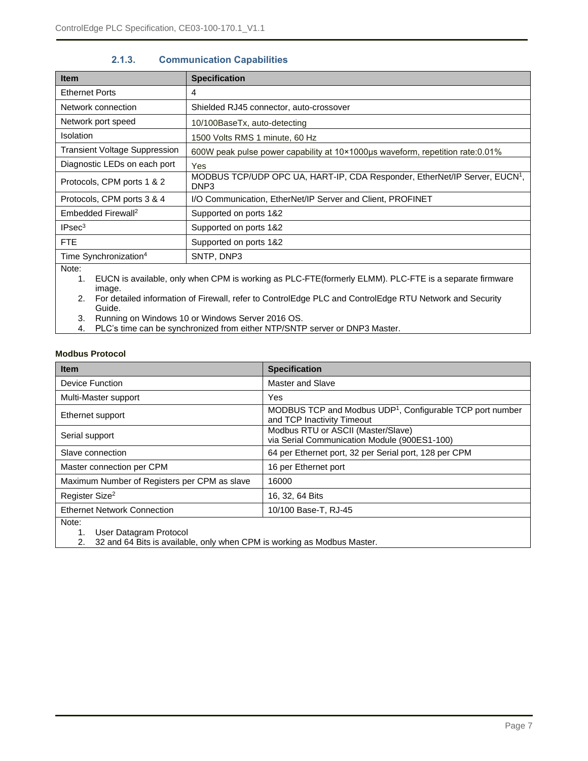### 2.1.3. Communication Capabilities

| Item | Specification |
|---|---|
| Ethernet Ports | 4 |
| Network connection | Shielded RJ45 connector, auto-crossover |
| Network port speed | 10/100BaseTx, auto-detecting |
| Isolation | 1500 Volts RMS 1 minute, 60 Hz |
| Transient Voltage Suppression | 600W peak pulse power capability at 10×1000μs waveform, repetition rate:0.01% |
| Diagnostic LEDs on each port | Yes |
| Protocols, CPM ports 1 & 2 | MODBUS TCP/UDP OPC UA, HART-IP, CDA Responder, EtherNet/IP Server, EUCN[1], DNP3 |
| Protocols, CPM ports 3 & 4 | I/O Communication, EtherNet/IP Server and Client, PROFINET |
| Embedded Firewall[2] | Supported on ports 1&2 |
| IPsec[3] | Supported on ports 1&2 |
| FTE | Supported on ports 1&2 |
| Time Synchronization[4] | SNTP, DNP3 |

Note:

1. EUCN is available, only when CPM is working as PLC-FTE(formerly ELMM). PLC-FTE is a separate firmware image.
2. For detailed information of Firewall, refer to ControlEdge PLC and ControlEdge RTU Network and Security Guide.
3. Running on Windows 10 or Windows Server 2016 OS.
4. PLC's time can be synchronized from either NTP/SNTP server or DNP3 Master.

**Modbus Protocol**

| Item | Specification |
|---|---|
| Device Function | Master and Slave |
| Multi-Master support | Yes |
| Ethernet support | MODBUS TCP and Modbus UDP[1], Configurable TCP port number and TCP Inactivity Timeout |
| Serial support | Modbus RTU or ASCII (Master/Slave) via Serial Communication Module (900ES1-100) |
| Slave connection | 64 per Ethernet port, 32 per Serial port, 128 per CPM |
| Master connection per CPM | 16 per Ethernet port |
| Maximum Number of Registers per CPM as slave | 16000 |
| Register Size[2] | 16, 32, 64 Bits |
| Ethernet Network Connection | 10/100 Base-T, RJ-45 |

Note:

1. User Datagram Protocol
2. 32 and 64 Bits is available, only when CPM is working as Modbus Master.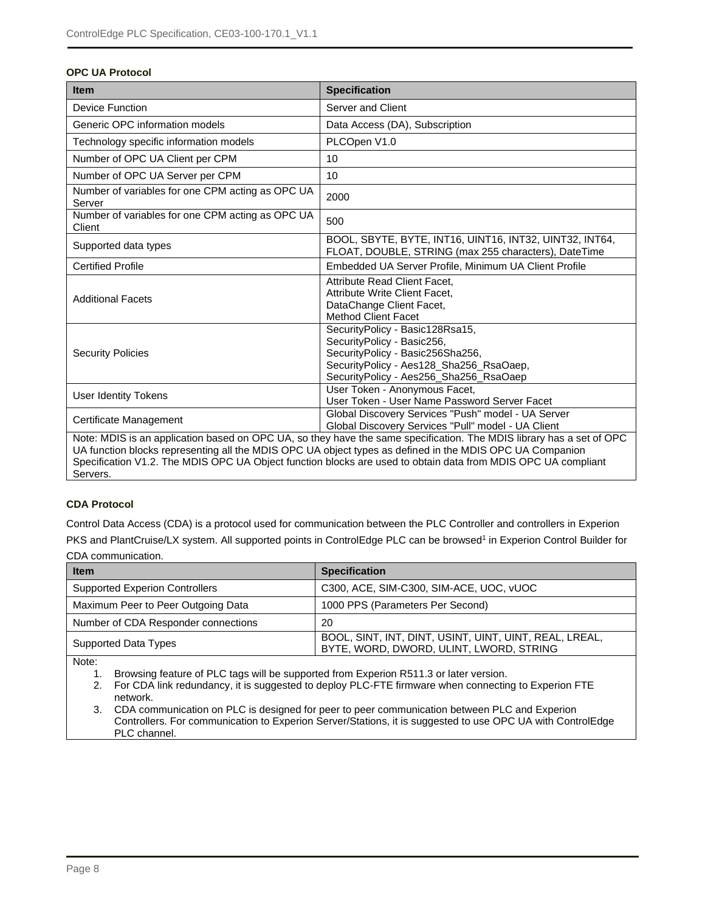**OPC UA Protocol**

| Item | Specification |
|---|---|
| Device Function | Server and Client |
| Generic OPC information models | Data Access (DA), Subscription |
| Technology specific information models | PLCOpen V1.0 |
| Number of OPC UA Client per CPM | 10 |
| Number of OPC UA Server per CPM | 10 |
| Number of variables for one CPM acting as OPC UA Server | 2000 |
| Number of variables for one CPM acting as OPC UA Client | 500 |
| Supported data types | BOOL, SBYTE, BYTE, INT16, UINT16, INT32, UINT32, INT64, FLOAT, DOUBLE, STRING (max 255 characters), DateTime |
| Certified Profile | Embedded UA Server Profile, Minimum UA Client Profile |
| Additional Facets | Attribute Read Client Facet,<br>Attribute Write Client Facet,<br>DataChange Client Facet,<br>Method Client Facet |
| Security Policies | SecurityPolicy - Basic128Rsa15,<br>SecurityPolicy - Basic256,<br>SecurityPolicy - Basic256Sha256,<br>SecurityPolicy - Aes128_Sha256_RsaOaep,<br>SecurityPolicy - Aes256_Sha256_RsaOaep |
| User Identity Tokens | User Token - Anonymous Facet,<br>User Token - User Name Password Server Facet |
| Certificate Management | Global Discovery Services "Push" model - UA Server<br>Global Discovery Services "Pull" model - UA Client |

Note: MDIS is an application based on OPC UA, so they have the same specification. The MDIS library has a set of OPC UA function blocks representing all the MDIS OPC UA object types as defined in the MDIS OPC UA Companion Specification V1.2. The MDIS OPC UA Object function blocks are used to obtain data from MDIS OPC UA compliant Servers.

**CDA Protocol**

Control Data Access (CDA) is a protocol used for communication between the PLC Controller and controllers in Experion PKS and PlantCruise/LX system. All supported points in ControlEdge PLC can be browsed[1] in Experion Control Builder for CDA communication.

| Item | Specification |
|---|---|
| Supported Experion Controllers | C300, ACE, SIM-C300, SIM-ACE, UOC, vUOC |
| Maximum Peer to Peer Outgoing Data | 1000 PPS (Parameters Per Second) |
| Number of CDA Responder connections | 20 |
| Supported Data Types | BOOL, SINT, INT, DINT, USINT, UINT, UINT, REAL, LREAL, BYTE, WORD, DWORD, ULINT, LWORD, STRING |

Note:

1. Browsing feature of PLC tags will be supported from Experion R511.3 or later version.
2. For CDA link redundancy, it is suggested to deploy PLC-FTE firmware when connecting to Experion FTE network.
3. CDA communication on PLC is designed for peer to peer communication between PLC and Experion Controllers. For communication to Experion Server/Stations, it is suggested to use OPC UA with ControlEdge PLC channel.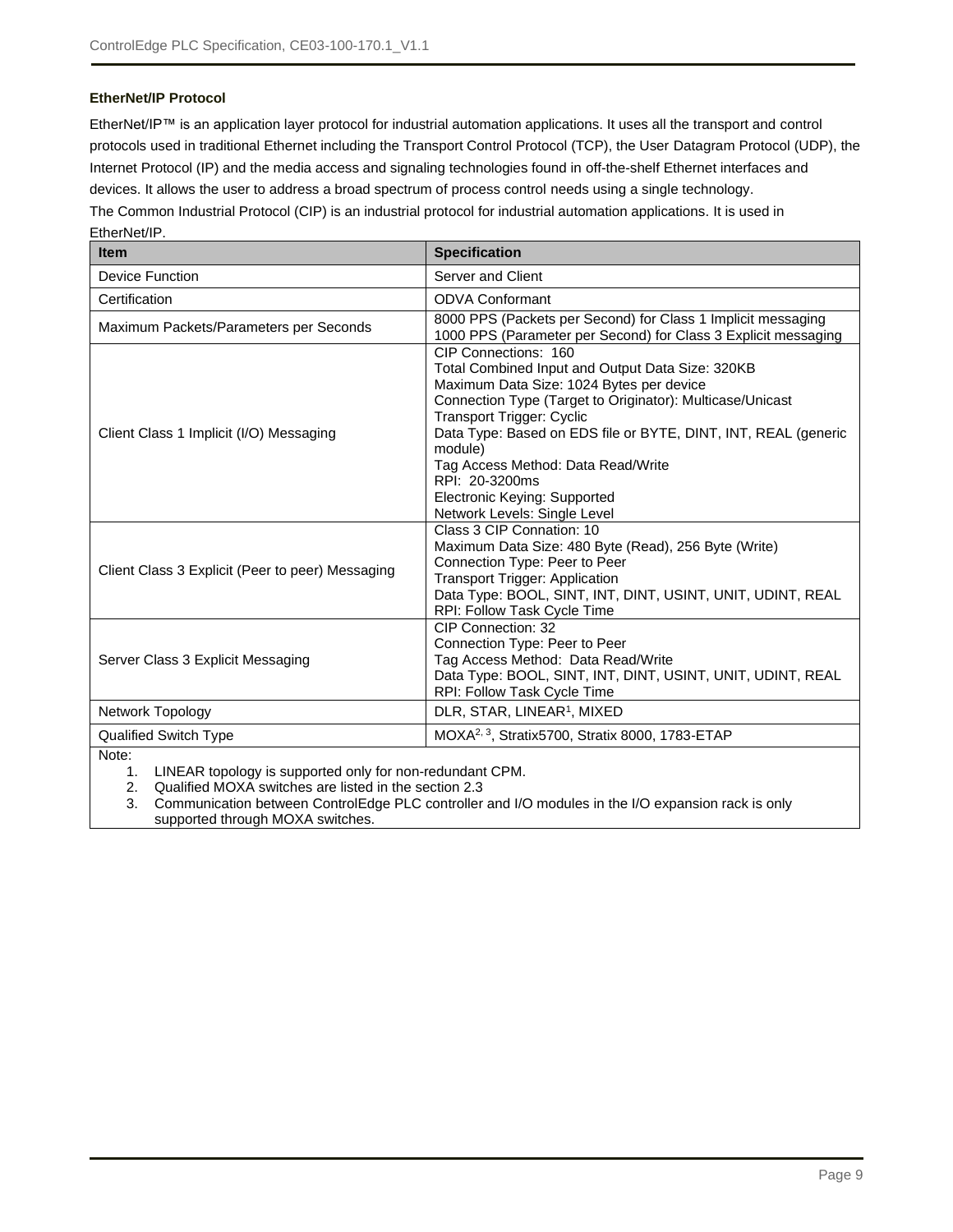**EtherNet/IP Protocol**

EtherNet/IP™ is an application layer protocol for industrial automation applications. It uses all the transport and control protocols used in traditional Ethernet including the Transport Control Protocol (TCP), the User Datagram Protocol (UDP), the Internet Protocol (IP) and the media access and signaling technologies found in off-the-shelf Ethernet interfaces and devices. It allows the user to address a broad spectrum of process control needs using a single technology.
The Common Industrial Protocol (CIP) is an industrial protocol for industrial automation applications. It is used in EtherNet/IP.

| Item | Specification |
|---|---|
| Device Function | Server and Client |
| Certification | ODVA Conformant |
| Maximum Packets/Parameters per Seconds | 8000 PPS (Packets per Second) for Class 1 Implicit messaging<br>1000 PPS (Parameter per Second) for Class 3 Explicit messaging |
| Client Class 1 Implicit (I/O) Messaging | CIP Connections: 160<br>Total Combined Input and Output Data Size: 320KB<br>Maximum Data Size: 1024 Bytes per device<br>Connection Type (Target to Originator): Multicase/Unicast<br>Transport Trigger: Cyclic<br>Data Type: Based on EDS file or BYTE, DINT, INT, REAL (generic module)<br>Tag Access Method: Data Read/Write<br>RPI: 20-3200ms<br>Electronic Keying: Supported<br>Network Levels: Single Level |
| Client Class 3 Explicit (Peer to peer) Messaging | Class 3 CIP Connation: 10<br>Maximum Data Size: 480 Byte (Read), 256 Byte (Write)<br>Connection Type: Peer to Peer<br>Transport Trigger: Application<br>Data Type: BOOL, SINT, INT, DINT, USINT, UNIT, UDINT, REAL<br>RPI: Follow Task Cycle Time |
| Server Class 3 Explicit Messaging | CIP Connection: 32<br>Connection Type: Peer to Peer<br>Tag Access Method: Data Read/Write<br>Data Type: BOOL, SINT, INT, DINT, USINT, UNIT, UDINT, REAL<br>RPI: Follow Task Cycle Time |
| Network Topology | DLR, STAR, LINEAR[1], MIXED |
| Qualified Switch Type | MOXA[2, 3], Stratix5700, Stratix 8000, 1783-ETAP |

Note:

1. LINEAR topology is supported only for non-redundant CPM.
2. Qualified MOXA switches are listed in the section 2.3
3. Communication between ControlEdge PLC controller and I/O modules in the I/O expansion rack is only supported through MOXA switches.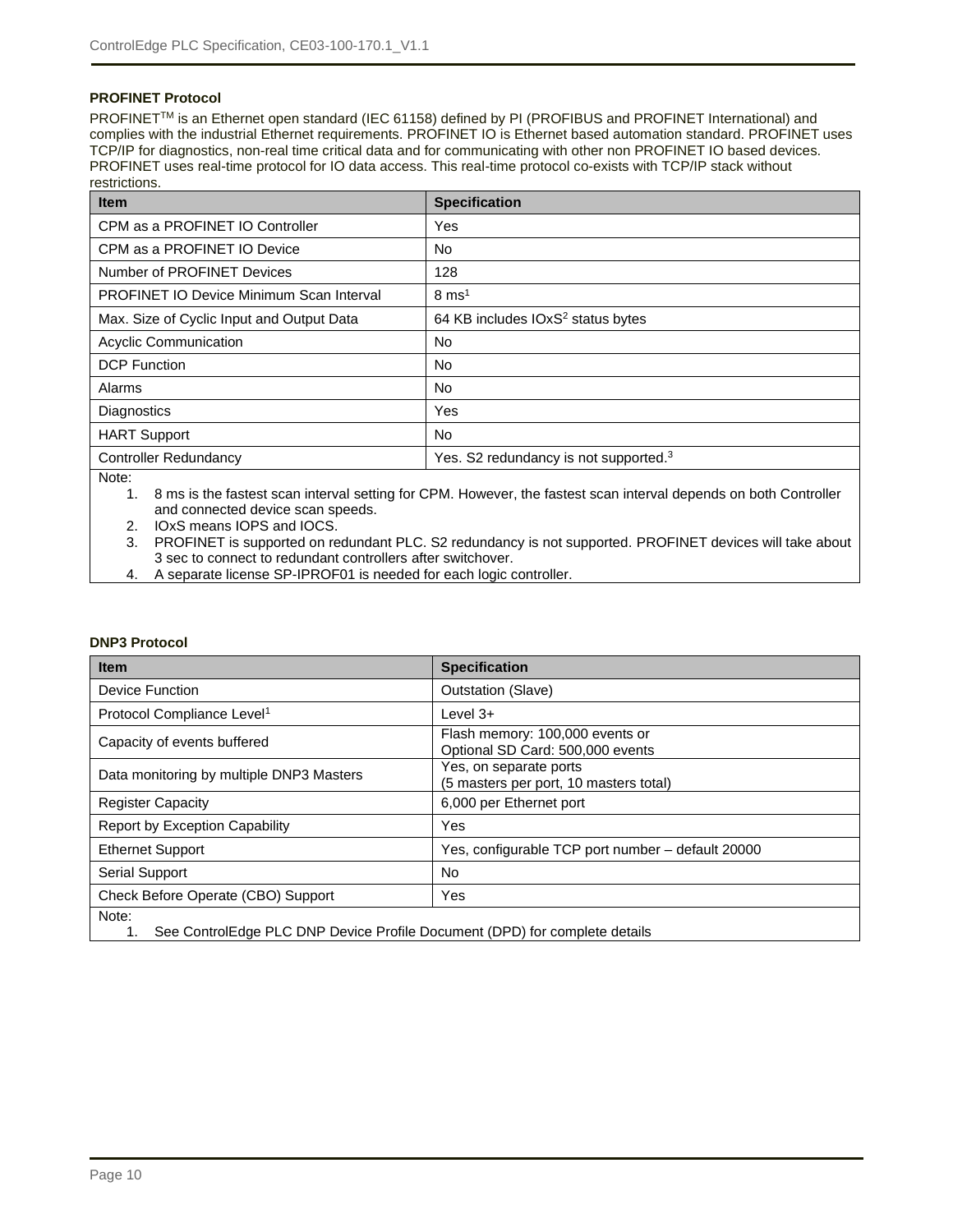### PROFINET Protocol

PROFINET™ is an Ethernet open standard (IEC 61158) defined by PI (PROFIBUS and PROFINET International) and complies with the industrial Ethernet requirements. PROFINET IO is Ethernet based automation standard. PROFINET uses TCP/IP for diagnostics, non-real time critical data and for communicating with other non PROFINET IO based devices. PROFINET uses real-time protocol for IO data access. This real-time protocol co-exists with TCP/IP stack without restrictions.

| Item | Specification |
| --- | --- |
| CPM as a PROFINET IO Controller | Yes |
| CPM as a PROFINET IO Device | No |
| Number of PROFINET Devices | 128 |
| PROFINET IO Device Minimum Scan Interval | 8 ms[1] |
| Max. Size of Cyclic Input and Output Data | 64 KB includes IOxS[2] status bytes |
| Acyclic Communication | No |
| DCP Function | No |
| Alarms | No |
| Diagnostics | Yes |
| HART Support | No |
| Controller Redundancy | Yes. S2 redundancy is not supported.[3] |

Note:

1. 8 ms is the fastest scan interval setting for CPM. However, the fastest scan interval depends on both Controller and connected device scan speeds.
2. IOxS means IOPS and IOCS.
3. PROFINET is supported on redundant PLC. S2 redundancy is not supported. PROFINET devices will take about 3 sec to connect to redundant controllers after switchover.
4. A separate license SP-IPROF01 is needed for each logic controller.

### DNP3 Protocol

| Item | Specification |
| --- | --- |
| Device Function | Outstation (Slave) |
| Protocol Compliance Level[1] | Level 3+ |
| Capacity of events buffered | Flash memory: 100,000 events or<br>Optional SD Card: 500,000 events |
| Data monitoring by multiple DNP3 Masters | Yes, on separate ports<br>(5 masters per port, 10 masters total) |
| Register Capacity | 6,000 per Ethernet port |
| Report by Exception Capability | Yes |
| Ethernet Support | Yes, configurable TCP port number – default 20000 |
| Serial Support | No |
| Check Before Operate (CBO) Support | Yes |

Note:

1. See ControlEdge PLC DNP Device Profile Document (DPD) for complete details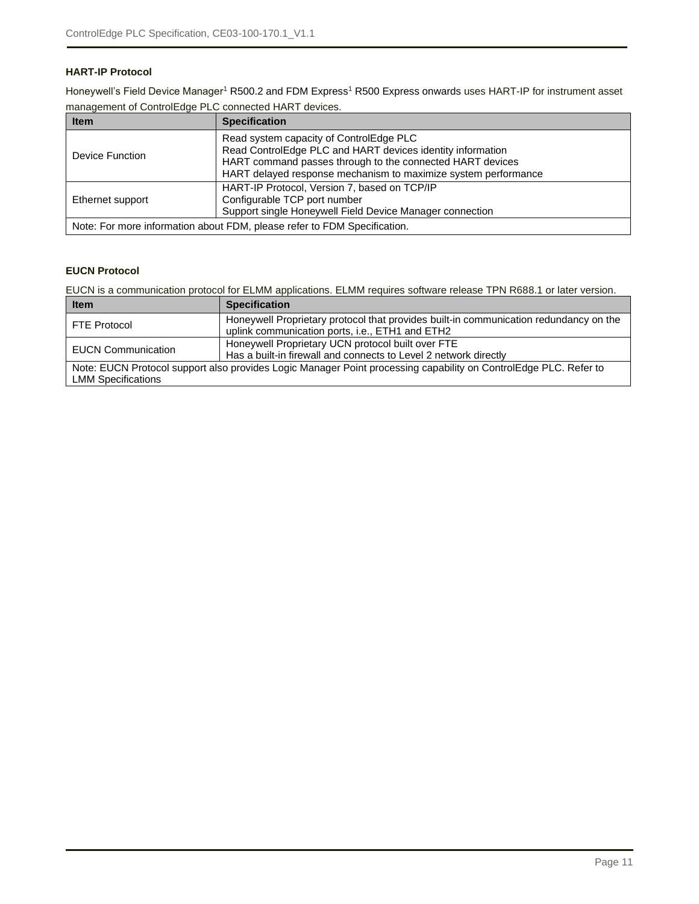### HART-IP Protocol

Honeywell's Field Device Manager[1] R500.2 and FDM Express[1] R500 Express onwards uses HART-IP for instrument asset management of ControlEdge PLC connected HART devices.

| Item | Specification |
| --- | --- |
| Device Function | Read system capacity of ControlEdge PLC<br>Read ControlEdge PLC and HART devices identity information<br>HART command passes through to the connected HART devices<br>HART delayed response mechanism to maximize system performance |
| Ethernet support | HART-IP Protocol, Version 7, based on TCP/IP<br>Configurable TCP port number<br>Support single Honeywell Field Device Manager connection |
| Note: For more information about FDM, please refer to FDM Specification. | |

### EUCN Protocol

EUCN is a communication protocol for ELMM applications. ELMM requires software release TPN R688.1 or later version.

| Item | Specification |
| --- | --- |
| FTE Protocol | Honeywell Proprietary protocol that provides built-in communication redundancy on the uplink communication ports, i.e., ETH1 and ETH2 |
| EUCN Communication | Honeywell Proprietary UCN protocol built over FTE<br>Has a built-in firewall and connects to Level 2 network directly |
| Note: EUCN Protocol support also provides Logic Manager Point processing capability on ControlEdge PLC. Refer to LMM Specifications | |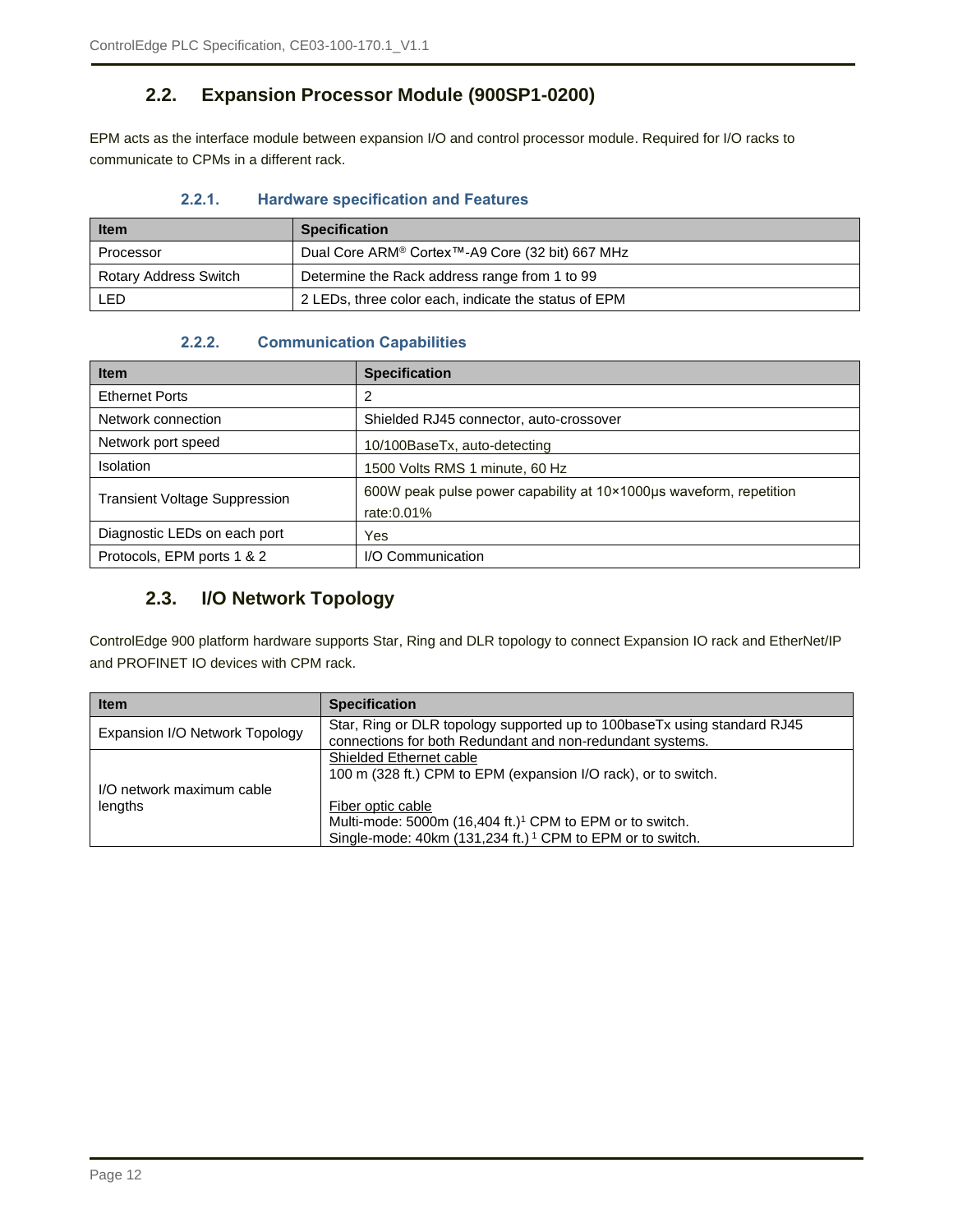## 2.2. Expansion Processor Module (900SP1-0200)

EPM acts as the interface module between expansion I/O and control processor module. Required for I/O racks to communicate to CPMs in a different rack.

### 2.2.1. Hardware specification and Features

| Item | Specification |
|---|---|
| Processor | Dual Core ARM® Cortex™-A9 Core (32 bit) 667 MHz |
| Rotary Address Switch | Determine the Rack address range from 1 to 99 |
| LED | 2 LEDs, three color each, indicate the status of EPM |

### 2.2.2. Communication Capabilities

| Item | Specification |
|---|---|
| Ethernet Ports | 2 |
| Network connection | Shielded RJ45 connector, auto-crossover |
| Network port speed | 10/100BaseTx, auto-detecting |
| Isolation | 1500 Volts RMS 1 minute, 60 Hz |
| Transient Voltage Suppression | 600W peak pulse power capability at 10×1000μs waveform, repetition rate:0.01% |
| Diagnostic LEDs on each port | Yes |
| Protocols, EPM ports 1 & 2 | I/O Communication |

## 2.3. I/O Network Topology

ControlEdge 900 platform hardware supports Star, Ring and DLR topology to connect Expansion IO rack and EtherNet/IP and PROFINET IO devices with CPM rack.

| Item | Specification |
|---|---|
| Expansion I/O Network Topology | Star, Ring or DLR topology supported up to 100baseTx using standard RJ45 connections for both Redundant and non-redundant systems. |
| I/O network maximum cable lengths | <u>Shielded Ethernet cable</u><br>100 m (328 ft.) CPM to EPM (expansion I/O rack), or to switch.<br><br><u>Fiber optic cable</u><br>Multi-mode: 5000m (16,404 ft.)[1] CPM to EPM or to switch.<br>Single-mode: 40km (131,234 ft.)[1] CPM to EPM or to switch. |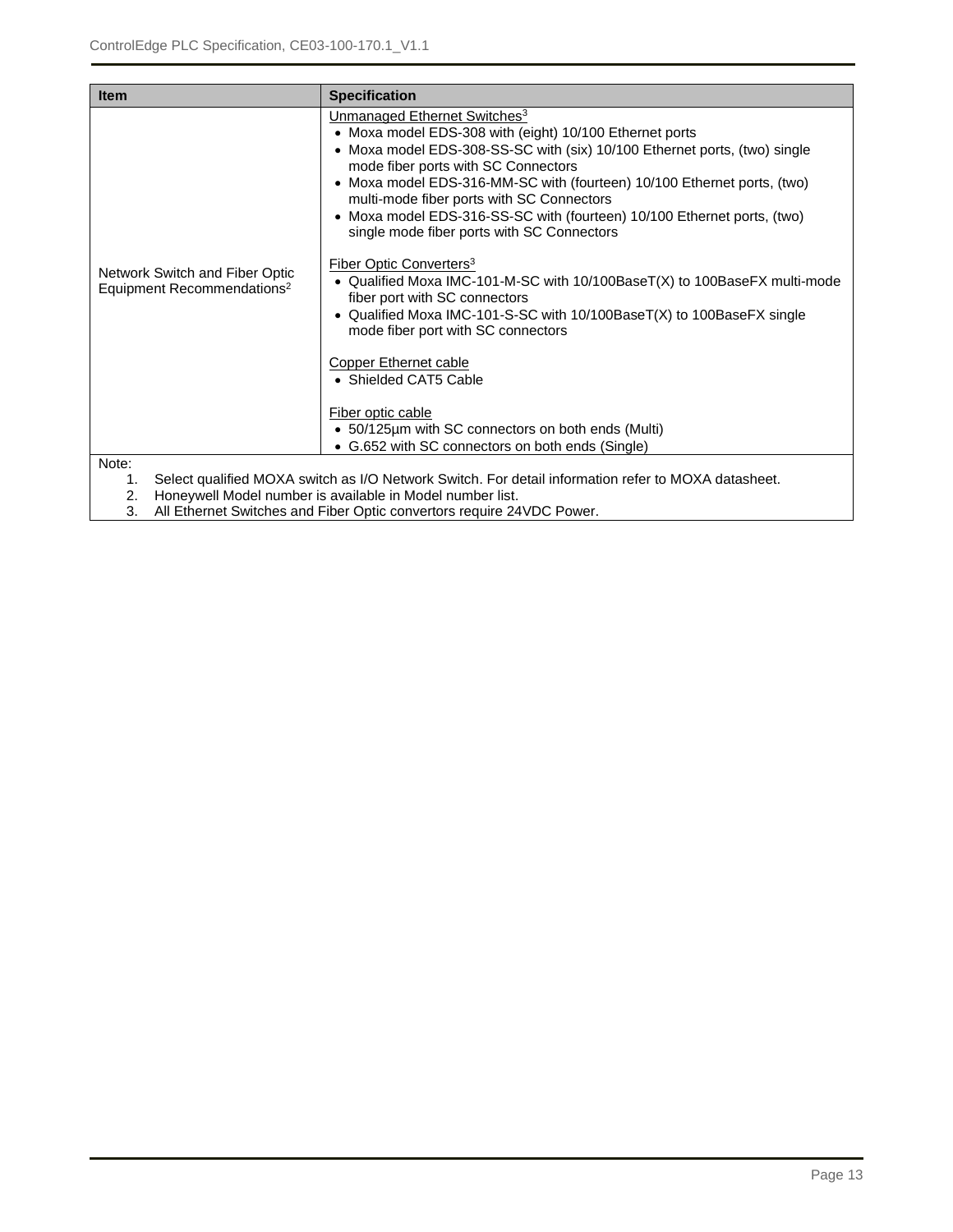| Item | Specification |
| --- | --- |
| Network Switch and Fiber Optic Equipment Recommendations[2] | Unmanaged Ethernet Switches[3]<br>• Moxa model EDS-308 with (eight) 10/100 Ethernet ports<br>• Moxa model EDS-308-SS-SC with (six) 10/100 Ethernet ports, (two) single mode fiber ports with SC Connectors<br>• Moxa model EDS-316-MM-SC with (fourteen) 10/100 Ethernet ports, (two) multi-mode fiber ports with SC Connectors<br>• Moxa model EDS-316-SS-SC with (fourteen) 10/100 Ethernet ports, (two) single mode fiber ports with SC Connectors<br><br>Fiber Optic Converters[3]<br>• Qualified Moxa IMC-101-M-SC with 10/100BaseT(X) to 100BaseFX multi-mode fiber port with SC connectors<br>• Qualified Moxa IMC-101-S-SC with 10/100BaseT(X) to 100BaseFX single mode fiber port with SC connectors<br><br>Copper Ethernet cable<br>• Shielded CAT5 Cable<br><br>Fiber optic cable<br>• 50/125µm with SC connectors on both ends (Multi)<br>• G.652 with SC connectors on both ends (Single) |

Note:

1. Select qualified MOXA switch as I/O Network Switch. For detail information refer to MOXA datasheet.
2. Honeywell Model number is available in Model number list.
3. All Ethernet Switches and Fiber Optic convertors require 24VDC Power.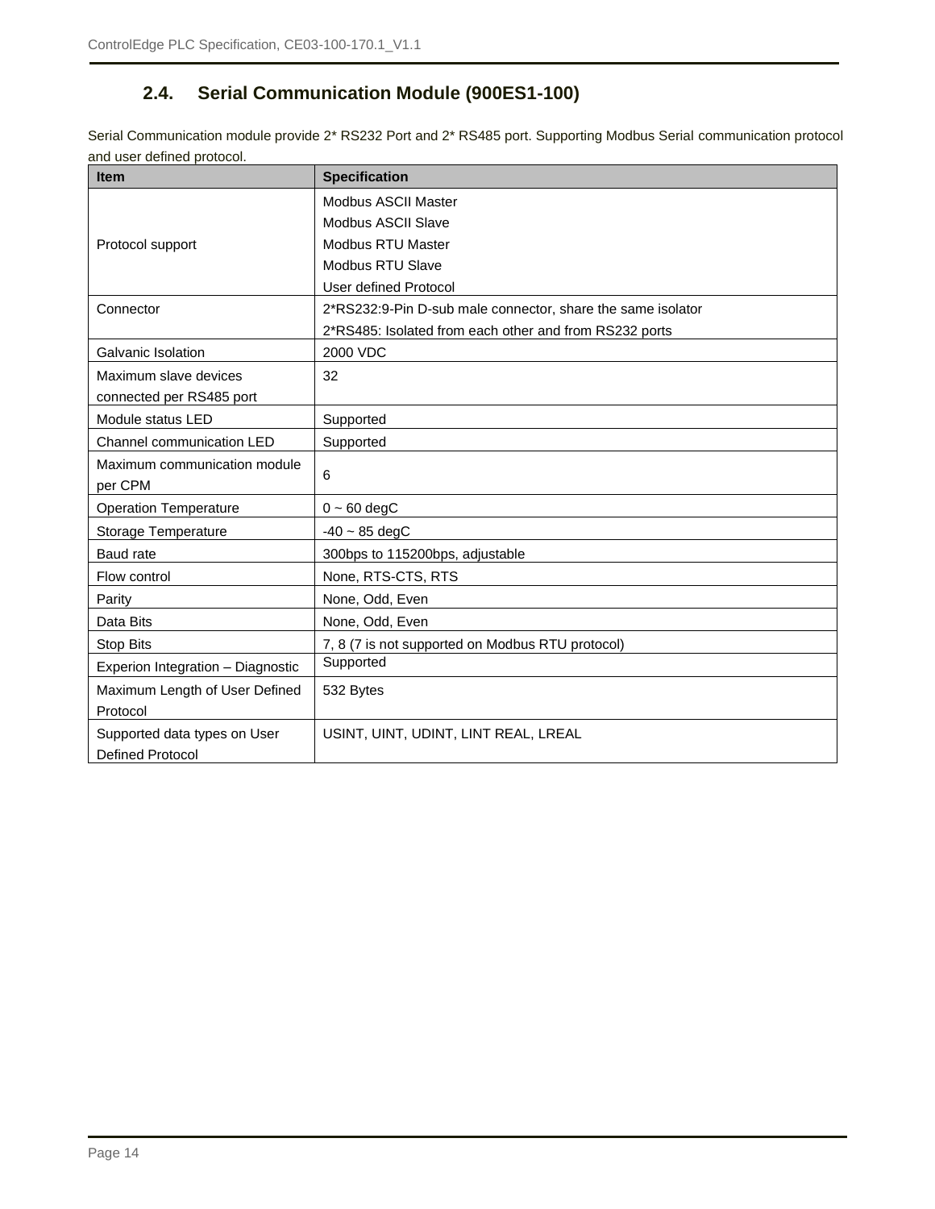## 2.4. Serial Communication Module (900ES1-100)

Serial Communication module provide 2* RS232 Port and 2* RS485 port. Supporting Modbus Serial communication protocol and user defined protocol.

| Item | Specification |
|---|---|
| Protocol support | Modbus ASCII Master<br>Modbus ASCII Slave<br>Modbus RTU Master<br>Modbus RTU Slave<br>User defined Protocol |
| Connector | 2*RS232:9-Pin D-sub male connector, share the same isolator<br>2*RS485: Isolated from each other and from RS232 ports |
| Galvanic Isolation | 2000 VDC |
| Maximum slave devices connected per RS485 port | 32 |
| Module status LED | Supported |
| Channel communication LED | Supported |
| Maximum communication module per CPM | 6 |
| Operation Temperature | 0 ~ 60 degC |
| Storage Temperature | -40 ~ 85 degC |
| Baud rate | 300bps to 115200bps, adjustable |
| Flow control | None, RTS-CTS, RTS |
| Parity | None, Odd, Even |
| Data Bits | None, Odd, Even |
| Stop Bits | 7, 8 (7 is not supported on Modbus RTU protocol) |
| Experion Integration – Diagnostic | Supported |
| Maximum Length of User Defined Protocol | 532 Bytes |
| Supported data types on User Defined Protocol | USINT, UINT, UDINT, LINT REAL, LREAL |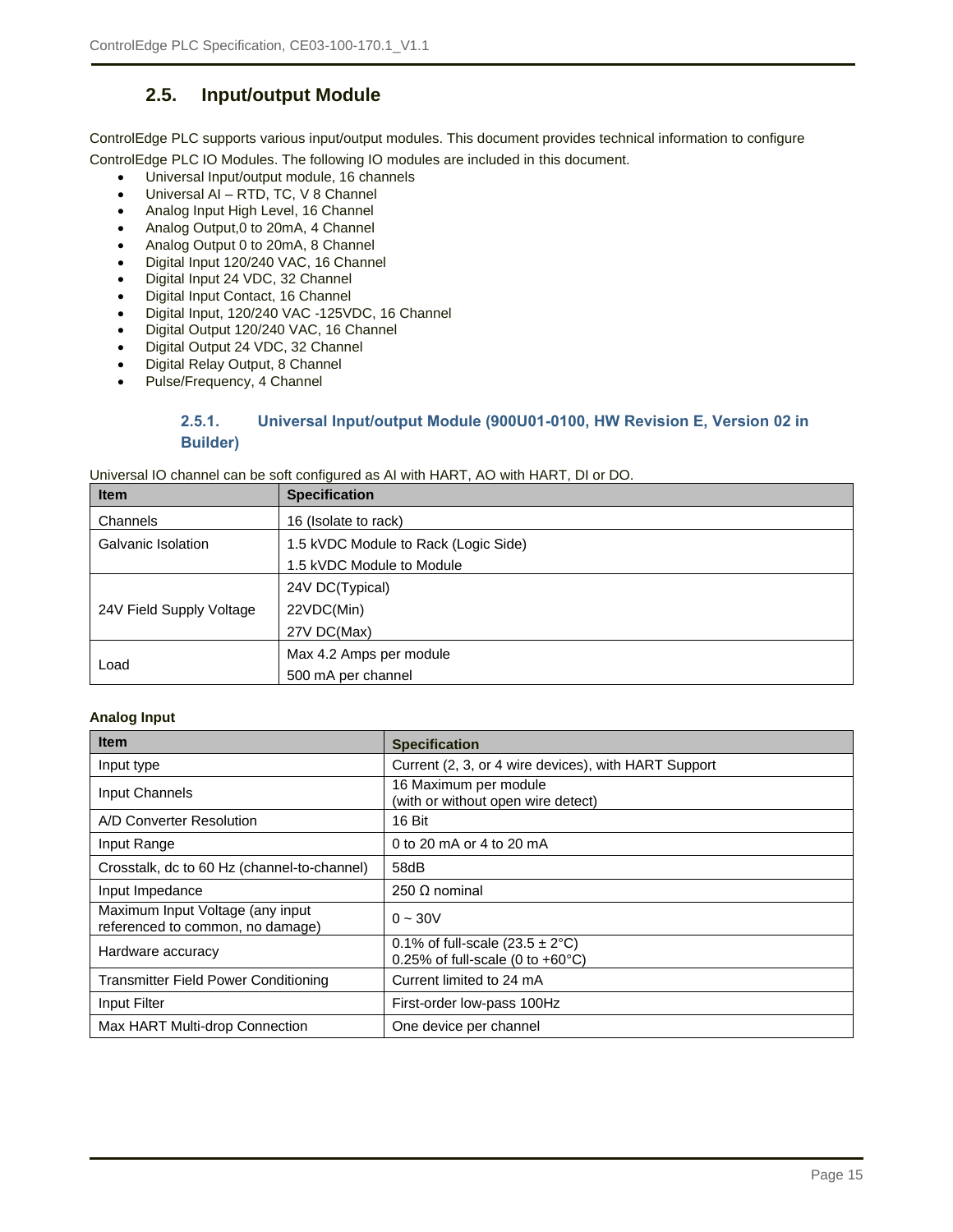## 2.5. Input/output Module

ControlEdge PLC supports various input/output modules. This document provides technical information to configure ControlEdge PLC IO Modules. The following IO modules are included in this document.

- Universal Input/output module, 16 channels
- Universal AI – RTD, TC, V 8 Channel
- Analog Input High Level, 16 Channel
- Analog Output,0 to 20mA, 4 Channel
- Analog Output 0 to 20mA, 8 Channel
- Digital Input 120/240 VAC, 16 Channel
- Digital Input 24 VDC, 32 Channel
- Digital Input Contact, 16 Channel
- Digital Input, 120/240 VAC -125VDC, 16 Channel
- Digital Output 120/240 VAC, 16 Channel
- Digital Output 24 VDC, 32 Channel
- Digital Relay Output, 8 Channel
- Pulse/Frequency, 4 Channel

### 2.5.1. Universal Input/output Module (900U01-0100, HW Revision E, Version 02 in Builder)

Universal IO channel can be soft configured as AI with HART, AO with HART, DI or DO.

| Item | Specification |
|---|---|
| Channels | 16 (Isolate to rack) |
| Galvanic Isolation | 1.5 kVDC Module to Rack (Logic Side)<br>1.5 kVDC Module to Module |
| 24V Field Supply Voltage | 24V DC(Typical)<br>22VDC(Min)<br>27V DC(Max) |
| Load | Max 4.2 Amps per module<br>500 mA per channel |

**Analog Input**

| Item | Specification |
|---|---|
| Input type | Current (2, 3, or 4 wire devices), with HART Support |
| Input Channels | 16 Maximum per module<br>(with or without open wire detect) |
| A/D Converter Resolution | 16 Bit |
| Input Range | 0 to 20 mA or 4 to 20 mA |
| Crosstalk, dc to 60 Hz (channel-to-channel) | 58dB |
| Input Impedance | 250 Ω nominal |
| Maximum Input Voltage (any input referenced to common, no damage) | 0 ~ 30V |
| Hardware accuracy | 0.1% of full-scale (23.5 ± 2°C)<br>0.25% of full-scale (0 to +60°C) |
| Transmitter Field Power Conditioning | Current limited to 24 mA |
| Input Filter | First-order low-pass 100Hz |
| Max HART Multi-drop Connection | One device per channel |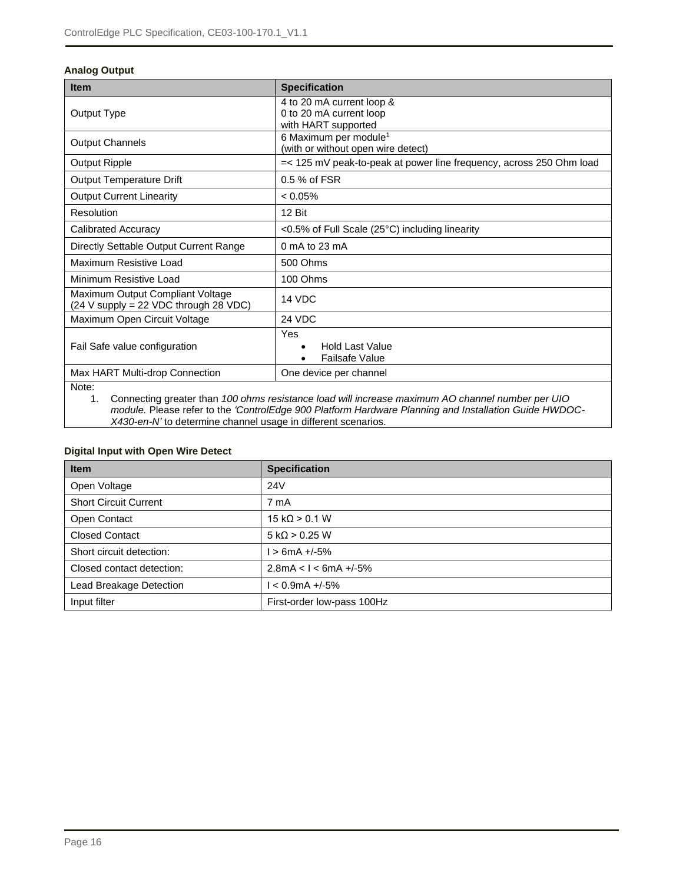### Analog Output

| Item | Specification |
|---|---|
| Output Type | 4 to 20 mA current loop & 0 to 20 mA current loop with HART supported |
| Output Channels | 6 Maximum per module[1] (with or without open wire detect) |
| Output Ripple | =< 125 mV peak-to-peak at power line frequency, across 250 Ohm load |
| Output Temperature Drift | 0.5 % of FSR |
| Output Current Linearity | < 0.05% |
| Resolution | 12 Bit |
| Calibrated Accuracy | <0.5% of Full Scale (25°C) including linearity |
| Directly Settable Output Current Range | 0 mA to 23 mA |
| Maximum Resistive Load | 500 Ohms |
| Minimum Resistive Load | 100 Ohms |
| Maximum Output Compliant Voltage (24 V supply = 22 VDC through 28 VDC) | 14 VDC |
| Maximum Open Circuit Voltage | 24 VDC |
| Fail Safe value configuration | Yes<br>• Hold Last Value<br>• Failsafe Value |
| Max HART Multi-drop Connection | One device per channel |

Note:

1. Connecting greater than *100 ohms resistance load will increase maximum AO channel number per UIO module.* Please refer to the *'ControlEdge 900 Platform Hardware Planning and Installation Guide HWDOC-X430-en-N'* to determine channel usage in different scenarios.

### Digital Input with Open Wire Detect

| Item | Specification |
|---|---|
| Open Voltage | 24V |
| Short Circuit Current | 7 mA |
| Open Contact | 15 kΩ > 0.1 W |
| Closed Contact | 5 kΩ > 0.25 W |
| Short circuit detection: | I > 6mA +/-5% |
| Closed contact detection: | 2.8mA < I < 6mA +/-5% |
| Lead Breakage Detection | I < 0.9mA +/-5% |
| Input filter | First-order low-pass 100Hz |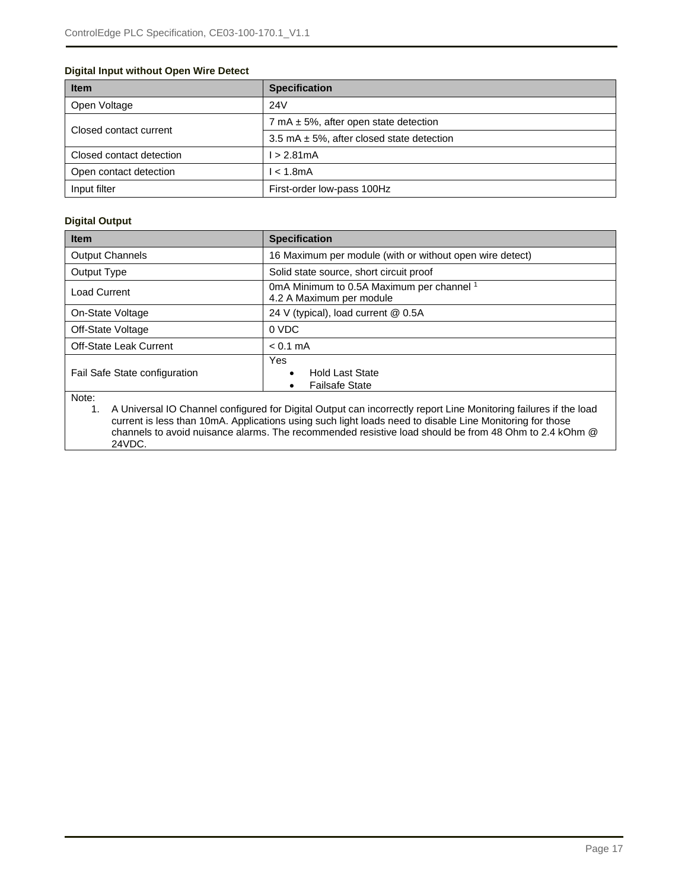**Digital Input without Open Wire Detect**

| Item | Specification |
| --- | --- |
| Open Voltage | 24V |
| Closed contact current | 7 mA ± 5%, after open state detection |
| | 3.5 mA ± 5%, after closed state detection |
| Closed contact detection | I > 2.81mA |
| Open contact detection | I < 1.8mA |
| Input filter | First-order low-pass 100Hz |

**Digital Output**

| Item | Specification |
| --- | --- |
| Output Channels | 16 Maximum per module (with or without open wire detect) |
| Output Type | Solid state source, short circuit proof |
| Load Current | 0mA Minimum to 0.5A Maximum per channel [1]<br>4.2 A Maximum per module |
| On-State Voltage | 24 V (typical), load current @ 0.5A |
| Off-State Voltage | 0 VDC |
| Off-State Leak Current | < 0.1 mA |
| Fail Safe State configuration | Yes<br>• Hold Last State<br>• Failsafe State |

Note:

1. A Universal IO Channel configured for Digital Output can incorrectly report Line Monitoring failures if the load current is less than 10mA. Applications using such light loads need to disable Line Monitoring for those channels to avoid nuisance alarms. The recommended resistive load should be from 48 Ohm to 2.4 kOhm @ 24VDC.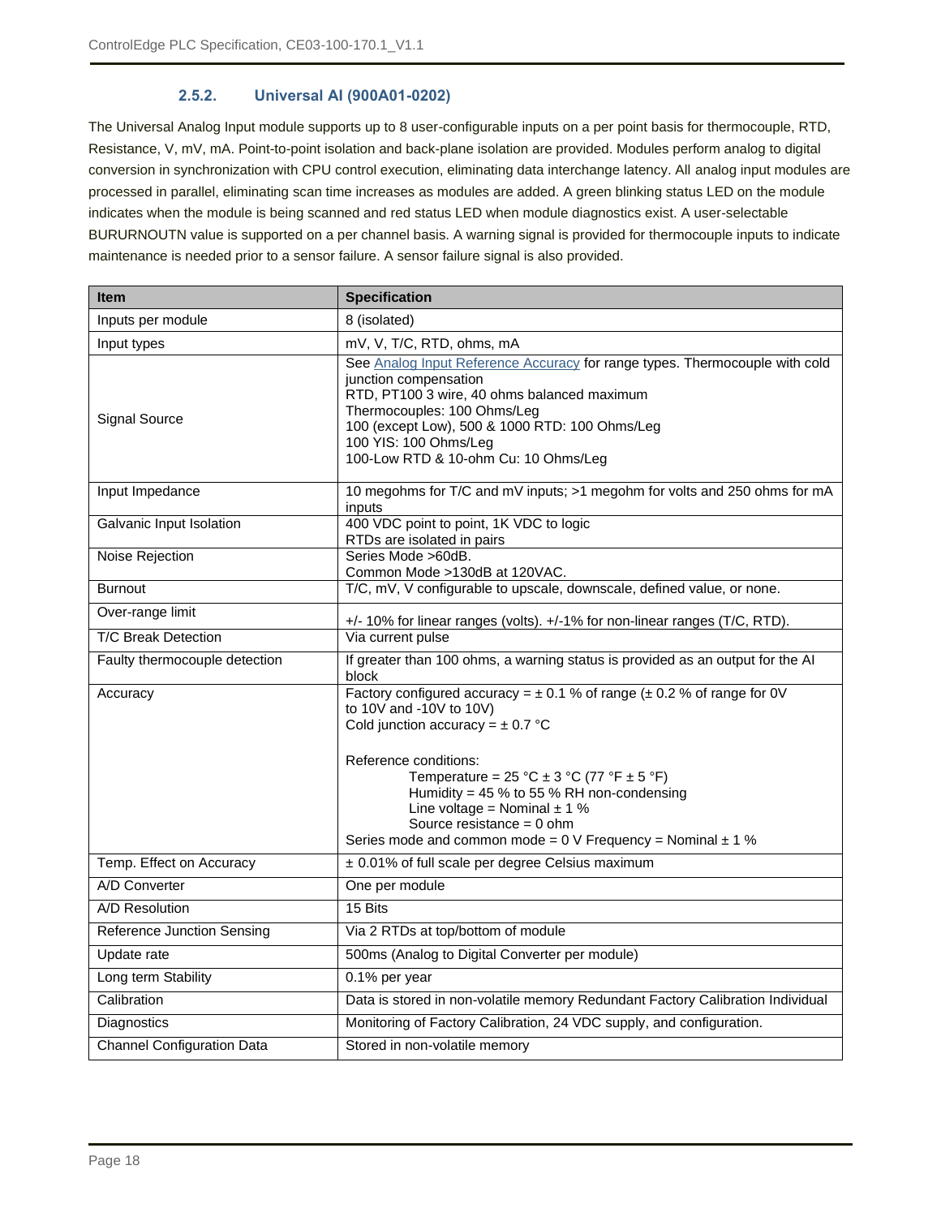### 2.5.2. Universal AI (900A01-0202)

The Universal Analog Input module supports up to 8 user-configurable inputs on a per point basis for thermocouple, RTD, Resistance, V, mV, mA. Point-to-point isolation and back-plane isolation are provided. Modules perform analog to digital conversion in synchronization with CPU control execution, eliminating data interchange latency. All analog input modules are processed in parallel, eliminating scan time increases as modules are added. A green blinking status LED on the module indicates when the module is being scanned and red status LED when module diagnostics exist. A user-selectable BURURNOUTN value is supported on a per channel basis. A warning signal is provided for thermocouple inputs to indicate maintenance is needed prior to a sensor failure. A sensor failure signal is also provided.

| Item | Specification |
| --- | --- |
| Inputs per module | 8 (isolated) |
| Input types | mV, V, T/C, RTD, ohms, mA |
| Signal Source | See Analog Input Reference Accuracy for range types. Thermocouple with cold junction compensation<br>RTD, PT100 3 wire, 40 ohms balanced maximum<br>Thermocouples: 100 Ohms/Leg<br>100 (except Low), 500 & 1000 RTD: 100 Ohms/Leg<br>100 YIS: 100 Ohms/Leg<br>100-Low RTD & 10-ohm Cu: 10 Ohms/Leg |
| Input Impedance | 10 megohms for T/C and mV inputs; >1 megohm for volts and 250 ohms for mA inputs |
| Galvanic Input Isolation | 400 VDC point to point, 1K VDC to logic<br>RTDs are isolated in pairs |
| Noise Rejection | Series Mode >60dB.<br>Common Mode >130dB at 120VAC. |
| Burnout | T/C, mV, V configurable to upscale, downscale, defined value, or none. |
| Over-range limit | +/- 10% for linear ranges (volts). +/-1% for non-linear ranges (T/C, RTD). |
| T/C Break Detection | Via current pulse |
| Faulty thermocouple detection | If greater than 100 ohms, a warning status is provided as an output for the AI block |
| Accuracy | Factory configured accuracy = ± 0.1 % of range (± 0.2 % of range for 0V to 10V and -10V to 10V)<br>Cold junction accuracy = ± 0.7 °C<br><br>Reference conditions:<br>Temperature = 25 °C ± 3 °C (77 °F ± 5 °F)<br>Humidity = 45 % to 55 % RH non-condensing<br>Line voltage = Nominal ± 1 %<br>Source resistance = 0 ohm<br>Series mode and common mode = 0 V Frequency = Nominal ± 1 % |
| Temp. Effect on Accuracy | ± 0.01% of full scale per degree Celsius maximum |
| A/D Converter | One per module |
| A/D Resolution | 15 Bits |
| Reference Junction Sensing | Via 2 RTDs at top/bottom of module |
| Update rate | 500ms (Analog to Digital Converter per module) |
| Long term Stability | 0.1% per year |
| Calibration | Data is stored in non-volatile memory Redundant Factory Calibration Individual |
| Diagnostics | Monitoring of Factory Calibration, 24 VDC supply, and configuration. |
| Channel Configuration Data | Stored in non-volatile memory |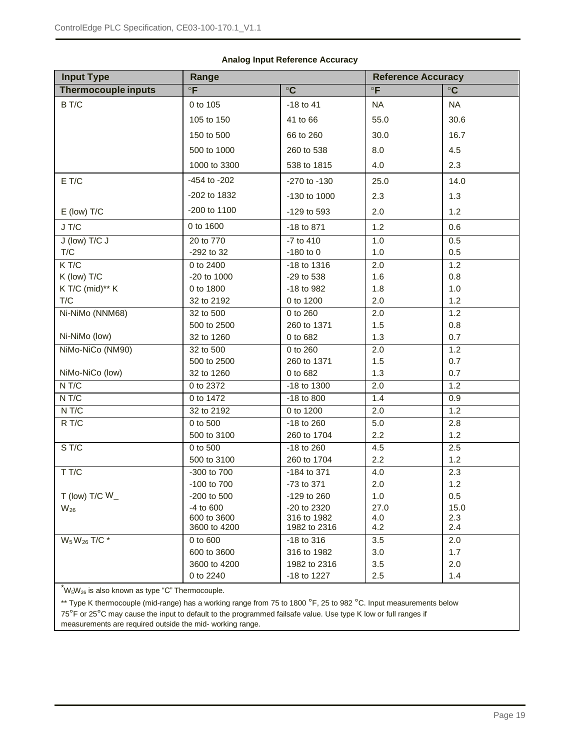**Analog Input Reference Accuracy**

| Input Type | Range | | Reference Accuracy | |
|---|---|---|---|---|
| **Thermocouple inputs** | **°F** | **°C** | **°F** | **°C** |
| B T/C | 0 to 105 | -18 to 41 | NA | NA |
| | 105 to 150 | 41 to 66 | 55.0 | 30.6 |
| | 150 to 500 | 66 to 260 | 30.0 | 16.7 |
| | 500 to 1000 | 260 to 538 | 8.0 | 4.5 |
| | 1000 to 3300 | 538 to 1815 | 4.0 | 2.3 |
| E T/C | -454 to -202 | -270 to -130 | 25.0 | 14.0 |
| | -202 to 1832 | -130 to 1000 | 2.3 | 1.3 |
| E (low) T/C | -200 to 1100 | -129 to 593 | 2.0 | 1.2 |
| J T/C | 0 to 1600 | -18 to 871 | 1.2 | 0.6 |
| J (low) T/C J | 20 to 770 | -7 to 410 | 1.0 | 0.5 |
| T/C | -292 to 32 | -180 to 0 | 1.0 | 0.5 |
| K T/C | 0 to 2400 | -18 to 1316 | 2.0 | 1.2 |
| K (low) T/C | -20 to 1000 | -29 to 538 | 1.6 | 0.8 |
| K T/C (mid)** K | 0 to 1800 | -18 to 982 | 1.8 | 1.0 |
| T/C | 32 to 2192 | 0 to 1200 | 2.0 | 1.2 |
| Ni-NiMo (NNM68) | 32 to 500 | 0 to 260 | 2.0 | 1.2 |
| | 500 to 2500 | 260 to 1371 | 1.5 | 0.8 |
| Ni-NiMo (low) | 32 to 1260 | 0 to 682 | 1.3 | 0.7 |
| NiMo-NiCo (NM90) | 32 to 500 | 0 to 260 | 2.0 | 1.2 |
| | 500 to 2500 | 260 to 1371 | 1.5 | 0.7 |
| NiMo-NiCo (low) | 32 to 1260 | 0 to 682 | 1.3 | 0.7 |
| N T/C | 0 to 2372 | -18 to 1300 | 2.0 | 1.2 |
| N T/C | 0 to 1472 | -18 to 800 | 1.4 | 0.9 |
| N T/C | 32 to 2192 | 0 to 1200 | 2.0 | 1.2 |
| R T/C | 0 to 500 | -18 to 260 | 5.0 | 2.8 |
| | 500 to 3100 | 260 to 1704 | 2.2 | 1.2 |
| S T/C | 0 to 500 | -18 to 260 | 4.5 | 2.5 |
| | 500 to 3100 | 260 to 1704 | 2.2 | 1.2 |
| T T/C | -300 to 700 | -184 to 371 | 4.0 | 2.3 |
| | -100 to 700 | -73 to 371 | 2.0 | 1.2 |
| T (low) T/C W_ | -200 to 500 | -129 to 260 | 1.0 | 0.5 |
| $W_{26}$ | -4 to 600 | -20 to 2320 | 27.0 | 15.0 |
| | 600 to 3600 | 316 to 1982 | 4.0 | 2.3 |
| | 3600 to 4200 | 1982 to 2316 | 4.2 | 2.4 |
| $W_5W_{26}$ T/C * | 0 to 600 | -18 to 316 | 3.5 | 2.0 |
| | 600 to 3600 | 316 to 1982 | 3.0 | 1.7 |
| | 3600 to 4200 | 1982 to 2316 | 3.5 | 2.0 |
| | 0 to 2240 | -18 to 1227 | 2.5 | 1.4 |

*$W_5W_{26}$ is also known as type "C" Thermocouple.

** Type K thermocouple (mid-range) has a working range from 75 to 1800 °F, 25 to 982 °C. Input measurements below 75°F or 25°C may cause the input to default to the programmed failsafe value. Use type K low or full ranges if measurements are required outside the mid- working range.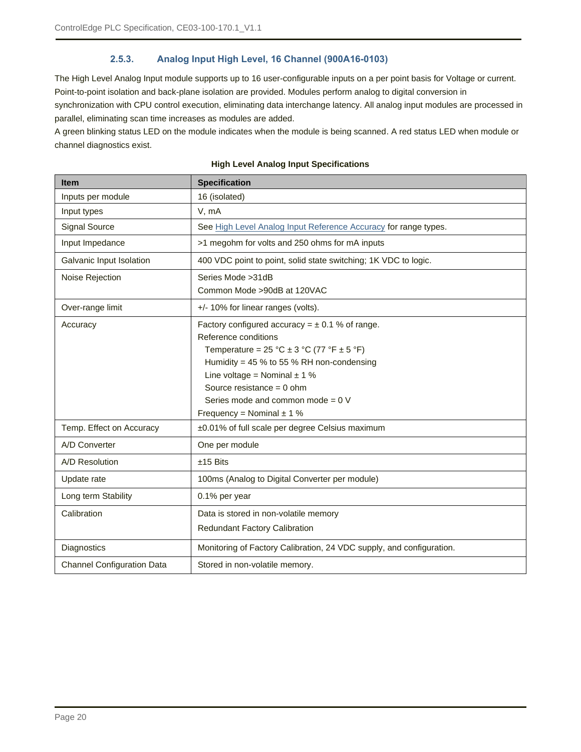### 2.5.3. Analog Input High Level, 16 Channel (900A16-0103)

The High Level Analog Input module supports up to 16 user-configurable inputs on a per point basis for Voltage or current. Point-to-point isolation and back-plane isolation are provided. Modules perform analog to digital conversion in synchronization with CPU control execution, eliminating data interchange latency. All analog input modules are processed in parallel, eliminating scan time increases as modules are added.

A green blinking status LED on the module indicates when the module is being scanned. A red status LED when module or channel diagnostics exist.

**High Level Analog Input Specifications**

| Item | Specification |
|---|---|
| Inputs per module | 16 (isolated) |
| Input types | V, mA |
| Signal Source | See High Level Analog Input Reference Accuracy for range types. |
| Input Impedance | >1 megohm for volts and 250 ohms for mA inputs |
| Galvanic Input Isolation | 400 VDC point to point, solid state switching; 1K VDC to logic. |
| Noise Rejection | Series Mode >31dB<br>Common Mode >90dB at 120VAC |
| Over-range limit | +/- 10% for linear ranges (volts). |
| Accuracy | Factory configured accuracy = ± 0.1 % of range.<br>Reference conditions<br>Temperature = 25 °C ± 3 °C (77 °F ± 5 °F)<br>Humidity = 45 % to 55 % RH non-condensing<br>Line voltage = Nominal ± 1 %<br>Source resistance = 0 ohm<br>Series mode and common mode = 0 V<br>Frequency = Nominal ± 1 % |
| Temp. Effect on Accuracy | ±0.01% of full scale per degree Celsius maximum |
| A/D Converter | One per module |
| A/D Resolution | ±15 Bits |
| Update rate | 100ms (Analog to Digital Converter per module) |
| Long term Stability | 0.1% per year |
| Calibration | Data is stored in non-volatile memory<br>Redundant Factory Calibration |
| Diagnostics | Monitoring of Factory Calibration, 24 VDC supply, and configuration. |
| Channel Configuration Data | Stored in non-volatile memory. |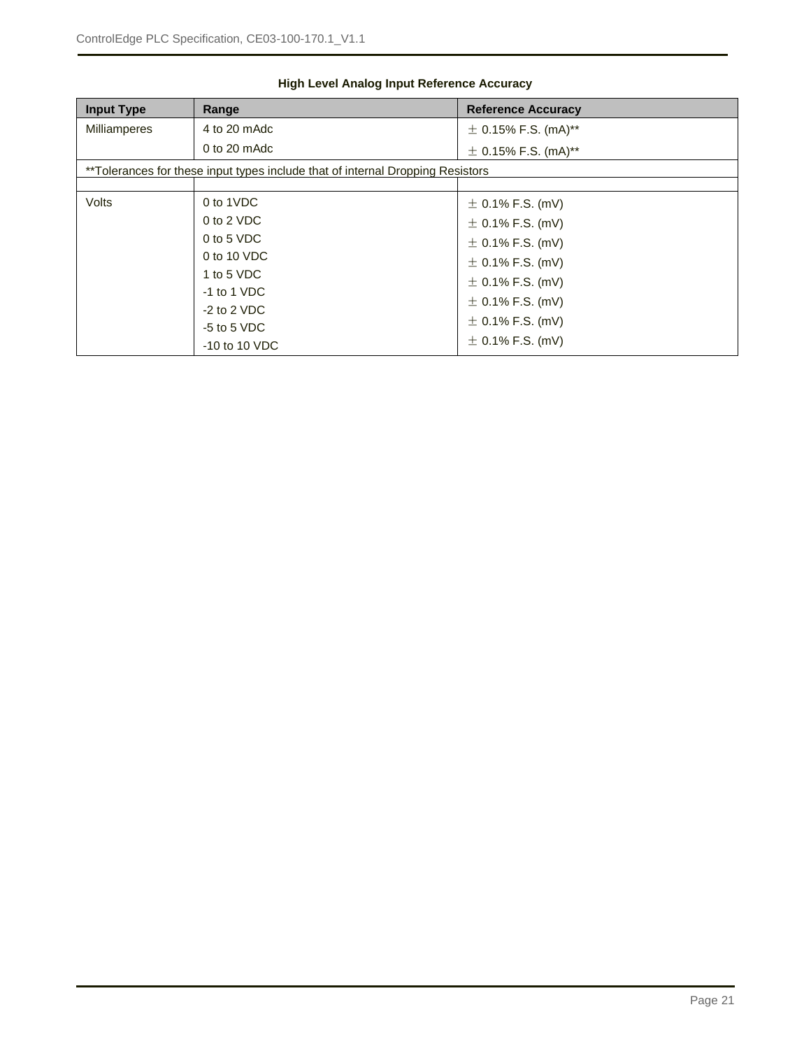**High Level Analog Input Reference Accuracy**

| Input Type | Range | Reference Accuracy |
| --- | --- | --- |
| Milliamperes | 4 to 20 mAdc | ± 0.15% F.S. (mA)** |
| | 0 to 20 mAdc | ± 0.15% F.S. (mA)** |
| **Tolerances for these input types include that of internal Dropping Resistors | | |
| | | |
| Volts | 0 to 1VDC | ± 0.1% F.S. (mV) |
| | 0 to 2 VDC | ± 0.1% F.S. (mV) |
| | 0 to 5 VDC | ± 0.1% F.S. (mV) |
| | 0 to 10 VDC | ± 0.1% F.S. (mV) |
| | 1 to 5 VDC | ± 0.1% F.S. (mV) |
| | -1 to 1 VDC | ± 0.1% F.S. (mV) |
| | -2 to 2 VDC | ± 0.1% F.S. (mV) |
| | -5 to 5 VDC | ± 0.1% F.S. (mV) |
| | -10 to 10 VDC | |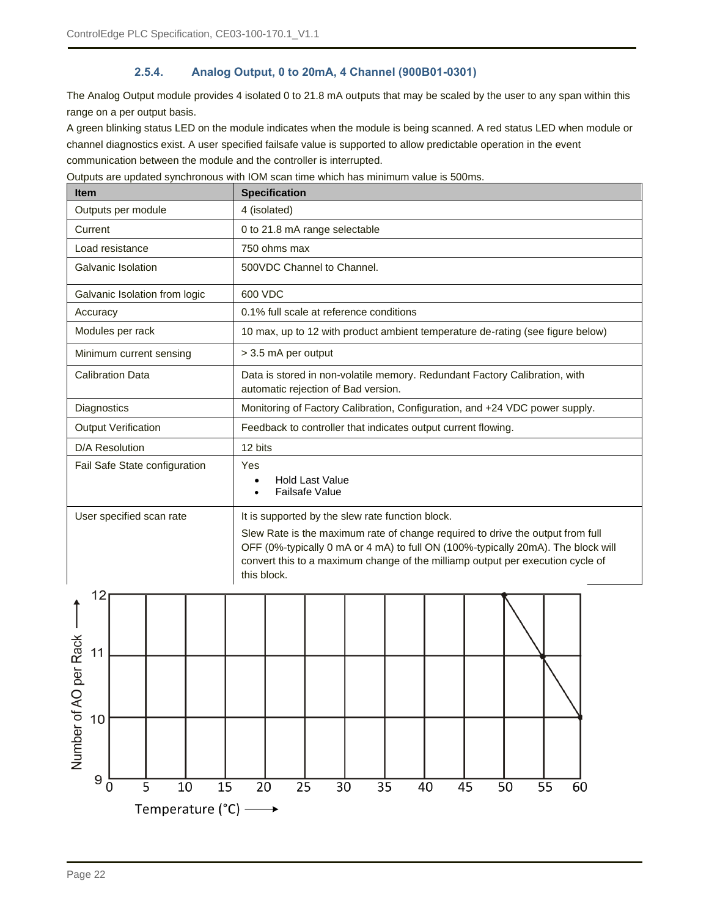### 2.5.4. Analog Output, 0 to 20mA, 4 Channel (900B01-0301)

The Analog Output module provides 4 isolated 0 to 21.8 mA outputs that may be scaled by the user to any span within this range on a per output basis.

A green blinking status LED on the module indicates when the module is being scanned. A red status LED when module or channel diagnostics exist. A user specified failsafe value is supported to allow predictable operation in the event communication between the module and the controller is interrupted.

Outputs are updated synchronous with IOM scan time which has minimum value is 500ms.

| Item | Specification |
|---|---|
| Outputs per module | 4 (isolated) |
| Current | 0 to 21.8 mA range selectable |
| Load resistance | 750 ohms max |
| Galvanic Isolation | 500VDC Channel to Channel. |
| Galvanic Isolation from logic | 600 VDC |
| Accuracy | 0.1% full scale at reference conditions |
| Modules per rack | 10 max, up to 12 with product ambient temperature de-rating (see figure below) |
| Minimum current sensing | > 3.5 mA per output |
| Calibration Data | Data is stored in non-volatile memory. Redundant Factory Calibration, with automatic rejection of Bad version. |
| Diagnostics | Monitoring of Factory Calibration, Configuration, and +24 VDC power supply. |
| Output Verification | Feedback to controller that indicates output current flowing. |
| D/A Resolution | 12 bits |
| Fail Safe State configuration | Yes<br>• Hold Last Value<br>• Failsafe Value |
| User specified scan rate | It is supported by the slew rate function block.<br>Slew Rate is the maximum rate of change required to drive the output from full OFF (0%-typically 0 mA or 4 mA) to full ON (100%-typically 20mA). The block will convert this to a maximum change of the milliamp output per execution cycle of this block. |

Number of AO per Rack vs. Temperature (°C): 12 modules up to 50 °C, 11 at 55 °C, 10 at 60 °C.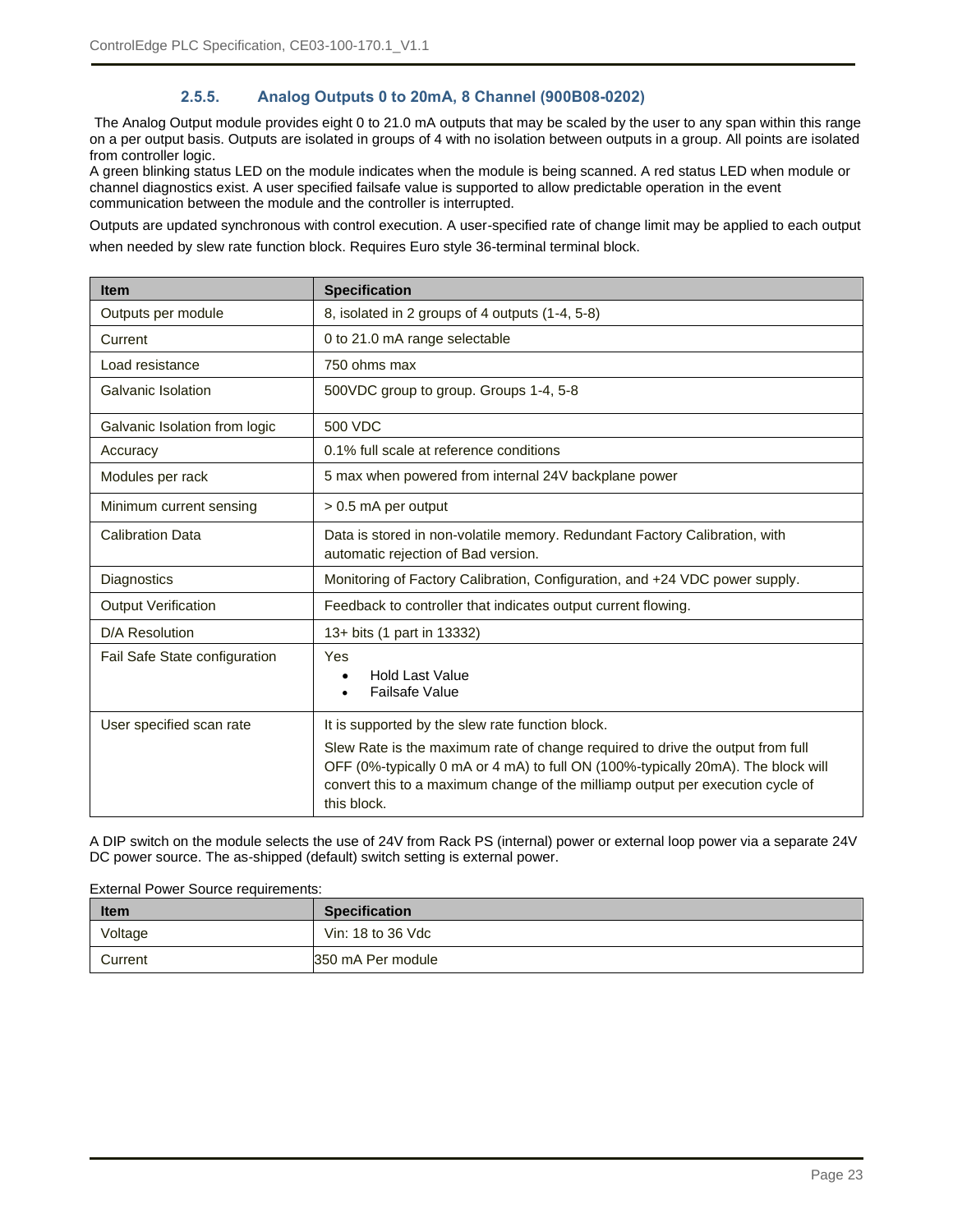### 2.5.5. Analog Outputs 0 to 20mA, 8 Channel (900B08-0202)

The Analog Output module provides eight 0 to 21.0 mA outputs that may be scaled by the user to any span within this range on a per output basis. Outputs are isolated in groups of 4 with no isolation between outputs in a group. All points are isolated from controller logic.
A green blinking status LED on the module indicates when the module is being scanned. A red status LED when module or channel diagnostics exist. A user specified failsafe value is supported to allow predictable operation in the event communication between the module and the controller is interrupted.

Outputs are updated synchronous with control execution. A user-specified rate of change limit may be applied to each output when needed by slew rate function block. Requires Euro style 36-terminal terminal block.

| Item | Specification |
| --- | --- |
| Outputs per module | 8, isolated in 2 groups of 4 outputs (1-4, 5-8) |
| Current | 0 to 21.0 mA range selectable |
| Load resistance | 750 ohms max |
| Galvanic Isolation | 500VDC group to group. Groups 1-4, 5-8 |
| Galvanic Isolation from logic | 500 VDC |
| Accuracy | 0.1% full scale at reference conditions |
| Modules per rack | 5 max when powered from internal 24V backplane power |
| Minimum current sensing | > 0.5 mA per output |
| Calibration Data | Data is stored in non-volatile memory. Redundant Factory Calibration, with automatic rejection of Bad version. |
| Diagnostics | Monitoring of Factory Calibration, Configuration, and +24 VDC power supply. |
| Output Verification | Feedback to controller that indicates output current flowing. |
| D/A Resolution | 13+ bits (1 part in 13332) |
| Fail Safe State configuration | Yes<br>• Hold Last Value<br>• Failsafe Value |
| User specified scan rate | It is supported by the slew rate function block.<br>Slew Rate is the maximum rate of change required to drive the output from full OFF (0%-typically 0 mA or 4 mA) to full ON (100%-typically 20mA). The block will convert this to a maximum change of the milliamp output per execution cycle of this block. |

A DIP switch on the module selects the use of 24V from Rack PS (internal) power or external loop power via a separate 24V DC power source. The as-shipped (default) switch setting is external power.

External Power Source requirements:

| Item | Specification |
| --- | --- |
| Voltage | Vin: 18 to 36 Vdc |
| Current | 350 mA Per module |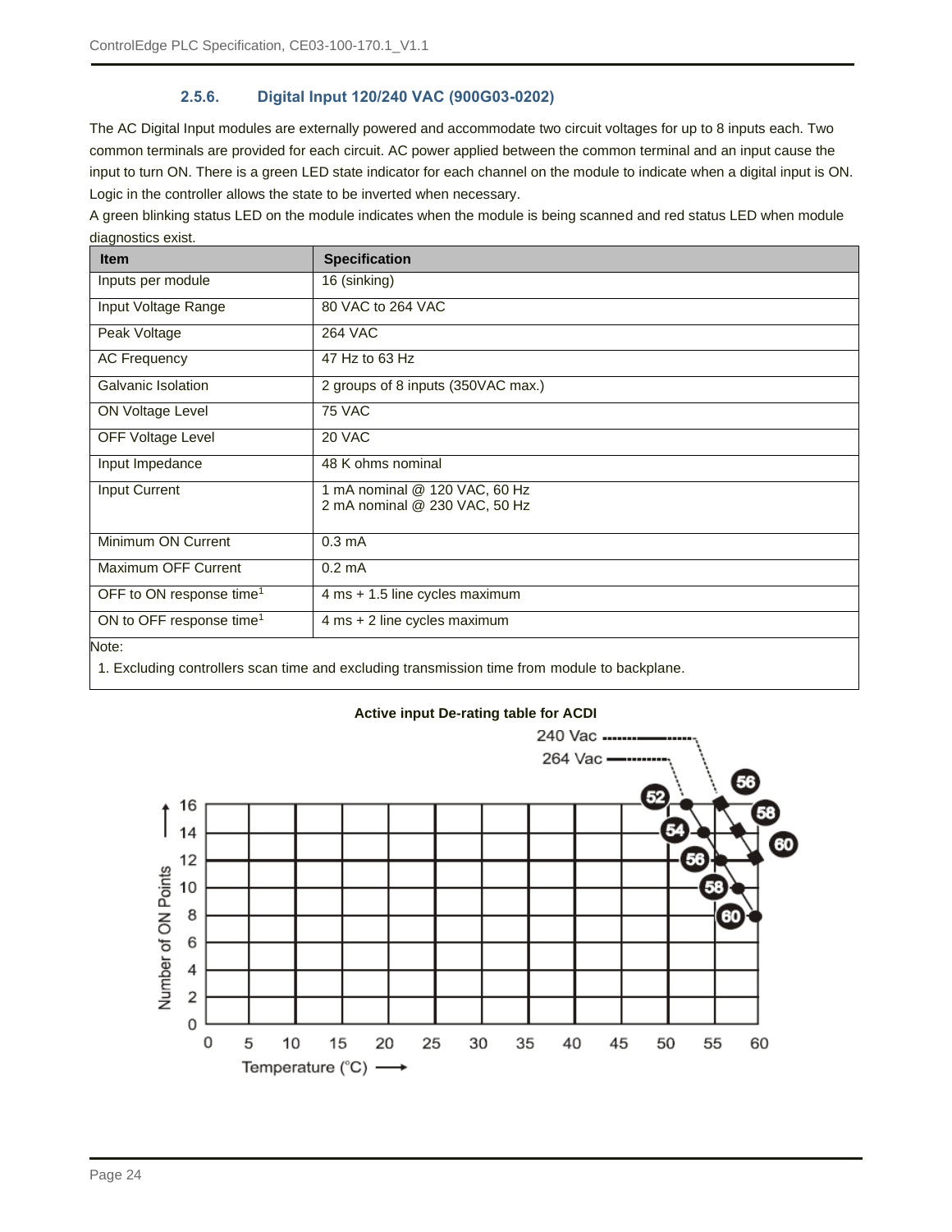### 2.5.6. Digital Input 120/240 VAC (900G03-0202)

The AC Digital Input modules are externally powered and accommodate two circuit voltages for up to 8 inputs each. Two common terminals are provided for each circuit. AC power applied between the common terminal and an input cause the input to turn ON. There is a green LED state indicator for each channel on the module to indicate when a digital input is ON. Logic in the controller allows the state to be inverted when necessary.

A green blinking status LED on the module indicates when the module is being scanned and red status LED when module diagnostics exist.

| Item | Specification |
|---|---|
| Inputs per module | 16 (sinking) |
| Input Voltage Range | 80 VAC to 264 VAC |
| Peak Voltage | 264 VAC |
| AC Frequency | 47 Hz to 63 Hz |
| Galvanic Isolation | 2 groups of 8 inputs (350VAC max.) |
| ON Voltage Level | 75 VAC |
| OFF Voltage Level | 20 VAC |
| Input Impedance | 48 K ohms nominal |
| Input Current | 1 mA nominal @ 120 VAC, 60 Hz<br>2 mA nominal @ 230 VAC, 50 Hz |
| Minimum ON Current | 0.3 mA |
| Maximum OFF Current | 0.2 mA |
| OFF to ON response time[1] | 4 ms + 1.5 line cycles maximum |
| ON to OFF response time[1] | 4 ms + 2 line cycles maximum |

Note:

1. Excluding controllers scan time and excluding transmission time from module to backplane.

**Active input De-rating table for ACDI**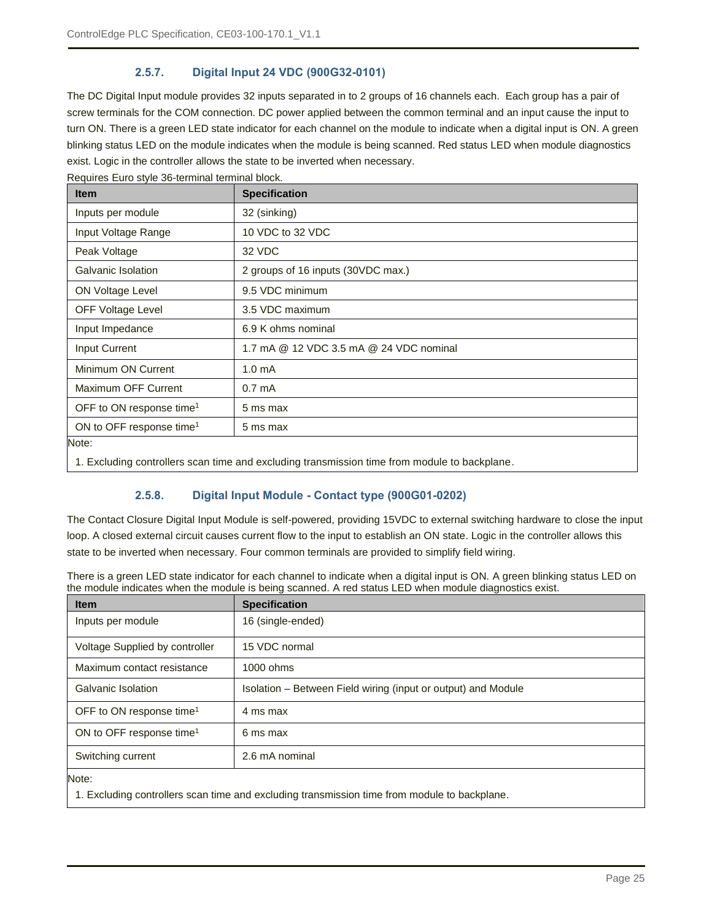### 2.5.7. Digital Input 24 VDC (900G32-0101)

The DC Digital Input module provides 32 inputs separated in to 2 groups of 16 channels each. Each group has a pair of screw terminals for the COM connection. DC power applied between the common terminal and an input cause the input to turn ON. There is a green LED state indicator for each channel on the module to indicate when a digital input is ON. A green blinking status LED on the module indicates when the module is being scanned. Red status LED when module diagnostics exist. Logic in the controller allows the state to be inverted when necessary.

Requires Euro style 36-terminal terminal block.

| Item | Specification |
|---|---|
| Inputs per module | 32 (sinking) |
| Input Voltage Range | 10 VDC to 32 VDC |
| Peak Voltage | 32 VDC |
| Galvanic Isolation | 2 groups of 16 inputs (30VDC max.) |
| ON Voltage Level | 9.5 VDC minimum |
| OFF Voltage Level | 3.5 VDC maximum |
| Input Impedance | 6.9 K ohms nominal |
| Input Current | 1.7 mA @ 12 VDC 3.5 mA @ 24 VDC nominal |
| Minimum ON Current | 1.0 mA |
| Maximum OFF Current | 0.7 mA |
| OFF to ON response time[1] | 5 ms max |
| ON to OFF response time[1] | 5 ms max |

Note:

1. Excluding controllers scan time and excluding transmission time from module to backplane.

### 2.5.8. Digital Input Module - Contact type (900G01-0202)

The Contact Closure Digital Input Module is self-powered, providing 15VDC to external switching hardware to close the input loop. A closed external circuit causes current flow to the input to establish an ON state. Logic in the controller allows this state to be inverted when necessary. Four common terminals are provided to simplify field wiring.

There is a green LED state indicator for each channel to indicate when a digital input is ON. A green blinking status LED on the module indicates when the module is being scanned. A red status LED when module diagnostics exist.

| Item | Specification |
|---|---|
| Inputs per module | 16 (single-ended) |
| Voltage Supplied by controller | 15 VDC normal |
| Maximum contact resistance | 1000 ohms |
| Galvanic Isolation | Isolation – Between Field wiring (input or output) and Module |
| OFF to ON response time[1] | 4 ms max |
| ON to OFF response time[1] | 6 ms max |
| Switching current | 2.6 mA nominal |

Note:

1. Excluding controllers scan time and excluding transmission time from module to backplane.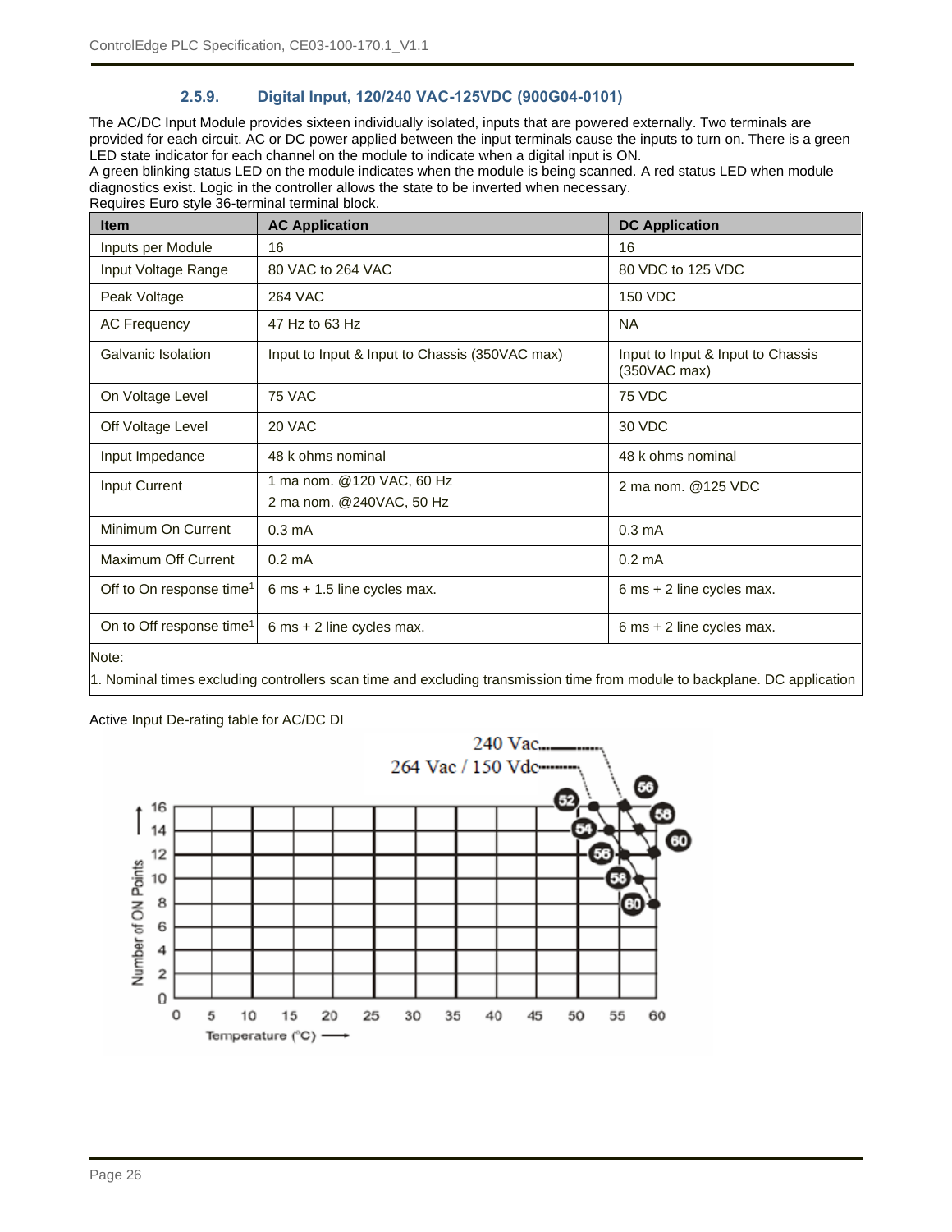### 2.5.9. Digital Input, 120/240 VAC-125VDC (900G04-0101)

The AC/DC Input Module provides sixteen individually isolated, inputs that are powered externally. Two terminals are provided for each circuit. AC or DC power applied between the input terminals cause the inputs to turn on. There is a green LED state indicator for each channel on the module to indicate when a digital input is ON.
A green blinking status LED on the module indicates when the module is being scanned. A red status LED when module diagnostics exist. Logic in the controller allows the state to be inverted when necessary.
Requires Euro style 36-terminal terminal block.

| Item | AC Application | DC Application |
|---|---|---|
| Inputs per Module | 16 | 16 |
| Input Voltage Range | 80 VAC to 264 VAC | 80 VDC to 125 VDC |
| Peak Voltage | 264 VAC | 150 VDC |
| AC Frequency | 47 Hz to 63 Hz | NA |
| Galvanic Isolation | Input to Input & Input to Chassis (350VAC max) | Input to Input & Input to Chassis (350VAC max) |
| On Voltage Level | 75 VAC | 75 VDC |
| Off Voltage Level | 20 VAC | 30 VDC |
| Input Impedance | 48 k ohms nominal | 48 k ohms nominal |
| Input Current | 1 ma nom. @120 VAC, 60 Hz<br>2 ma nom. @240VAC, 50 Hz | 2 ma nom. @125 VDC |
| Minimum On Current | 0.3 mA | 0.3 mA |
| Maximum Off Current | 0.2 mA | 0.2 mA |
| Off to On response time[1] | 6 ms + 1.5 line cycles max. | 6 ms + 2 line cycles max. |
| On to Off response time[1] | 6 ms + 2 line cycles max. | 6 ms + 2 line cycles max. |

Note:

1. Nominal times excluding controllers scan time and excluding transmission time from module to backplane. DC application

Active Input De-rating table for AC/DC DI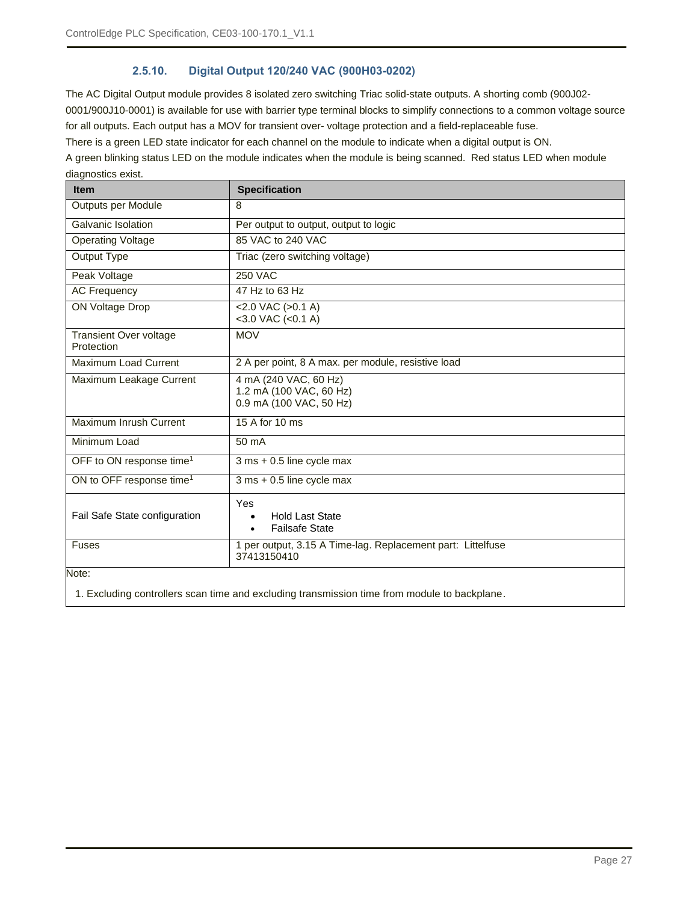### 2.5.10. Digital Output 120/240 VAC (900H03-0202)

The AC Digital Output module provides 8 isolated zero switching Triac solid-state outputs. A shorting comb (900J02-0001/900J10-0001) is available for use with barrier type terminal blocks to simplify connections to a common voltage source for all outputs. Each output has a MOV for transient over- voltage protection and a field-replaceable fuse.

There is a green LED state indicator for each channel on the module to indicate when a digital output is ON.

A green blinking status LED on the module indicates when the module is being scanned. Red status LED when module diagnostics exist.

| Item | Specification |
|---|---|
| Outputs per Module | 8 |
| Galvanic Isolation | Per output to output, output to logic |
| Operating Voltage | 85 VAC to 240 VAC |
| Output Type | Triac (zero switching voltage) |
| Peak Voltage | 250 VAC |
| AC Frequency | 47 Hz to 63 Hz |
| ON Voltage Drop | <2.0 VAC (>0.1 A)<br><3.0 VAC (<0.1 A) |
| Transient Over voltage Protection | MOV |
| Maximum Load Current | 2 A per point, 8 A max. per module, resistive load |
| Maximum Leakage Current | 4 mA (240 VAC, 60 Hz)<br>1.2 mA (100 VAC, 60 Hz)<br>0.9 mA (100 VAC, 50 Hz) |
| Maximum Inrush Current | 15 A for 10 ms |
| Minimum Load | 50 mA |
| OFF to ON response time[1] | 3 ms + 0.5 line cycle max |
| ON to OFF response time[1] | 3 ms + 0.5 line cycle max |
| Fail Safe State configuration | Yes<br>• Hold Last State<br>• Failsafe State |
| Fuses | 1 per output, 3.15 A Time-lag. Replacement part: Littelfuse 37413150410 |

Note:

1. Excluding controllers scan time and excluding transmission time from module to backplane.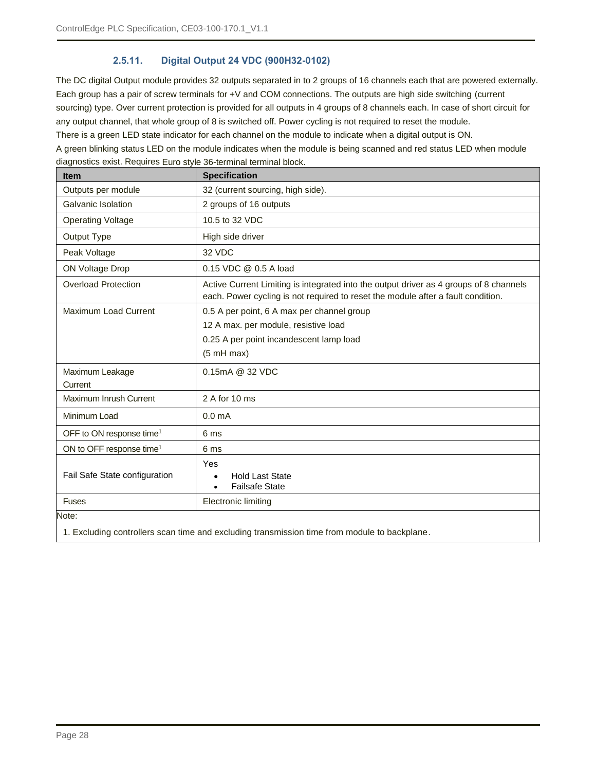### 2.5.11. Digital Output 24 VDC (900H32-0102)

The DC digital Output module provides 32 outputs separated in to 2 groups of 16 channels each that are powered externally. Each group has a pair of screw terminals for +V and COM connections. The outputs are high side switching (current sourcing) type. Over current protection is provided for all outputs in 4 groups of 8 channels each. In case of short circuit for any output channel, that whole group of 8 is switched off. Power cycling is not required to reset the module.

There is a green LED state indicator for each channel on the module to indicate when a digital output is ON.

A green blinking status LED on the module indicates when the module is being scanned and red status LED when module diagnostics exist. Requires Euro style 36-terminal terminal block.

| Item | Specification |
|---|---|
| Outputs per module | 32 (current sourcing, high side). |
| Galvanic Isolation | 2 groups of 16 outputs |
| Operating Voltage | 10.5 to 32 VDC |
| Output Type | High side driver |
| Peak Voltage | 32 VDC |
| ON Voltage Drop | 0.15 VDC @ 0.5 A load |
| Overload Protection | Active Current Limiting is integrated into the output driver as 4 groups of 8 channels each. Power cycling is not required to reset the module after a fault condition. |
| Maximum Load Current | 0.5 A per point, 6 A max per channel group<br>12 A max. per module, resistive load<br>0.25 A per point incandescent lamp load<br>(5 mH max) |
| Maximum Leakage Current | 0.15mA @ 32 VDC |
| Maximum Inrush Current | 2 A for 10 ms |
| Minimum Load | 0.0 mA |
| OFF to ON response time[1] | 6 ms |
| ON to OFF response time[1] | 6 ms |
| Fail Safe State configuration | Yes<br>• Hold Last State<br>• Failsafe State |
| Fuses | Electronic limiting |

Note:

1. Excluding controllers scan time and excluding transmission time from module to backplane.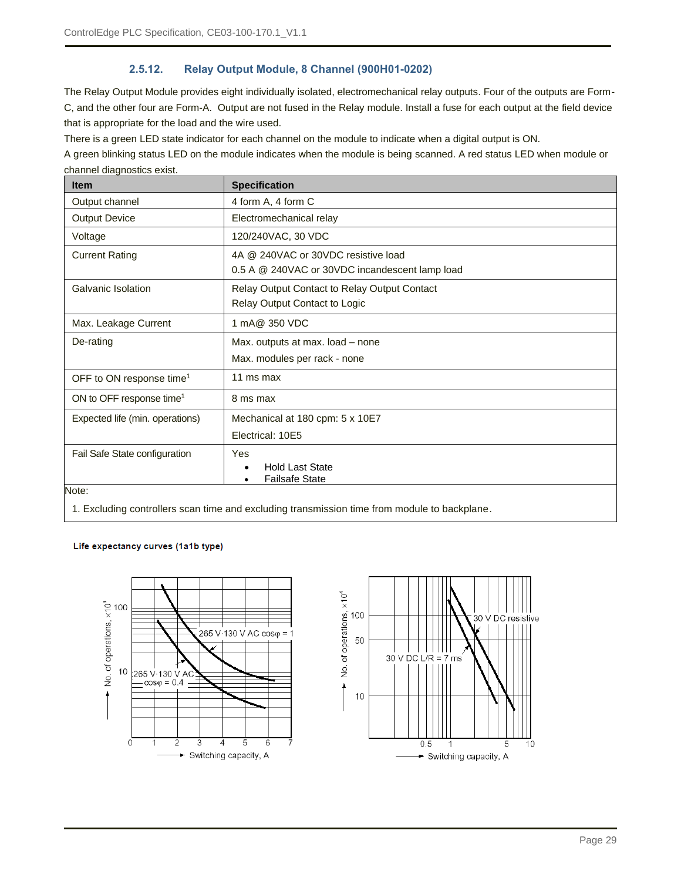### 2.5.12. Relay Output Module, 8 Channel (900H01-0202)

The Relay Output Module provides eight individually isolated, electromechanical relay outputs. Four of the outputs are Form-C, and the other four are Form-A. Output are not fused in the Relay module. Install a fuse for each output at the field device that is appropriate for the load and the wire used.

There is a green LED state indicator for each channel on the module to indicate when a digital output is ON.

A green blinking status LED on the module indicates when the module is being scanned. A red status LED when module or channel diagnostics exist.

| Item | Specification |
|---|---|
| Output channel | 4 form A, 4 form C |
| Output Device | Electromechanical relay |
| Voltage | 120/240VAC, 30 VDC |
| Current Rating | 4A @ 240VAC or 30VDC resistive load<br>0.5 A @ 240VAC or 30VDC incandescent lamp load |
| Galvanic Isolation | Relay Output Contact to Relay Output Contact<br>Relay Output Contact to Logic |
| Max. Leakage Current | 1 mA@ 350 VDC |
| De-rating | Max. outputs at max. load – none<br>Max. modules per rack - none |
| OFF to ON response time[1] | 11 ms max |
| ON to OFF response time[1] | 8 ms max |
| Expected life (min. operations) | Mechanical at 180 cpm: 5 x 10E7<br>Electrical: 10E5 |
| Fail Safe State configuration | Yes<br>• Hold Last State<br>• Failsafe State |

Note:

1. Excluding controllers scan time and excluding transmission time from module to backplane.

**Life expectancy curves (1a1b type)**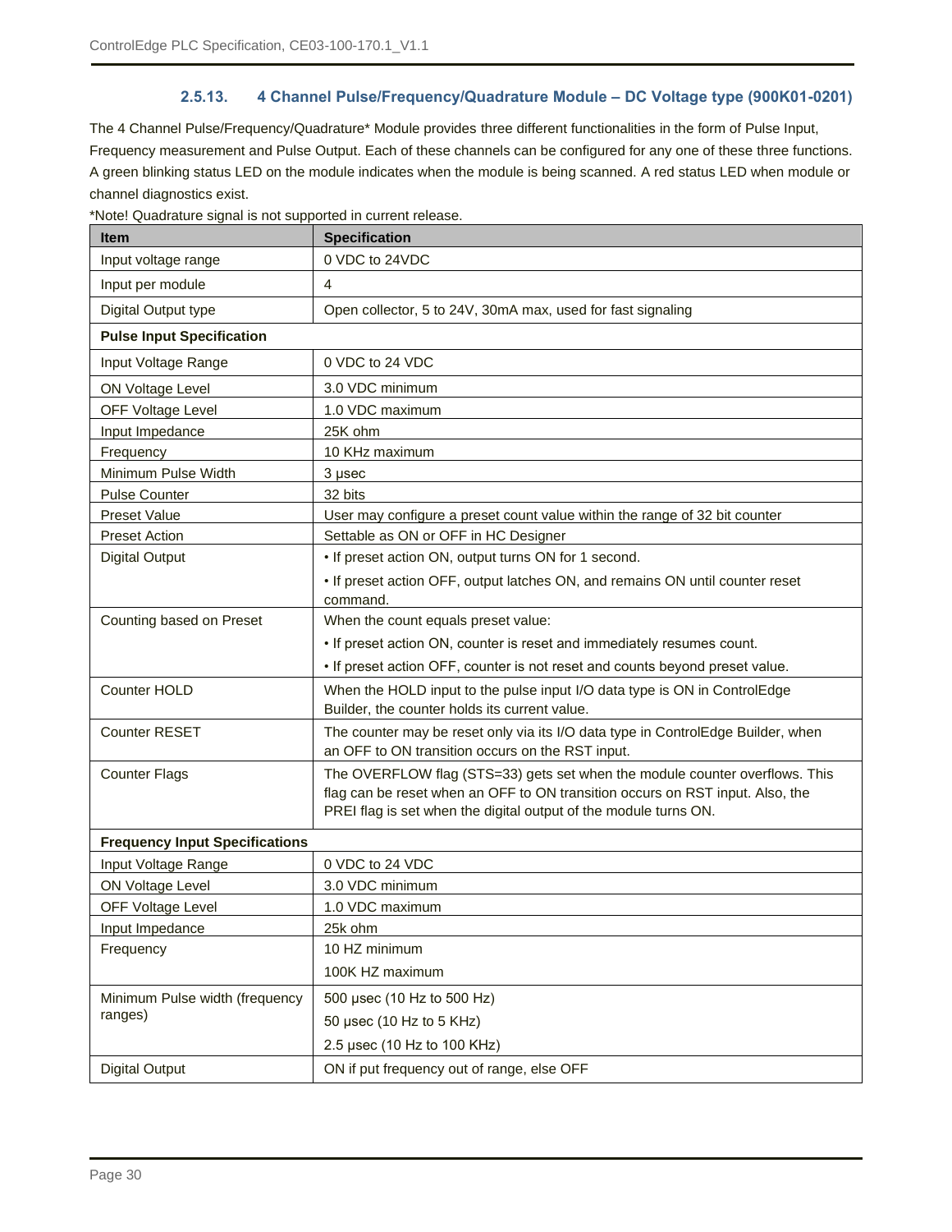### 2.5.13. 4 Channel Pulse/Frequency/Quadrature Module – DC Voltage type (900K01-0201)

The 4 Channel Pulse/Frequency/Quadrature* Module provides three different functionalities in the form of Pulse Input, Frequency measurement and Pulse Output. Each of these channels can be configured for any one of these three functions. A green blinking status LED on the module indicates when the module is being scanned. A red status LED when module or channel diagnostics exist.

*Note! Quadrature signal is not supported in current release.

| Item | Specification |
|---|---|
| Input voltage range | 0 VDC to 24VDC |
| Input per module | 4 |
| Digital Output type | Open collector, 5 to 24V, 30mA max, used for fast signaling |
| **Pulse Input Specification** | |
| Input Voltage Range | 0 VDC to 24 VDC |
| ON Voltage Level | 3.0 VDC minimum |
| OFF Voltage Level | 1.0 VDC maximum |
| Input Impedance | 25K ohm |
| Frequency | 10 KHz maximum |
| Minimum Pulse Width | 3 µsec |
| Pulse Counter | 32 bits |
| Preset Value | User may configure a preset count value within the range of 32 bit counter |
| Preset Action | Settable as ON or OFF in HC Designer |
| Digital Output | • If preset action ON, output turns ON for 1 second.<br>• If preset action OFF, output latches ON, and remains ON until counter reset command. |
| Counting based on Preset | When the count equals preset value:<br>• If preset action ON, counter is reset and immediately resumes count.<br>• If preset action OFF, counter is not reset and counts beyond preset value. |
| Counter HOLD | When the HOLD input to the pulse input I/O data type is ON in ControlEdge Builder, the counter holds its current value. |
| Counter RESET | The counter may be reset only via its I/O data type in ControlEdge Builder, when an OFF to ON transition occurs on the RST input. |
| Counter Flags | The OVERFLOW flag (STS=33) gets set when the module counter overflows. This flag can be reset when an OFF to ON transition occurs on RST input. Also, the PREI flag is set when the digital output of the module turns ON. |
| **Frequency Input Specifications** | |
| Input Voltage Range | 0 VDC to 24 VDC |
| ON Voltage Level | 3.0 VDC minimum |
| OFF Voltage Level | 1.0 VDC maximum |
| Input Impedance | 25k ohm |
| Frequency | 10 HZ minimum<br>100K HZ maximum |
| Minimum Pulse width (frequency ranges) | 500 µsec (10 Hz to 500 Hz)<br>50 µsec (10 Hz to 5 KHz)<br>2.5 µsec (10 Hz to 100 KHz) |
| Digital Output | ON if put frequency out of range, else OFF |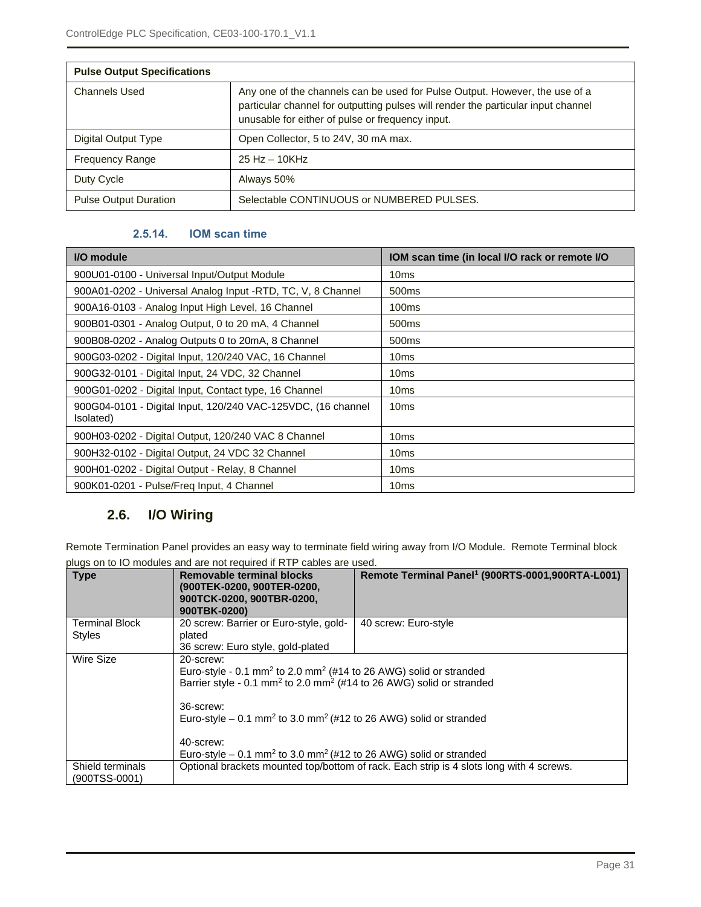| Pulse Output Specifications | |
|---|---|
| Channels Used | Any one of the channels can be used for Pulse Output. However, the use of a particular channel for outputting pulses will render the particular input channel unusable for either of pulse or frequency input. |
| Digital Output Type | Open Collector, 5 to 24V, 30 mA max. |
| Frequency Range | 25 Hz – 10KHz |
| Duty Cycle | Always 50% |
| Pulse Output Duration | Selectable CONTINUOUS or NUMBERED PULSES. |

#### 2.5.14. IOM scan time

| I/O module | IOM scan time (in local I/O rack or remote I/O |
|---|---|
| 900U01-0100 - Universal Input/Output Module | 10ms |
| 900A01-0202 - Universal Analog Input -RTD, TC, V, 8 Channel | 500ms |
| 900A16-0103 - Analog Input High Level, 16 Channel | 100ms |
| 900B01-0301 - Analog Output, 0 to 20 mA, 4 Channel | 500ms |
| 900B08-0202 - Analog Outputs 0 to 20mA, 8 Channel | 500ms |
| 900G03-0202 - Digital Input, 120/240 VAC, 16 Channel | 10ms |
| 900G32-0101 - Digital Input, 24 VDC, 32 Channel | 10ms |
| 900G01-0202 - Digital Input, Contact type, 16 Channel | 10ms |
| 900G04-0101 - Digital Input, 120/240 VAC-125VDC, (16 channel Isolated) | 10ms |
| 900H03-0202 - Digital Output, 120/240 VAC 8 Channel | 10ms |
| 900H32-0102 - Digital Output, 24 VDC 32 Channel | 10ms |
| 900H01-0202 - Digital Output - Relay, 8 Channel | 10ms |
| 900K01-0201 - Pulse/Freq Input, 4 Channel | 10ms |

## 2.6. I/O Wiring

Remote Termination Panel provides an easy way to terminate field wiring away from I/O Module. Remote Terminal block plugs on to IO modules and are not required if RTP cables are used.

| Type | Removable terminal blocks (900TEK-0200, 900TER-0200, 900TCK-0200, 900TBR-0200, 900TBK-0200) | Remote Terminal Panel[1] (900RTS-0001,900RTA-L001) |
|---|---|---|
| Terminal Block Styles | 20 screw: Barrier or Euro-style, gold-plated<br>36 screw: Euro style, gold-plated | 40 screw: Euro-style |
| Wire Size | 20-screw:<br>Euro-style - 0.1 mm$^2$ to 2.0 mm$^2$ (#14 to 26 AWG) solid or stranded<br>Barrier style - 0.1 mm$^2$ to 2.0 mm$^2$ (#14 to 26 AWG) solid or stranded<br><br>36-screw:<br>Euro-style – 0.1 mm$^2$ to 3.0 mm$^2$ (#12 to 26 AWG) solid or stranded<br><br>40-screw:<br>Euro-style – 0.1 mm$^2$ to 3.0 mm$^2$ (#12 to 26 AWG) solid or stranded | |
| Shield terminals (900TSS-0001) | Optional brackets mounted top/bottom of rack. Each strip is 4 slots long with 4 screws. | |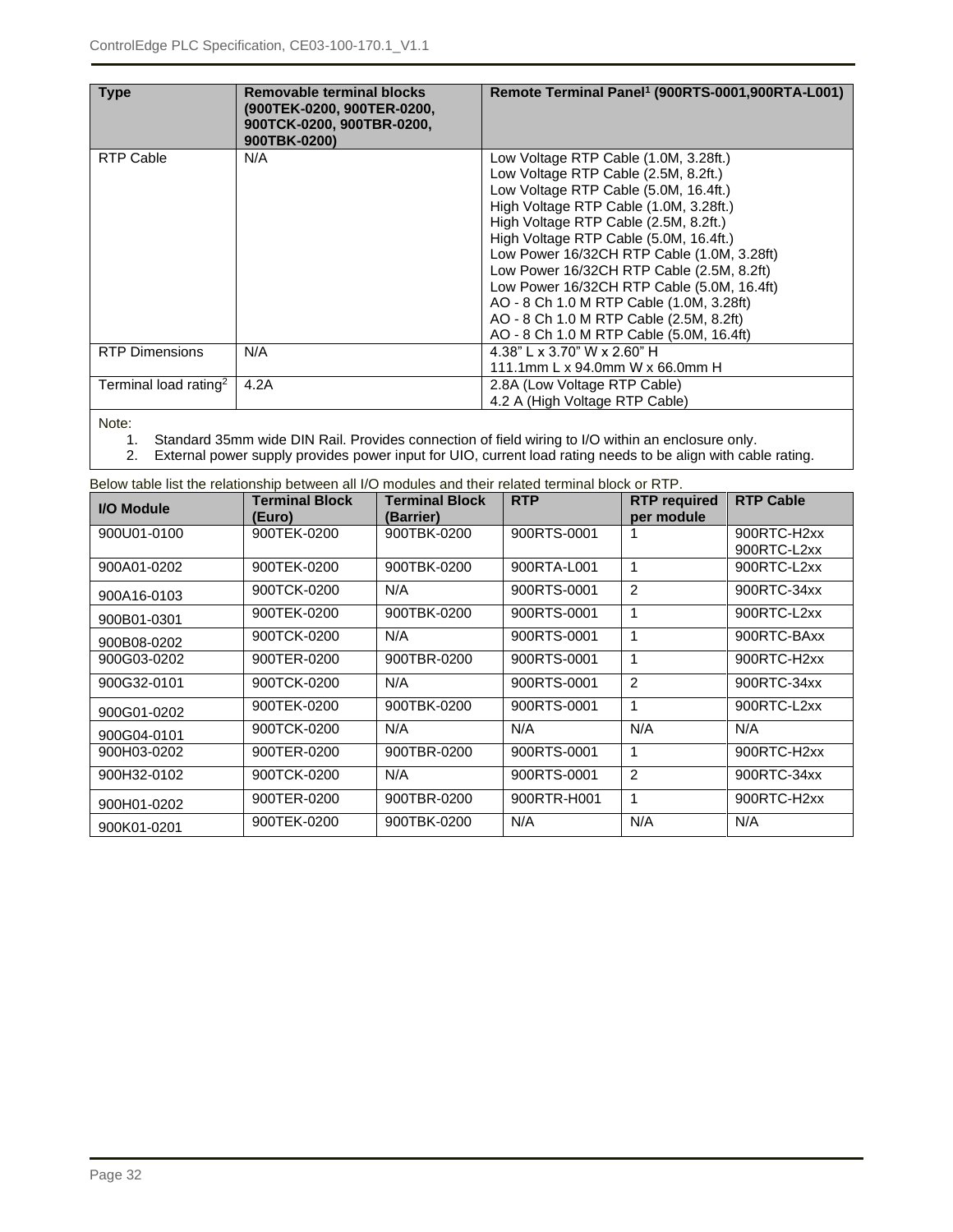| Type | Removable terminal blocks (900TEK-0200, 900TER-0200, 900TCK-0200, 900TBR-0200, 900TBK-0200) | Remote Terminal Panel[1] (900RTS-0001,900RTA-L001) |
|---|---|---|
| RTP Cable | N/A | Low Voltage RTP Cable (1.0M, 3.28ft.)<br>Low Voltage RTP Cable (2.5M, 8.2ft.)<br>Low Voltage RTP Cable (5.0M, 16.4ft.)<br>High Voltage RTP Cable (1.0M, 3.28ft.)<br>High Voltage RTP Cable (2.5M, 8.2ft.)<br>High Voltage RTP Cable (5.0M, 16.4ft.)<br>Low Power 16/32CH RTP Cable (1.0M, 3.28ft)<br>Low Power 16/32CH RTP Cable (2.5M, 8.2ft)<br>Low Power 16/32CH RTP Cable (5.0M, 16.4ft)<br>AO - 8 Ch 1.0 M RTP Cable (1.0M, 3.28ft)<br>AO - 8 Ch 1.0 M RTP Cable (2.5M, 8.2ft)<br>AO - 8 Ch 1.0 M RTP Cable (5.0M, 16.4ft) |
| RTP Dimensions | N/A | 4.38" L x 3.70" W x 2.60" H<br>111.1mm L x 94.0mm W x 66.0mm H |
| Terminal load rating[2] | 4.2A | 2.8A (Low Voltage RTP Cable)<br>4.2 A (High Voltage RTP Cable) |

Note:

1. Standard 35mm wide DIN Rail. Provides connection of field wiring to I/O within an enclosure only.
2. External power supply provides power input for UIO, current load rating needs to be align with cable rating.

Below table list the relationship between all I/O modules and their related terminal block or RTP.

| I/O Module | Terminal Block (Euro) | Terminal Block (Barrier) | RTP | RTP required per module | RTP Cable |
|---|---|---|---|---|---|
| 900U01-0100 | 900TEK-0200 | 900TBK-0200 | 900RTS-0001 | 1 | 900RTC-H2xx<br>900RTC-L2xx |
| 900A01-0202 | 900TEK-0200 | 900TBK-0200 | 900RTA-L001 | 1 | 900RTC-L2xx |
| 900A16-0103 | 900TCK-0200 | N/A | 900RTS-0001 | 2 | 900RTC-34xx |
| 900B01-0301 | 900TEK-0200 | 900TBK-0200 | 900RTS-0001 | 1 | 900RTC-L2xx |
| 900B08-0202 | 900TCK-0200 | N/A | 900RTS-0001 | 1 | 900RTC-BAxx |
| 900G03-0202 | 900TER-0200 | 900TBR-0200 | 900RTS-0001 | 1 | 900RTC-H2xx |
| 900G32-0101 | 900TCK-0200 | N/A | 900RTS-0001 | 2 | 900RTC-34xx |
| 900G01-0202 | 900TEK-0200 | 900TBK-0200 | 900RTS-0001 | 1 | 900RTC-L2xx |
| 900G04-0101 | 900TCK-0200 | N/A | N/A | N/A | N/A |
| 900H03-0202 | 900TER-0200 | 900TBR-0200 | 900RTS-0001 | 1 | 900RTC-H2xx |
| 900H32-0102 | 900TCK-0200 | N/A | 900RTS-0001 | 2 | 900RTC-34xx |
| 900H01-0202 | 900TER-0200 | 900TBR-0200 | 900RTR-H001 | 1 | 900RTC-H2xx |
| 900K01-0201 | 900TEK-0200 | 900TBK-0200 | N/A | N/A | N/A |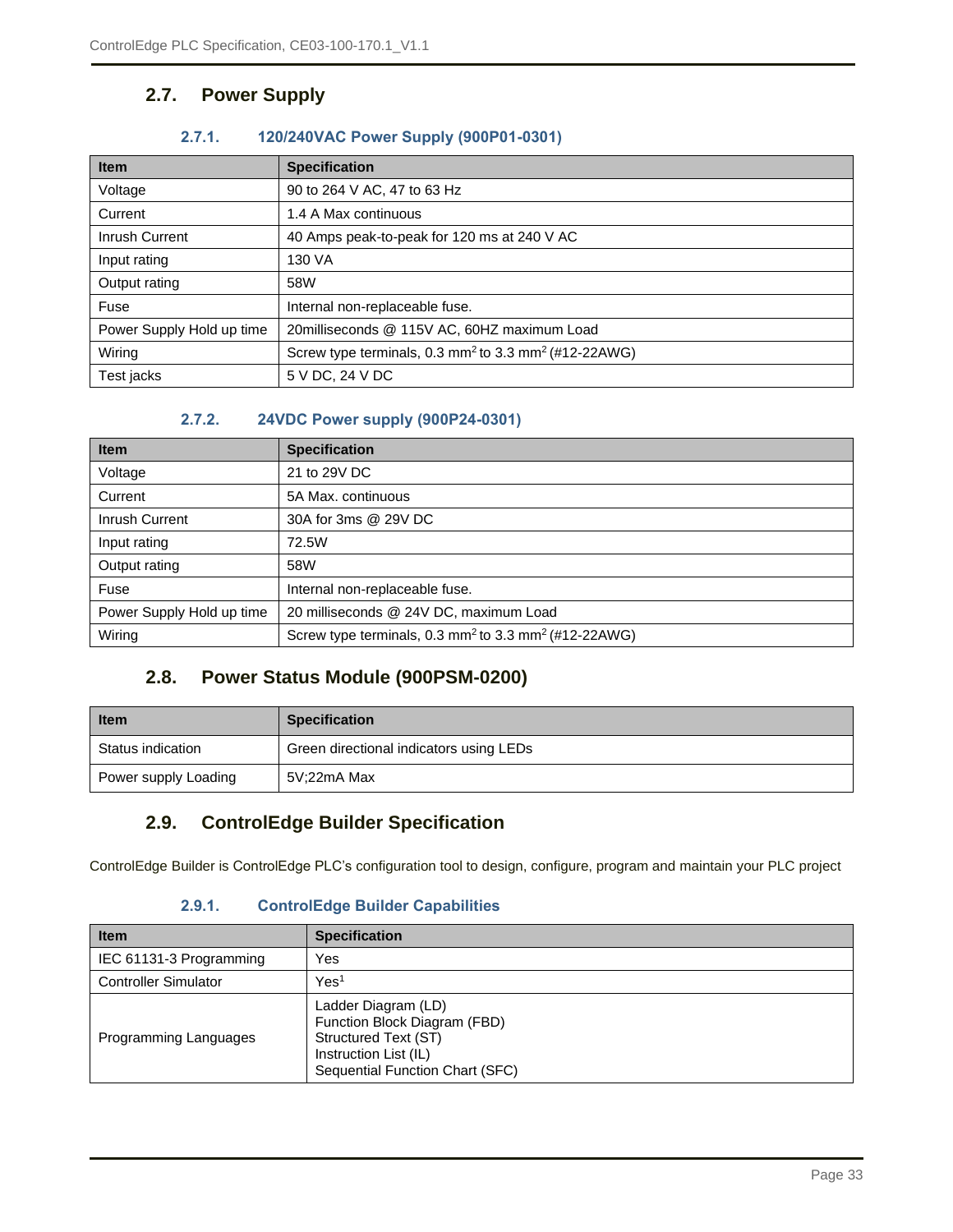## 2.7. Power Supply

### 2.7.1. 120/240VAC Power Supply (900P01-0301)

| Item | Specification |
|---|---|
| Voltage | 90 to 264 V AC, 47 to 63 Hz |
| Current | 1.4 A Max continuous |
| Inrush Current | 40 Amps peak-to-peak for 120 ms at 240 V AC |
| Input rating | 130 VA |
| Output rating | 58W |
| Fuse | Internal non-replaceable fuse. |
| Power Supply Hold up time | 20milliseconds @ 115V AC, 60HZ maximum Load |
| Wiring | Screw type terminals, 0.3 $mm^2$ to 3.3 $mm^2$ (#12-22AWG) |
| Test jacks | 5 V DC, 24 V DC |

### 2.7.2. 24VDC Power supply (900P24-0301)

| Item | Specification |
|---|---|
| Voltage | 21 to 29V DC |
| Current | 5A Max. continuous |
| Inrush Current | 30A for 3ms @ 29V DC |
| Input rating | 72.5W |
| Output rating | 58W |
| Fuse | Internal non-replaceable fuse. |
| Power Supply Hold up time | 20 milliseconds @ 24V DC, maximum Load |
| Wiring | Screw type terminals, 0.3 $mm^2$ to 3.3 $mm^2$ (#12-22AWG) |

## 2.8. Power Status Module (900PSM-0200)

| Item | Specification |
|---|---|
| Status indication | Green directional indicators using LEDs |
| Power supply Loading | 5V;22mA Max |

## 2.9. ControlEdge Builder Specification

ControlEdge Builder is ControlEdge PLC's configuration tool to design, configure, program and maintain your PLC project

### 2.9.1. ControlEdge Builder Capabilities

| Item | Specification |
|---|---|
| IEC 61131-3 Programming | Yes |
| Controller Simulator | Yes[1] |
| Programming Languages | Ladder Diagram (LD)<br>Function Block Diagram (FBD)<br>Structured Text (ST)<br>Instruction List (IL)<br>Sequential Function Chart (SFC) |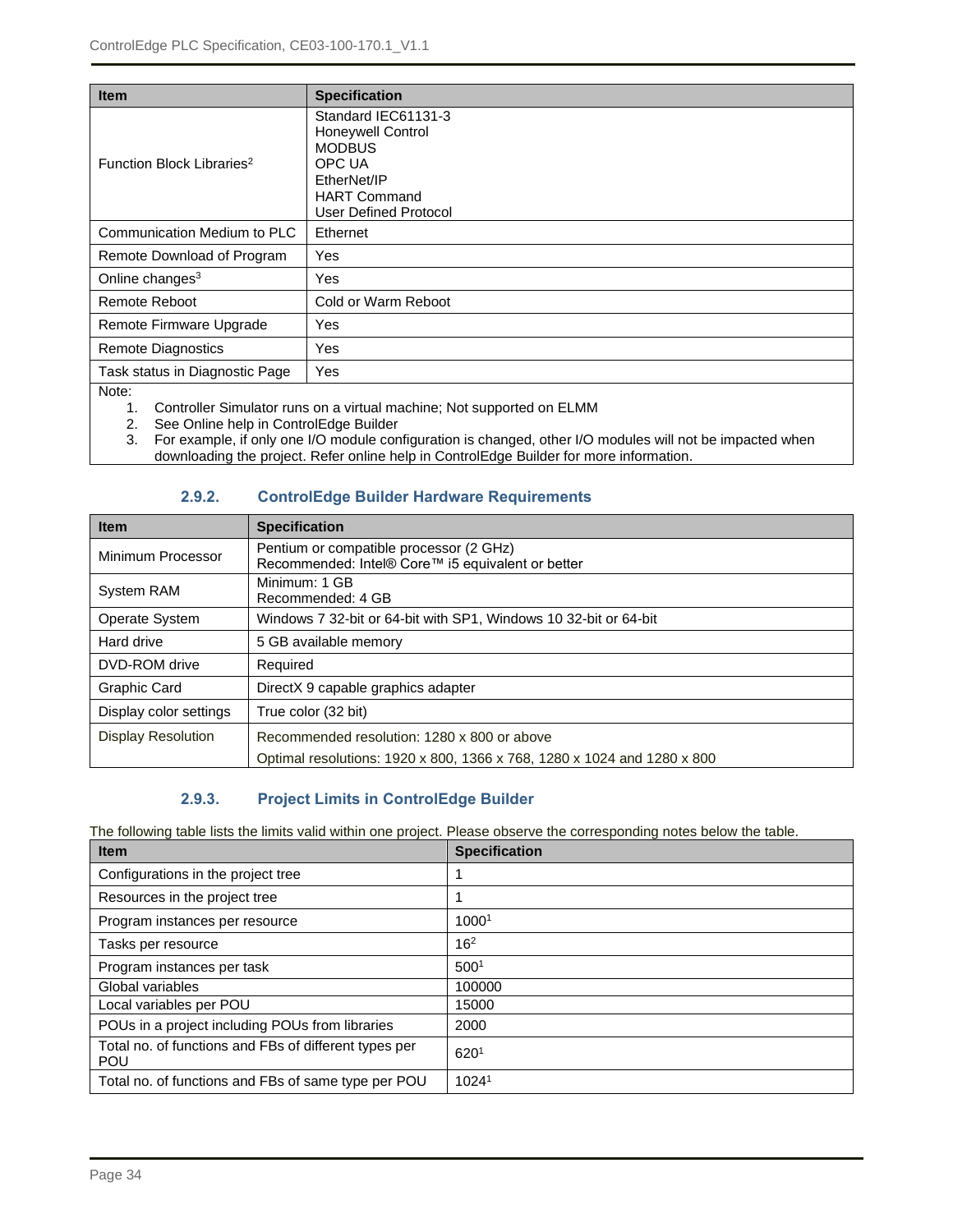| Item | Specification |
| --- | --- |
| Function Block Libraries[2] | Standard IEC61131-3<br>Honeywell Control<br>MODBUS<br>OPC UA<br>EtherNet/IP<br>HART Command<br>User Defined Protocol |
| Communication Medium to PLC | Ethernet |
| Remote Download of Program | Yes |
| Online changes[3] | Yes |
| Remote Reboot | Cold or Warm Reboot |
| Remote Firmware Upgrade | Yes |
| Remote Diagnostics | Yes |
| Task status in Diagnostic Page | Yes |

Note:

1. Controller Simulator runs on a virtual machine; Not supported on ELMM
2. See Online help in ControlEdge Builder
3. For example, if only one I/O module configuration is changed, other I/O modules will not be impacted when downloading the project. Refer online help in ControlEdge Builder for more information.

### 2.9.2. ControlEdge Builder Hardware Requirements

| Item | Specification |
| --- | --- |
| Minimum Processor | Pentium or compatible processor (2 GHz)<br>Recommended: Intel® Core™ i5 equivalent or better |
| System RAM | Minimum: 1 GB<br>Recommended: 4 GB |
| Operate System | Windows 7 32-bit or 64-bit with SP1, Windows 10 32-bit or 64-bit |
| Hard drive | 5 GB available memory |
| DVD-ROM drive | Required |
| Graphic Card | DirectX 9 capable graphics adapter |
| Display color settings | True color (32 bit) |
| Display Resolution | Recommended resolution: 1280 x 800 or above<br>Optimal resolutions: 1920 x 800, 1366 x 768, 1280 x 1024 and 1280 x 800 |

### 2.9.3. Project Limits in ControlEdge Builder

The following table lists the limits valid within one project. Please observe the corresponding notes below the table.

| Item | Specification |
| --- | --- |
| Configurations in the project tree | 1 |
| Resources in the project tree | 1 |
| Program instances per resource | 1000[1] |
| Tasks per resource | 16[2] |
| Program instances per task | 500[1] |
| Global variables | 100000 |
| Local variables per POU | 15000 |
| POUs in a project including POUs from libraries | 2000 |
| Total no. of functions and FBs of different types per POU | 620[1] |
| Total no. of functions and FBs of same type per POU | 1024[1] |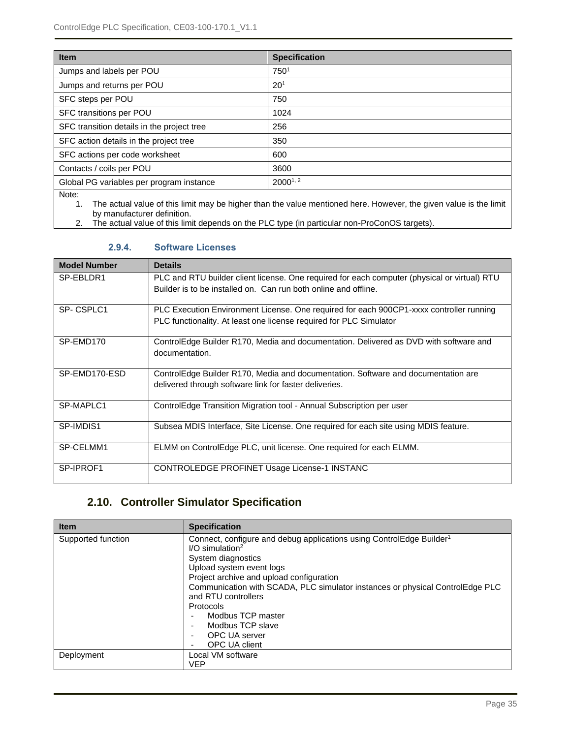| Item | Specification |
| --- | --- |
| Jumps and labels per POU | 750[1] |
| Jumps and returns per POU | 20[1] |
| SFC steps per POU | 750 |
| SFC transitions per POU | 1024 |
| SFC transition details in the project tree | 256 |
| SFC action details in the project tree | 350 |
| SFC actions per code worksheet | 600 |
| Contacts / coils per POU | 3600 |
| Global PG variables per program instance | 2000[1, 2] |
| Note:<br>1. The actual value of this limit may be higher than the value mentioned here. However, the given value is the limit by manufacturer definition.<br>2. The actual value of this limit depends on the PLC type (in particular non-ProConOS targets). | |

### 2.9.4. Software Licenses

| Model Number | Details |
| --- | --- |
| SP-EBLDR1 | PLC and RTU builder client license. One required for each computer (physical or virtual) RTU Builder is to be installed on. Can run both online and offline. |
| SP- CSPLC1 | PLC Execution Environment License. One required for each 900CP1-xxxx controller running PLC functionality. At least one license required for PLC Simulator |
| SP-EMD170 | ControlEdge Builder R170, Media and documentation. Delivered as DVD with software and documentation. |
| SP-EMD170-ESD | ControlEdge Builder R170, Media and documentation. Software and documentation are delivered through software link for faster deliveries. |
| SP-MAPLC1 | ControlEdge Transition Migration tool - Annual Subscription per user |
| SP-IMDIS1 | Subsea MDIS Interface, Site License. One required for each site using MDIS feature. |
| SP-CELMM1 | ELMM on ControlEdge PLC, unit license. One required for each ELMM. |
| SP-IPROF1 | CONTROLEDGE PROFINET Usage License-1 INSTANC |

## 2.10. Controller Simulator Specification

| Item | Specification |
| --- | --- |
| Supported function | Connect, configure and debug applications using ControlEdge Builder[1]<br>I/O simulation[2]<br>System diagnostics<br>Upload system event logs<br>Project archive and upload configuration<br>Communication with SCADA, PLC simulator instances or physical ControlEdge PLC and RTU controllers<br>Protocols<br>- Modbus TCP master<br>- Modbus TCP slave<br>- OPC UA server<br>- OPC UA client |
| Deployment | Local VM software<br>VEP |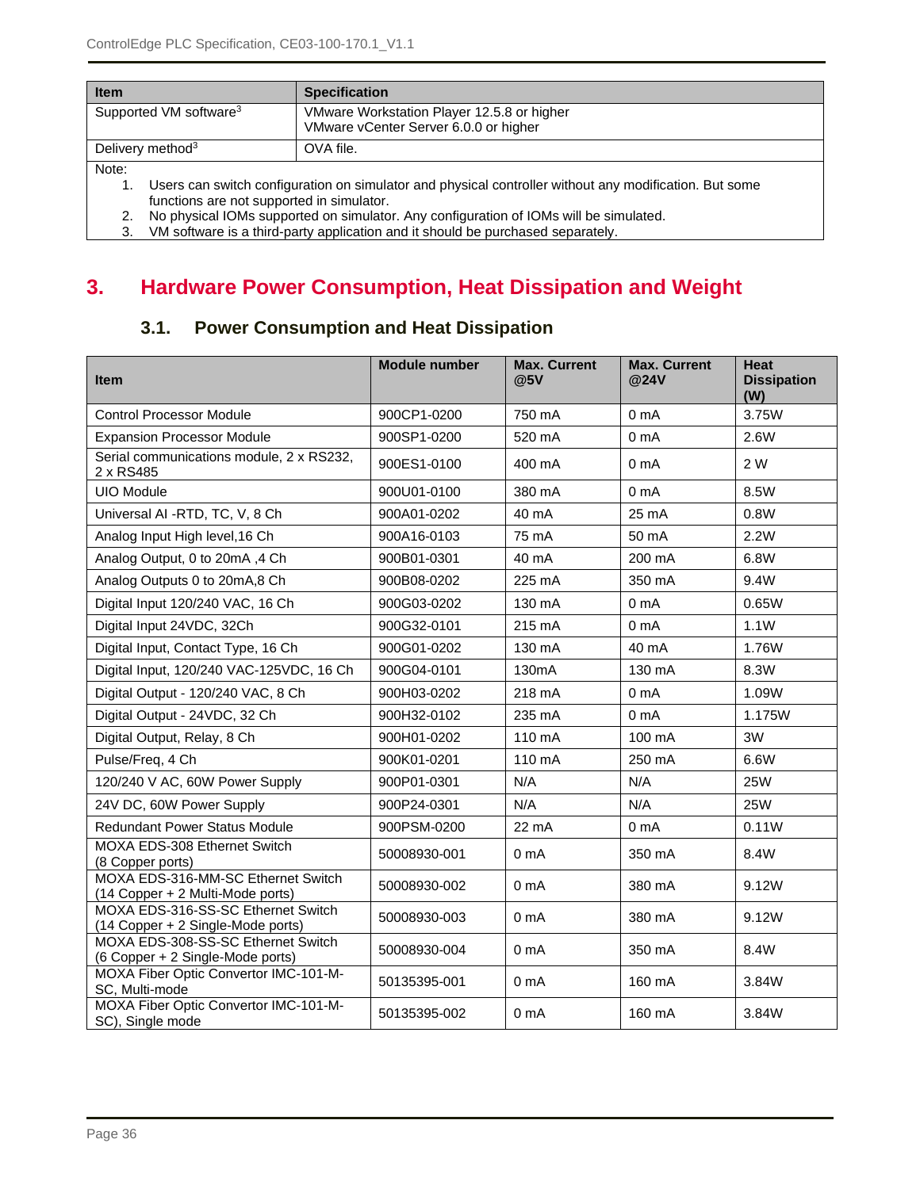| Item | Specification |
| --- | --- |
| Supported VM software[3] | VMware Workstation Player 12.5.8 or higher<br>VMware vCenter Server 6.0.0 or higher |
| Delivery method[3] | OVA file. |

Note:

1. Users can switch configuration on simulator and physical controller without any modification. But some functions are not supported in simulator.
2. No physical IOMs supported on simulator. Any configuration of IOMs will be simulated.
3. VM software is a third-party application and it should be purchased separately.

# 3. Hardware Power Consumption, Heat Dissipation and Weight

## 3.1. Power Consumption and Heat Dissipation

| Item | Module number | Max. Current @5V | Max. Current @24V | Heat Dissipation (W) |
| --- | --- | --- | --- | --- |
| Control Processor Module | 900CP1-0200 | 750 mA | 0 mA | 3.75W |
| Expansion Processor Module | 900SP1-0200 | 520 mA | 0 mA | 2.6W |
| Serial communications module, 2 x RS232, 2 x RS485 | 900ES1-0100 | 400 mA | 0 mA | 2 W |
| UIO Module | 900U01-0100 | 380 mA | 0 mA | 8.5W |
| Universal AI -RTD, TC, V, 8 Ch | 900A01-0202 | 40 mA | 25 mA | 0.8W |
| Analog Input High level,16 Ch | 900A16-0103 | 75 mA | 50 mA | 2.2W |
| Analog Output, 0 to 20mA ,4 Ch | 900B01-0301 | 40 mA | 200 mA | 6.8W |
| Analog Outputs 0 to 20mA,8 Ch | 900B08-0202 | 225 mA | 350 mA | 9.4W |
| Digital Input 120/240 VAC, 16 Ch | 900G03-0202 | 130 mA | 0 mA | 0.65W |
| Digital Input 24VDC, 32Ch | 900G32-0101 | 215 mA | 0 mA | 1.1W |
| Digital Input, Contact Type, 16 Ch | 900G01-0202 | 130 mA | 40 mA | 1.76W |
| Digital Input, 120/240 VAC-125VDC, 16 Ch | 900G04-0101 | 130mA | 130 mA | 8.3W |
| Digital Output - 120/240 VAC, 8 Ch | 900H03-0202 | 218 mA | 0 mA | 1.09W |
| Digital Output - 24VDC, 32 Ch | 900H32-0102 | 235 mA | 0 mA | 1.175W |
| Digital Output, Relay, 8 Ch | 900H01-0202 | 110 mA | 100 mA | 3W |
| Pulse/Freq, 4 Ch | 900K01-0201 | 110 mA | 250 mA | 6.6W |
| 120/240 V AC, 60W Power Supply | 900P01-0301 | N/A | N/A | 25W |
| 24V DC, 60W Power Supply | 900P24-0301 | N/A | N/A | 25W |
| Redundant Power Status Module | 900PSM-0200 | 22 mA | 0 mA | 0.11W |
| MOXA EDS-308 Ethernet Switch (8 Copper ports) | 50008930-001 | 0 mA | 350 mA | 8.4W |
| MOXA EDS-316-MM-SC Ethernet Switch (14 Copper + 2 Multi-Mode ports) | 50008930-002 | 0 mA | 380 mA | 9.12W |
| MOXA EDS-316-SS-SC Ethernet Switch (14 Copper + 2 Single-Mode ports) | 50008930-003 | 0 mA | 380 mA | 9.12W |
| MOXA EDS-308-SS-SC Ethernet Switch (6 Copper + 2 Single-Mode ports) | 50008930-004 | 0 mA | 350 mA | 8.4W |
| MOXA Fiber Optic Convertor IMC-101-M-SC, Multi-mode | 50135395-001 | 0 mA | 160 mA | 3.84W |
| MOXA Fiber Optic Convertor IMC-101-M-SC), Single mode | 50135395-002 | 0 mA | 160 mA | 3.84W |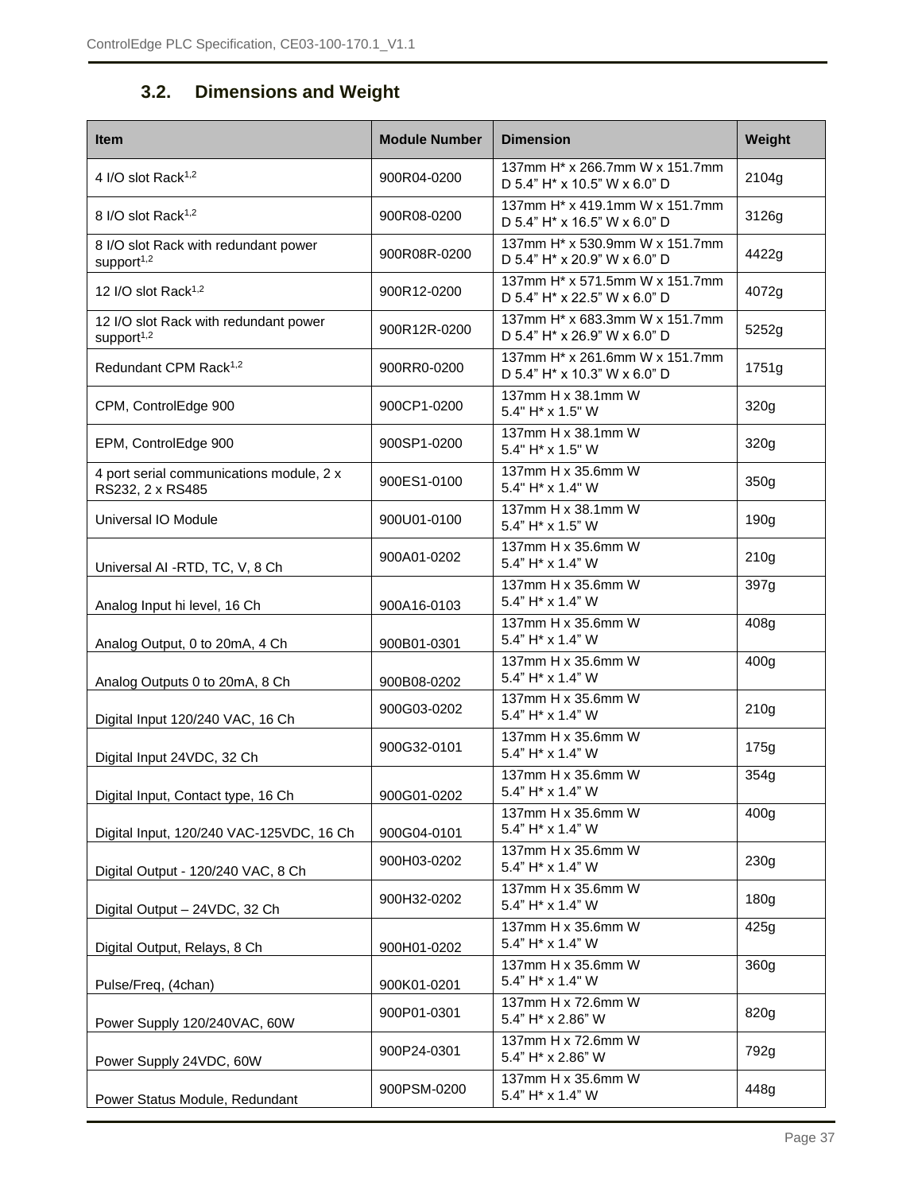## 3.2. Dimensions and Weight

| Item | Module Number | Dimension | Weight |
|---|---|---|---|
| 4 I/O slot Rack[1,2] | 900R04-0200 | 137mm H* x 266.7mm W x 151.7mm D 5.4" H* x 10.5" W x 6.0" D | 2104g |
| 8 I/O slot Rack[1,2] | 900R08-0200 | 137mm H* x 419.1mm W x 151.7mm D 5.4" H* x 16.5" W x 6.0" D | 3126g |
| 8 I/O slot Rack with redundant power support[1,2] | 900R08R-0200 | 137mm H* x 530.9mm W x 151.7mm D 5.4" H* x 20.9" W x 6.0" D | 4422g |
| 12 I/O slot Rack[1,2] | 900R12-0200 | 137mm H* x 571.5mm W x 151.7mm D 5.4" H* x 22.5" W x 6.0" D | 4072g |
| 12 I/O slot Rack with redundant power support[1,2] | 900R12R-0200 | 137mm H* x 683.3mm W x 151.7mm D 5.4" H* x 26.9" W x 6.0" D | 5252g |
| Redundant CPM Rack[1,2] | 900RR0-0200 | 137mm H* x 261.6mm W x 151.7mm D 5.4" H* x 10.3" W x 6.0" D | 1751g |
| CPM, ControlEdge 900 | 900CP1-0200 | 137mm H x 38.1mm W 5.4" H* x 1.5" W | 320g |
| EPM, ControlEdge 900 | 900SP1-0200 | 137mm H x 38.1mm W 5.4" H* x 1.5" W | 320g |
| 4 port serial communications module, 2 x RS232, 2 x RS485 | 900ES1-0100 | 137mm H x 35.6mm W 5.4" H* x 1.4" W | 350g |
| Universal IO Module | 900U01-0100 | 137mm H x 38.1mm W 5.4" H* x 1.5" W | 190g |
| Universal AI -RTD, TC, V, 8 Ch | 900A01-0202 | 137mm H x 35.6mm W 5.4" H* x 1.4" W | 210g |
| Analog Input hi level, 16 Ch | 900A16-0103 | 137mm H x 35.6mm W 5.4" H* x 1.4" W | 397g |
| Analog Output, 0 to 20mA, 4 Ch | 900B01-0301 | 137mm H x 35.6mm W 5.4" H* x 1.4" W | 408g |
| Analog Outputs 0 to 20mA, 8 Ch | 900B08-0202 | 137mm H x 35.6mm W 5.4" H* x 1.4" W | 400g |
| Digital Input 120/240 VAC, 16 Ch | 900G03-0202 | 137mm H x 35.6mm W 5.4" H* x 1.4" W | 210g |
| Digital Input 24VDC, 32 Ch | 900G32-0101 | 137mm H x 35.6mm W 5.4" H* x 1.4" W | 175g |
| Digital Input, Contact type, 16 Ch | 900G01-0202 | 137mm H x 35.6mm W 5.4" H* x 1.4" W | 354g |
| Digital Input, 120/240 VAC-125VDC, 16 Ch | 900G04-0101 | 137mm H x 35.6mm W 5.4" H* x 1.4" W | 400g |
| Digital Output - 120/240 VAC, 8 Ch | 900H03-0202 | 137mm H x 35.6mm W 5.4" H* x 1.4" W | 230g |
| Digital Output – 24VDC, 32 Ch | 900H32-0202 | 137mm H x 35.6mm W 5.4" H* x 1.4" W | 180g |
| Digital Output, Relays, 8 Ch | 900H01-0202 | 137mm H x 35.6mm W 5.4" H* x 1.4" W | 425g |
| Pulse/Freq, (4chan) | 900K01-0201 | 137mm H x 35.6mm W 5.4" H* x 1.4" W | 360g |
| Power Supply 120/240VAC, 60W | 900P01-0301 | 137mm H x 72.6mm W 5.4" H* x 2.86" W | 820g |
| Power Supply 24VDC, 60W | 900P24-0301 | 137mm H x 72.6mm W 5.4" H* x 2.86" W | 792g |
| Power Status Module, Redundant | 900PSM-0200 | 137mm H x 35.6mm W 5.4" H* x 1.4" W | 448g |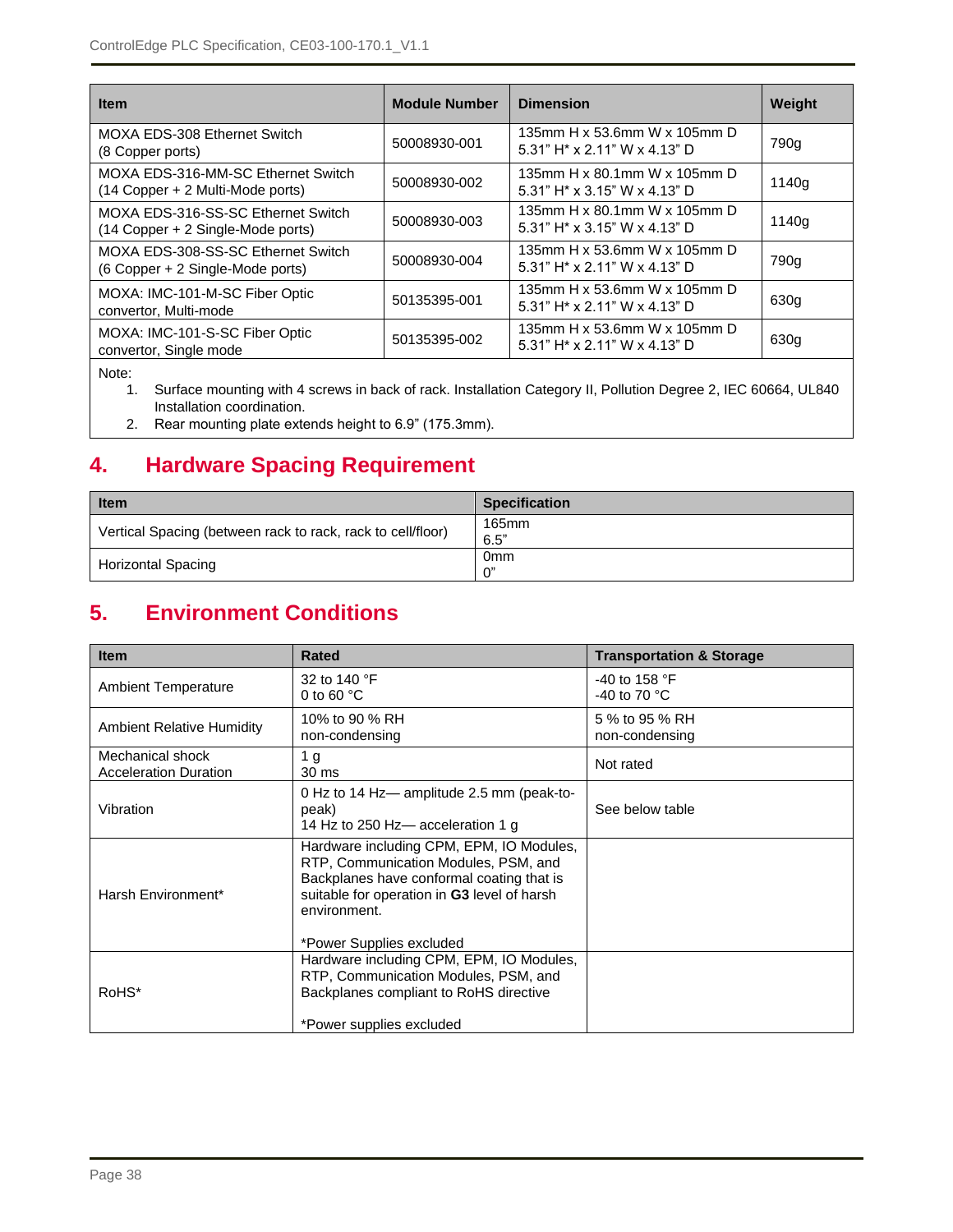| Item | Module Number | Dimension | Weight |
|---|---|---|---|
| MOXA EDS-308 Ethernet Switch (8 Copper ports) | 50008930-001 | 135mm H x 53.6mm W x 105mm D 5.31" H* x 2.11" W x 4.13" D | 790g |
| MOXA EDS-316-MM-SC Ethernet Switch (14 Copper + 2 Multi-Mode ports) | 50008930-002 | 135mm H x 80.1mm W x 105mm D 5.31" H* x 3.15" W x 4.13" D | 1140g |
| MOXA EDS-316-SS-SC Ethernet Switch (14 Copper + 2 Single-Mode ports) | 50008930-003 | 135mm H x 80.1mm W x 105mm D 5.31" H* x 3.15" W x 4.13" D | 1140g |
| MOXA EDS-308-SS-SC Ethernet Switch (6 Copper + 2 Single-Mode ports) | 50008930-004 | 135mm H x 53.6mm W x 105mm D 5.31" H* x 2.11" W x 4.13" D | 790g |
| MOXA: IMC-101-M-SC Fiber Optic convertor, Multi-mode | 50135395-001 | 135mm H x 53.6mm W x 105mm D 5.31" H* x 2.11" W x 4.13" D | 630g |
| MOXA: IMC-101-S-SC Fiber Optic convertor, Single mode | 50135395-002 | 135mm H x 53.6mm W x 105mm D 5.31" H* x 2.11" W x 4.13" D | 630g |

Note:

1. Surface mounting with 4 screws in back of rack. Installation Category II, Pollution Degree 2, IEC 60664, UL840 Installation coordination.
2. Rear mounting plate extends height to 6.9" (175.3mm).

## 4. Hardware Spacing Requirement

| Item | Specification |
|---|---|
| Vertical Spacing (between rack to rack, rack to cell/floor) | 165mm 6.5" |
| Horizontal Spacing | 0mm 0" |

## 5. Environment Conditions

| Item | Rated | Transportation & Storage |
|---|---|---|
| Ambient Temperature | 32 to 140 °F 0 to 60 °C | -40 to 158 °F -40 to 70 °C |
| Ambient Relative Humidity | 10% to 90 % RH non-condensing | 5 % to 95 % RH non-condensing |
| Mechanical shock Acceleration Duration | 1 g 30 ms | Not rated |
| Vibration | 0 Hz to 14 Hz— amplitude 2.5 mm (peak-to-peak) 14 Hz to 250 Hz— acceleration 1 g | See below table |
| Harsh Environment* | Hardware including CPM, EPM, IO Modules, RTP, Communication Modules, PSM, and Backplanes have conformal coating that is suitable for operation in **G3** level of harsh environment. *Power Supplies excluded | |
| RoHS* | Hardware including CPM, EPM, IO Modules, RTP, Communication Modules, PSM, and Backplanes compliant to RoHS directive *Power supplies excluded | |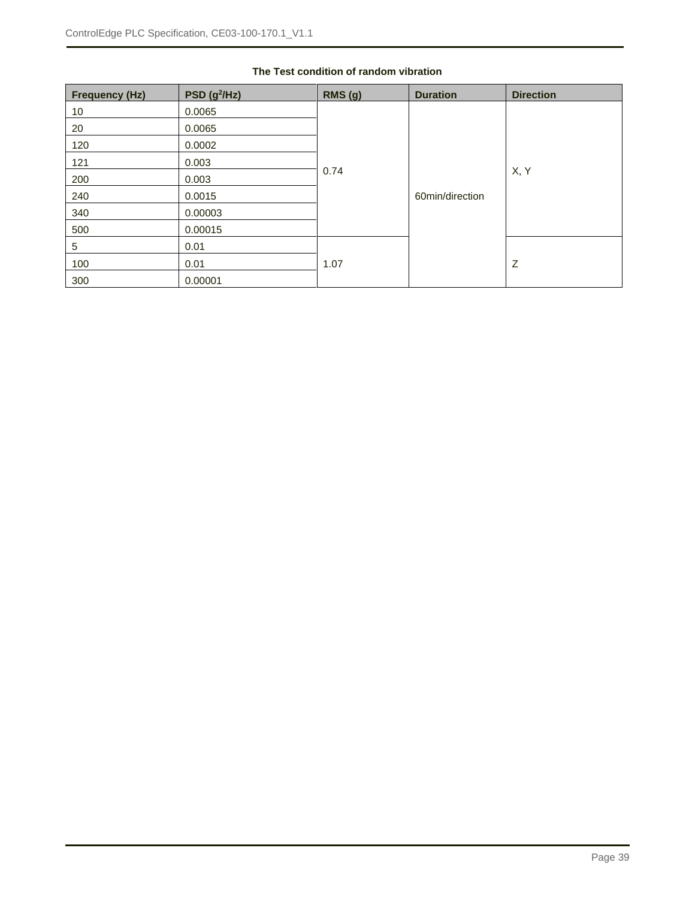**The Test condition of random vibration**

| Frequency (Hz) | PSD ($g^2$/Hz) | RMS (g) | Duration | Direction |
|---|---|---|---|---|
| 10 | 0.0065 | 0.74 | 60min/direction | X, Y |
| 20 | 0.0065 | | | |
| 120 | 0.0002 | | | |
| 121 | 0.003 | | | |
| 200 | 0.003 | | | |
| 240 | 0.0015 | | | |
| 340 | 0.00003 | | | |
| 500 | 0.00015 | | | |
| 5 | 0.01 | 1.07 | | Z |
| 100 | 0.01 | | | |
| 300 | 0.00001 | | | |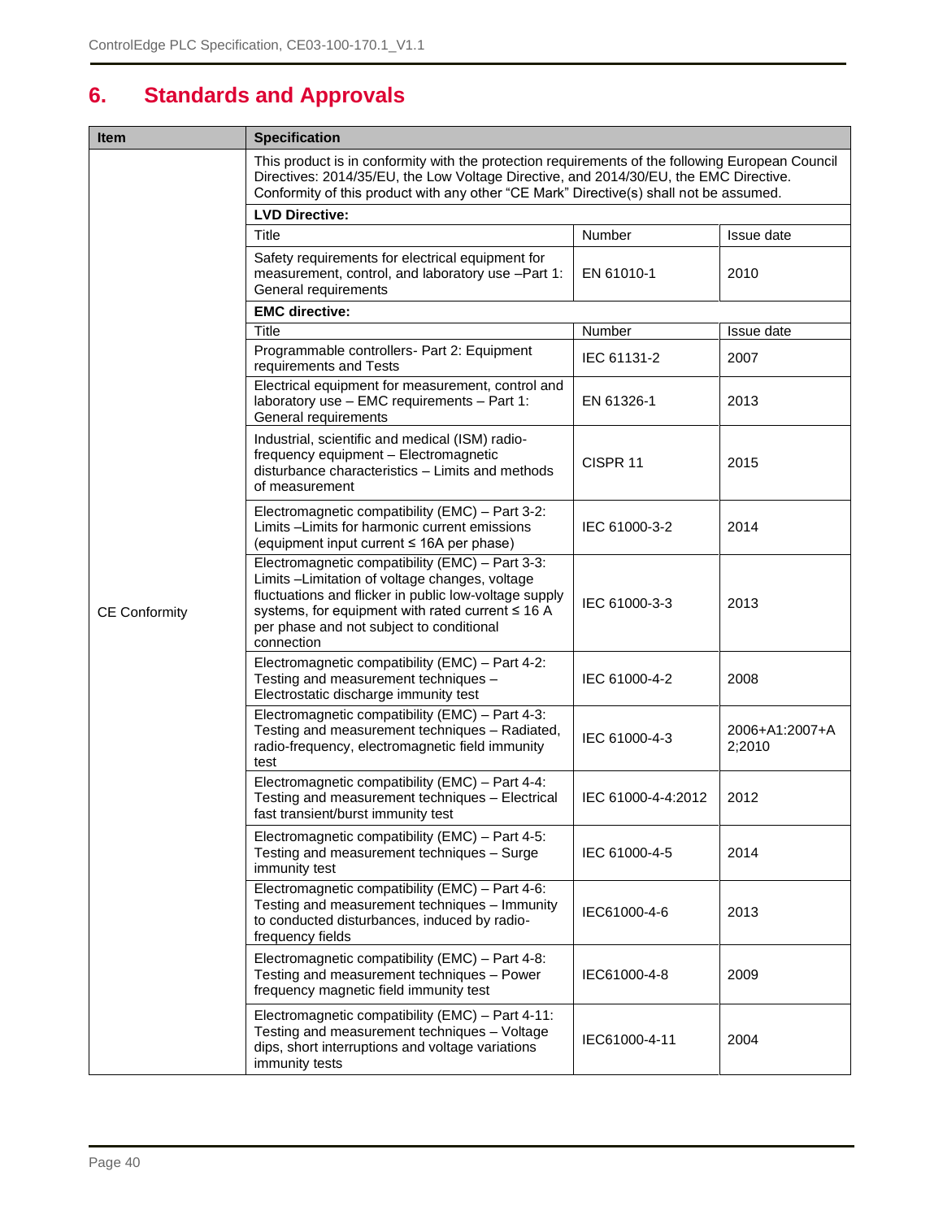# 6. Standards and Approvals

| Item | Specification | | |
|---|---|---|---|
| CE Conformity | This product is in conformity with the protection requirements of the following European Council Directives: 2014/35/EU, the Low Voltage Directive, and 2014/30/EU, the EMC Directive. Conformity of this product with any other “CE Mark” Directive(s) shall not be assumed. | | |
| | **LVD Directive:** | | |
| | Title | Number | Issue date |
| | Safety requirements for electrical equipment for measurement, control, and laboratory use –Part 1: General requirements | EN 61010-1 | 2010 |
| | **EMC directive:** | | |
| | Title | Number | Issue date |
| | Programmable controllers- Part 2: Equipment requirements and Tests | IEC 61131-2 | 2007 |
| | Electrical equipment for measurement, control and laboratory use – EMC requirements – Part 1: General requirements | EN 61326-1 | 2013 |
| | Industrial, scientific and medical (ISM) radio-frequency equipment – Electromagnetic disturbance characteristics – Limits and methods of measurement | CISPR 11 | 2015 |
| | Electromagnetic compatibility (EMC) – Part 3-2: Limits –Limits for harmonic current emissions (equipment input current ≤ 16A per phase) | IEC 61000-3-2 | 2014 |
| | Electromagnetic compatibility (EMC) – Part 3-3: Limits –Limitation of voltage changes, voltage fluctuations and flicker in public low-voltage supply systems, for equipment with rated current ≤ 16 A per phase and not subject to conditional connection | IEC 61000-3-3 | 2013 |
| | Electromagnetic compatibility (EMC) – Part 4-2: Testing and measurement techniques – Electrostatic discharge immunity test | IEC 61000-4-2 | 2008 |
| | Electromagnetic compatibility (EMC) – Part 4-3: Testing and measurement techniques – Radiated, radio-frequency, electromagnetic field immunity test | IEC 61000-4-3 | 2006+A1:2007+A2;2010 |
| | Electromagnetic compatibility (EMC) – Part 4-4: Testing and measurement techniques – Electrical fast transient/burst immunity test | IEC 61000-4-4:2012 | 2012 |
| | Electromagnetic compatibility (EMC) – Part 4-5: Testing and measurement techniques – Surge immunity test | IEC 61000-4-5 | 2014 |
| | Electromagnetic compatibility (EMC) – Part 4-6: Testing and measurement techniques – Immunity to conducted disturbances, induced by radio-frequency fields | IEC61000-4-6 | 2013 |
| | Electromagnetic compatibility (EMC) – Part 4-8: Testing and measurement techniques – Power frequency magnetic field immunity test | IEC61000-4-8 | 2009 |
| | Electromagnetic compatibility (EMC) – Part 4-11: Testing and measurement techniques – Voltage dips, short interruptions and voltage variations immunity tests | IEC61000-4-11 | 2004 |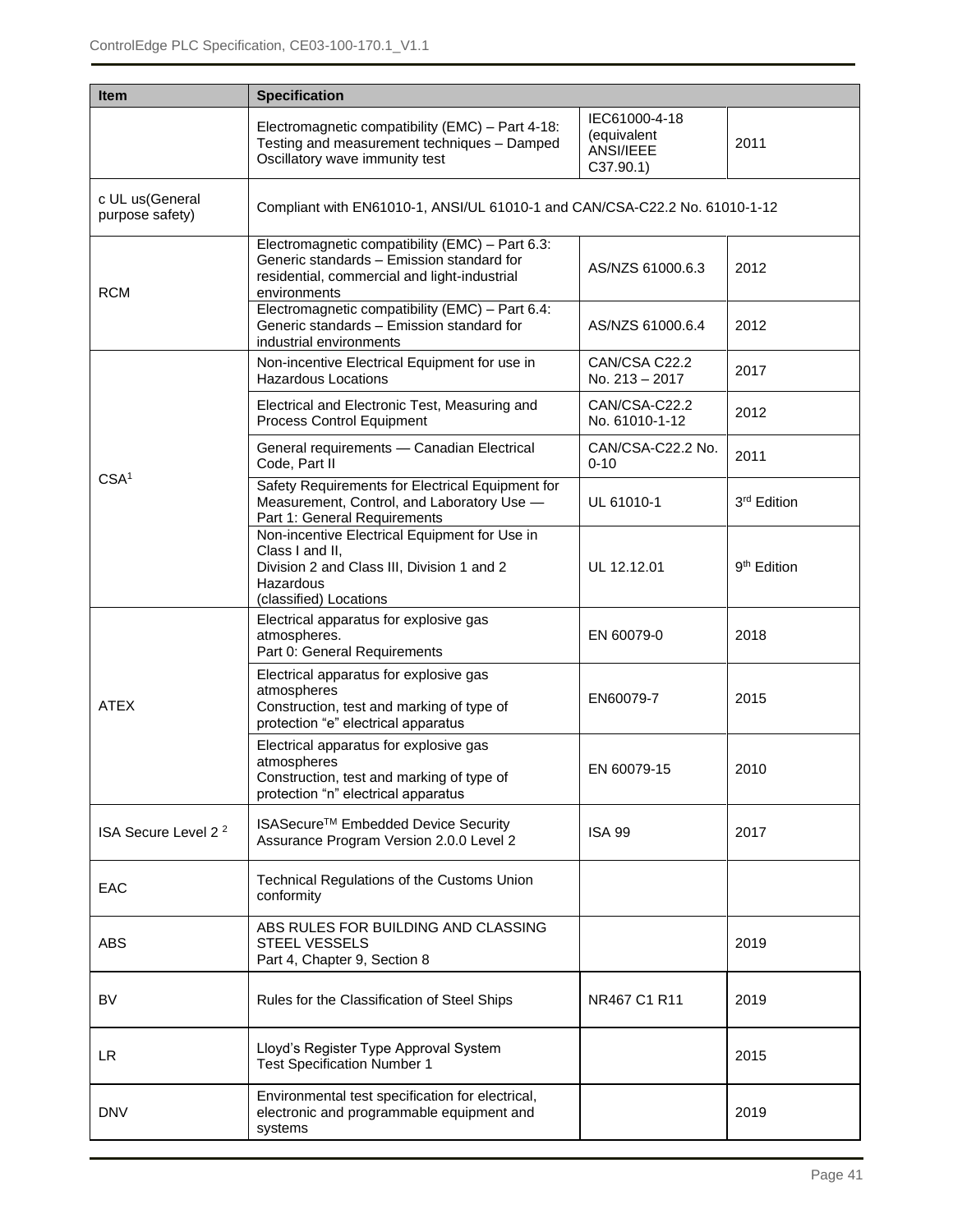| Item | Specification | | |
|---|---|---|---|
| | Electromagnetic compatibility (EMC) – Part 4-18: Testing and measurement techniques – Damped Oscillatory wave immunity test | IEC61000-4-18 (equivalent ANSI/IEEE C37.90.1) | 2011 |
| c UL us(General purpose safety) | Compliant with EN61010-1, ANSI/UL 61010-1 and CAN/CSA-C22.2 No. 61010-1-12 | | |
| RCM | Electromagnetic compatibility (EMC) – Part 6.3: Generic standards – Emission standard for residential, commercial and light-industrial environments | AS/NZS 61000.6.3 | 2012 |
| | Electromagnetic compatibility (EMC) – Part 6.4: Generic standards – Emission standard for industrial environments | AS/NZS 61000.6.4 | 2012 |
| CSA[1] | Non-incentive Electrical Equipment for use in Hazardous Locations | CAN/CSA C22.2 No. 213 – 2017 | 2017 |
| | Electrical and Electronic Test, Measuring and Process Control Equipment | CAN/CSA-C22.2 No. 61010-1-12 | 2012 |
| | General requirements — Canadian Electrical Code, Part II | CAN/CSA-C22.2 No. 0-10 | 2011 |
| | Safety Requirements for Electrical Equipment for Measurement, Control, and Laboratory Use — Part 1: General Requirements | UL 61010-1 | 3rd Edition |
| | Non-incentive Electrical Equipment for Use in Class I and II, Division 2 and Class III, Division 1 and 2 Hazardous (classified) Locations | UL 12.12.01 | 9th Edition |
| ATEX | Electrical apparatus for explosive gas atmospheres. Part 0: General Requirements | EN 60079-0 | 2018 |
| | Electrical apparatus for explosive gas atmospheres Construction, test and marking of type of protection "e" electrical apparatus | EN60079-7 | 2015 |
| | Electrical apparatus for explosive gas atmospheres Construction, test and marking of type of protection "n" electrical apparatus | EN 60079-15 | 2010 |
| ISA Secure Level 2 [2] | ISASecure™ Embedded Device Security Assurance Program Version 2.0.0 Level 2 | ISA 99 | 2017 |
| EAC | Technical Regulations of the Customs Union conformity | | |
| ABS | ABS RULES FOR BUILDING AND CLASSING STEEL VESSELS Part 4, Chapter 9, Section 8 | | 2019 |
| BV | Rules for the Classification of Steel Ships | NR467 C1 R11 | 2019 |
| LR | Lloyd's Register Type Approval System Test Specification Number 1 | | 2015 |
| DNV | Environmental test specification for electrical, electronic and programmable equipment and systems | | 2019 |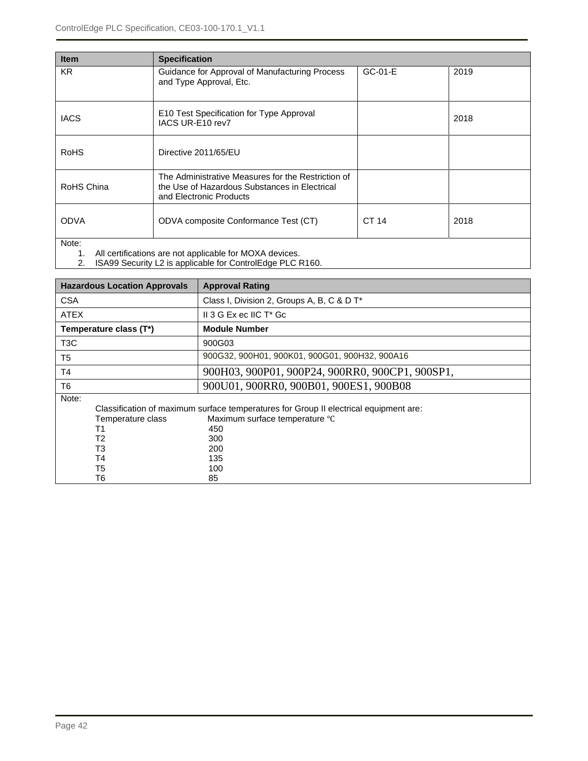| Item | Specification | | |
|---|---|---|---|
| KR | Guidance for Approval of Manufacturing Process and Type Approval, Etc. | GC-01-E | 2019 |
| IACS | E10 Test Specification for Type Approval<br>IACS UR-E10 rev7 | | 2018 |
| RoHS | Directive 2011/65/EU | | |
| RoHS China | The Administrative Measures for the Restriction of the Use of Hazardous Substances in Electrical and Electronic Products | | |
| ODVA | ODVA composite Conformance Test (CT) | CT 14 | 2018 |

Note:

1. All certifications are not applicable for MOXA devices.
2. ISA99 Security L2 is applicable for ControlEdge PLC R160.

| Hazardous Location Approvals | Approval Rating |
|---|---|
| CSA | Class I, Division 2, Groups A, B, C & D T* |
| ATEX | II 3 G Ex ec IIC T* Gc |
| **Temperature class (T*)** | **Module Number** |
| T3C | 900G03 |
| T5 | 900G32, 900H01, 900K01, 900G01, 900H32, 900A16 |
| T4 | 900H03, 900P01, 900P24, 900RR0, 900CP1, 900SP1, |
| T6 | 900U01, 900RR0, 900B01, 900ES1, 900B08 |

Note:

Classification of maximum surface temperatures for Group II electrical equipment are:

| Temperature class | Maximum surface temperature ℃ |
|---|---|
| T1 | 450 |
| T2 | 300 |
| T3 | 200 |
| T4 | 135 |
| T5 | 100 |
| T6 | 85 |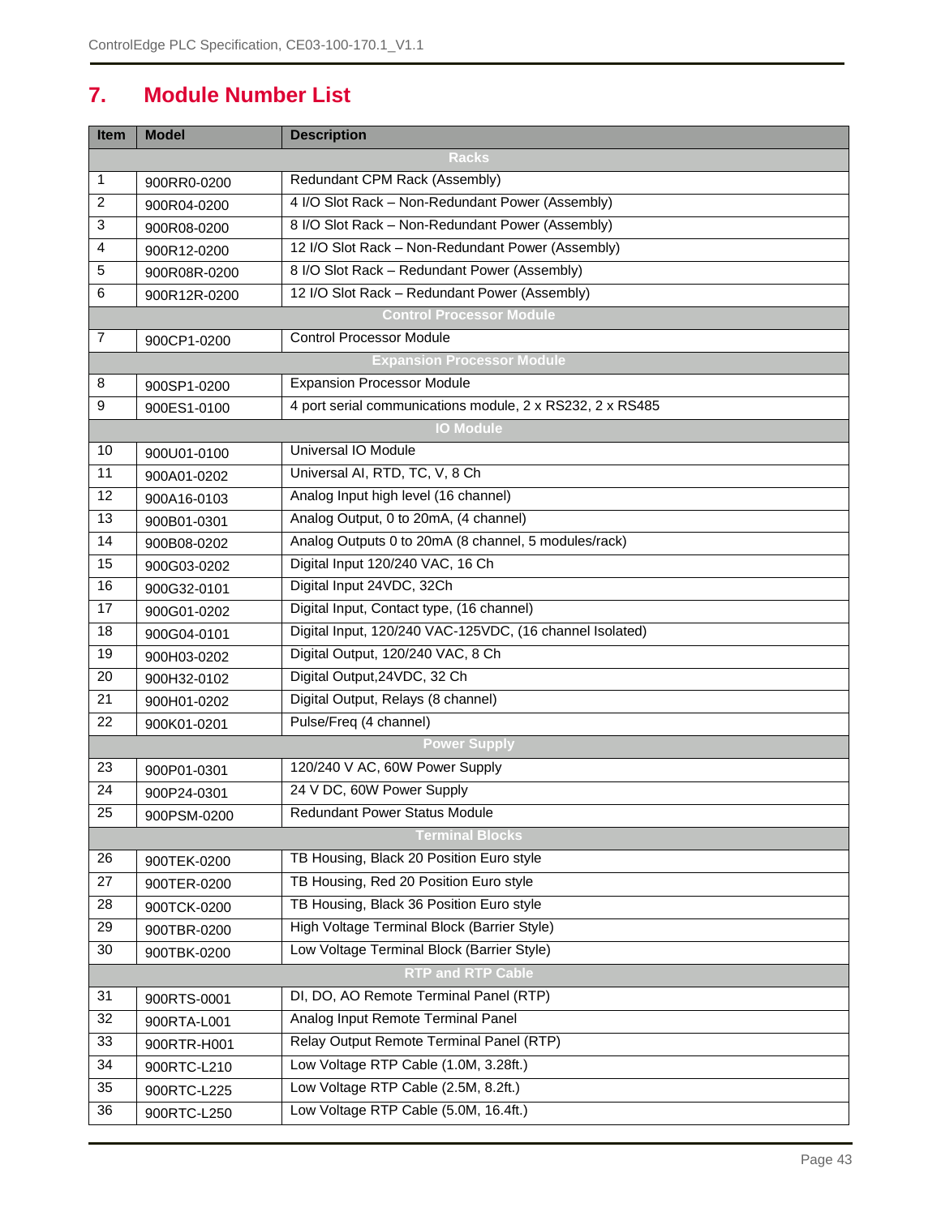# 7. Module Number List

| Item | Model | Description |
|---|---|---|
| | | **Racks** |
| 1 | 900RR0-0200 | Redundant CPM Rack (Assembly) |
| 2 | 900R04-0200 | 4 I/O Slot Rack – Non-Redundant Power (Assembly) |
| 3 | 900R08-0200 | 8 I/O Slot Rack – Non-Redundant Power (Assembly) |
| 4 | 900R12-0200 | 12 I/O Slot Rack – Non-Redundant Power (Assembly) |
| 5 | 900R08R-0200 | 8 I/O Slot Rack – Redundant Power (Assembly) |
| 6 | 900R12R-0200 | 12 I/O Slot Rack – Redundant Power (Assembly) |
| | | **Control Processor Module** |
| 7 | 900CP1-0200 | Control Processor Module |
| | | **Expansion Processor Module** |
| 8 | 900SP1-0200 | Expansion Processor Module |
| 9 | 900ES1-0100 | 4 port serial communications module, 2 x RS232, 2 x RS485 |
| | | **IO Module** |
| 10 | 900U01-0100 | Universal IO Module |
| 11 | 900A01-0202 | Universal AI, RTD, TC, V, 8 Ch |
| 12 | 900A16-0103 | Analog Input high level (16 channel) |
| 13 | 900B01-0301 | Analog Output, 0 to 20mA, (4 channel) |
| 14 | 900B08-0202 | Analog Outputs 0 to 20mA (8 channel, 5 modules/rack) |
| 15 | 900G03-0202 | Digital Input 120/240 VAC, 16 Ch |
| 16 | 900G32-0101 | Digital Input 24VDC, 32Ch |
| 17 | 900G01-0202 | Digital Input, Contact type, (16 channel) |
| 18 | 900G04-0101 | Digital Input, 120/240 VAC-125VDC, (16 channel Isolated) |
| 19 | 900H03-0202 | Digital Output, 120/240 VAC, 8 Ch |
| 20 | 900H32-0102 | Digital Output,24VDC, 32 Ch |
| 21 | 900H01-0202 | Digital Output, Relays (8 channel) |
| 22 | 900K01-0201 | Pulse/Freq (4 channel) |
| | | **Power Supply** |
| 23 | 900P01-0301 | 120/240 V AC, 60W Power Supply |
| 24 | 900P24-0301 | 24 V DC, 60W Power Supply |
| 25 | 900PSM-0200 | Redundant Power Status Module |
| | | **Terminal Blocks** |
| 26 | 900TEK-0200 | TB Housing, Black 20 Position Euro style |
| 27 | 900TER-0200 | TB Housing, Red 20 Position Euro style |
| 28 | 900TCK-0200 | TB Housing, Black 36 Position Euro style |
| 29 | 900TBR-0200 | High Voltage Terminal Block (Barrier Style) |
| 30 | 900TBK-0200 | Low Voltage Terminal Block (Barrier Style) |
| | | **RTP and RTP Cable** |
| 31 | 900RTS-0001 | DI, DO, AO Remote Terminal Panel (RTP) |
| 32 | 900RTA-L001 | Analog Input Remote Terminal Panel |
| 33 | 900RTR-H001 | Relay Output Remote Terminal Panel (RTP) |
| 34 | 900RTC-L210 | Low Voltage RTP Cable (1.0M, 3.28ft.) |
| 35 | 900RTC-L225 | Low Voltage RTP Cable (2.5M, 8.2ft.) |
| 36 | 900RTC-L250 | Low Voltage RTP Cable (5.0M, 16.4ft.) |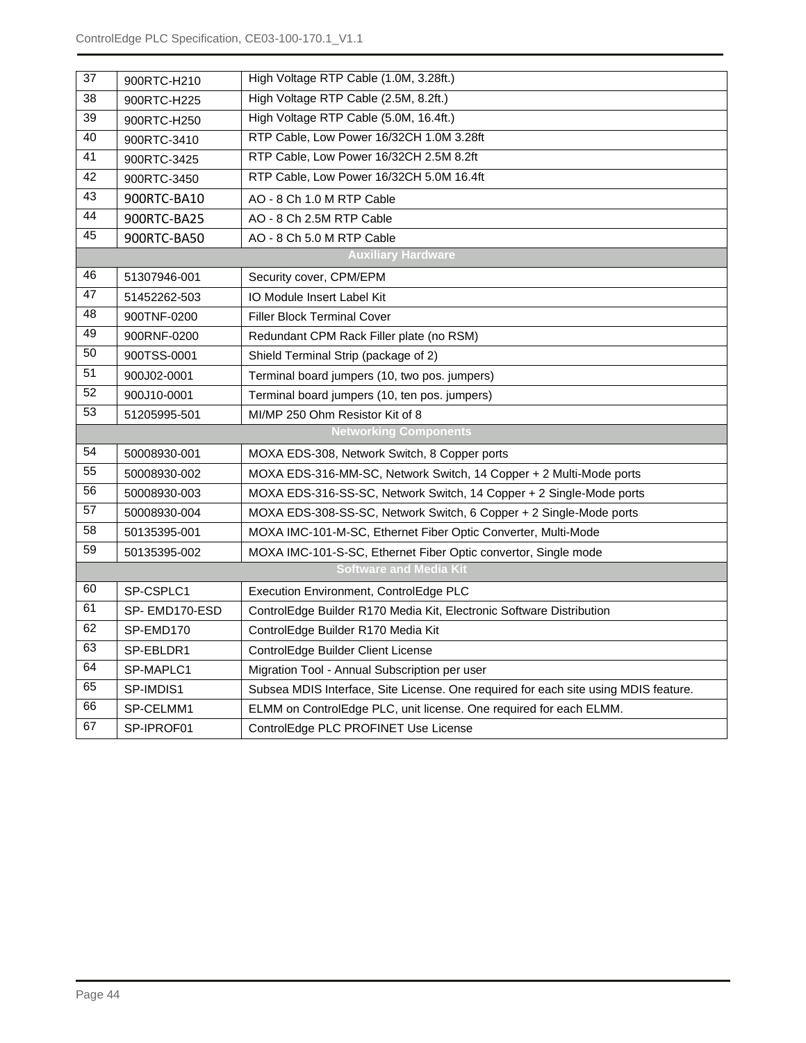| | | |
|---|---|---|
| 37 | 900RTC-H210 | High Voltage RTP Cable (1.0M, 3.28ft.) |
| 38 | 900RTC-H225 | High Voltage RTP Cable (2.5M, 8.2ft.) |
| 39 | 900RTC-H250 | High Voltage RTP Cable (5.0M, 16.4ft.) |
| 40 | 900RTC-3410 | RTP Cable, Low Power 16/32CH 1.0M 3.28ft |
| 41 | 900RTC-3425 | RTP Cable, Low Power 16/32CH 2.5M 8.2ft |
| 42 | 900RTC-3450 | RTP Cable, Low Power 16/32CH 5.0M 16.4ft |
| 43 | 900RTC-BA10 | AO - 8 Ch 1.0 M RTP Cable |
| 44 | 900RTC-BA25 | AO - 8 Ch 2.5M RTP Cable |
| 45 | 900RTC-BA50 | AO - 8 Ch 5.0 M RTP Cable |
| | **Auxiliary Hardware** | |
| 46 | 51307946-001 | Security cover, CPM/EPM |
| 47 | 51452262-503 | IO Module Insert Label Kit |
| 48 | 900TNF-0200 | Filler Block Terminal Cover |
| 49 | 900RNF-0200 | Redundant CPM Rack Filler plate (no RSM) |
| 50 | 900TSS-0001 | Shield Terminal Strip (package of 2) |
| 51 | 900J02-0001 | Terminal board jumpers (10, two pos. jumpers) |
| 52 | 900J10-0001 | Terminal board jumpers (10, ten pos. jumpers) |
| 53 | 51205995-501 | MI/MP 250 Ohm Resistor Kit of 8 |
| | **Networking Components** | |
| 54 | 50008930-001 | MOXA EDS-308, Network Switch, 8 Copper ports |
| 55 | 50008930-002 | MOXA EDS-316-MM-SC, Network Switch, 14 Copper + 2 Multi-Mode ports |
| 56 | 50008930-003 | MOXA EDS-316-SS-SC, Network Switch, 14 Copper + 2 Single-Mode ports |
| 57 | 50008930-004 | MOXA EDS-308-SS-SC, Network Switch, 6 Copper + 2 Single-Mode ports |
| 58 | 50135395-001 | MOXA IMC-101-M-SC, Ethernet Fiber Optic Converter, Multi-Mode |
| 59 | 50135395-002 | MOXA IMC-101-S-SC, Ethernet Fiber Optic convertor, Single mode |
| | **Software and Media Kit** | |
| 60 | SP-CSPLC1 | Execution Environment, ControlEdge PLC |
| 61 | SP- EMD170-ESD | ControlEdge Builder R170 Media Kit, Electronic Software Distribution |
| 62 | SP-EMD170 | ControlEdge Builder R170 Media Kit |
| 63 | SP-EBLDR1 | ControlEdge Builder Client License |
| 64 | SP-MAPLC1 | Migration Tool - Annual Subscription per user |
| 65 | SP-IMDIS1 | Subsea MDIS Interface, Site License. One required for each site using MDIS feature. |
| 66 | SP-CELMM1 | ELMM on ControlEdge PLC, unit license. One required for each ELMM. |
| 67 | SP-IPROF01 | ControlEdge PLC PROFINET Use License |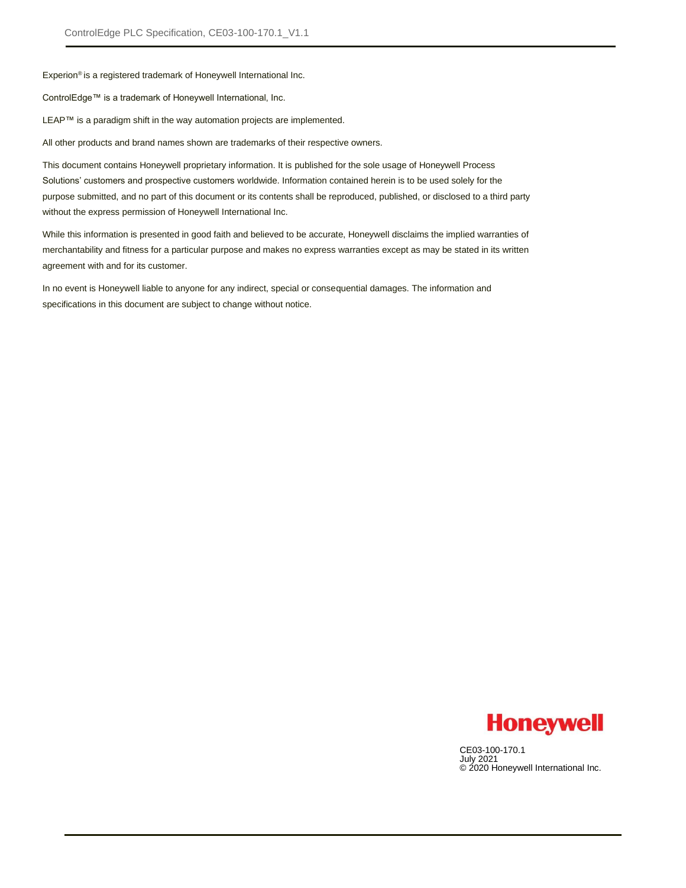Experion® is a registered trademark of Honeywell International Inc.

ControlEdge™ is a trademark of Honeywell International, Inc.

LEAP™ is a paradigm shift in the way automation projects are implemented.

All other products and brand names shown are trademarks of their respective owners.

This document contains Honeywell proprietary information. It is published for the sole usage of Honeywell Process Solutions' customers and prospective customers worldwide. Information contained herein is to be used solely for the purpose submitted, and no part of this document or its contents shall be reproduced, published, or disclosed to a third party without the express permission of Honeywell International Inc.

While this information is presented in good faith and believed to be accurate, Honeywell disclaims the implied warranties of merchantability and fitness for a particular purpose and makes no express warranties except as may be stated in its written agreement with and for its customer.

In no event is Honeywell liable to anyone for any indirect, special or consequential damages. The information and specifications in this document are subject to change without notice.

**Honeywell**

CE03-100-170.1
July 2021
© 2020 Honeywell International Inc.